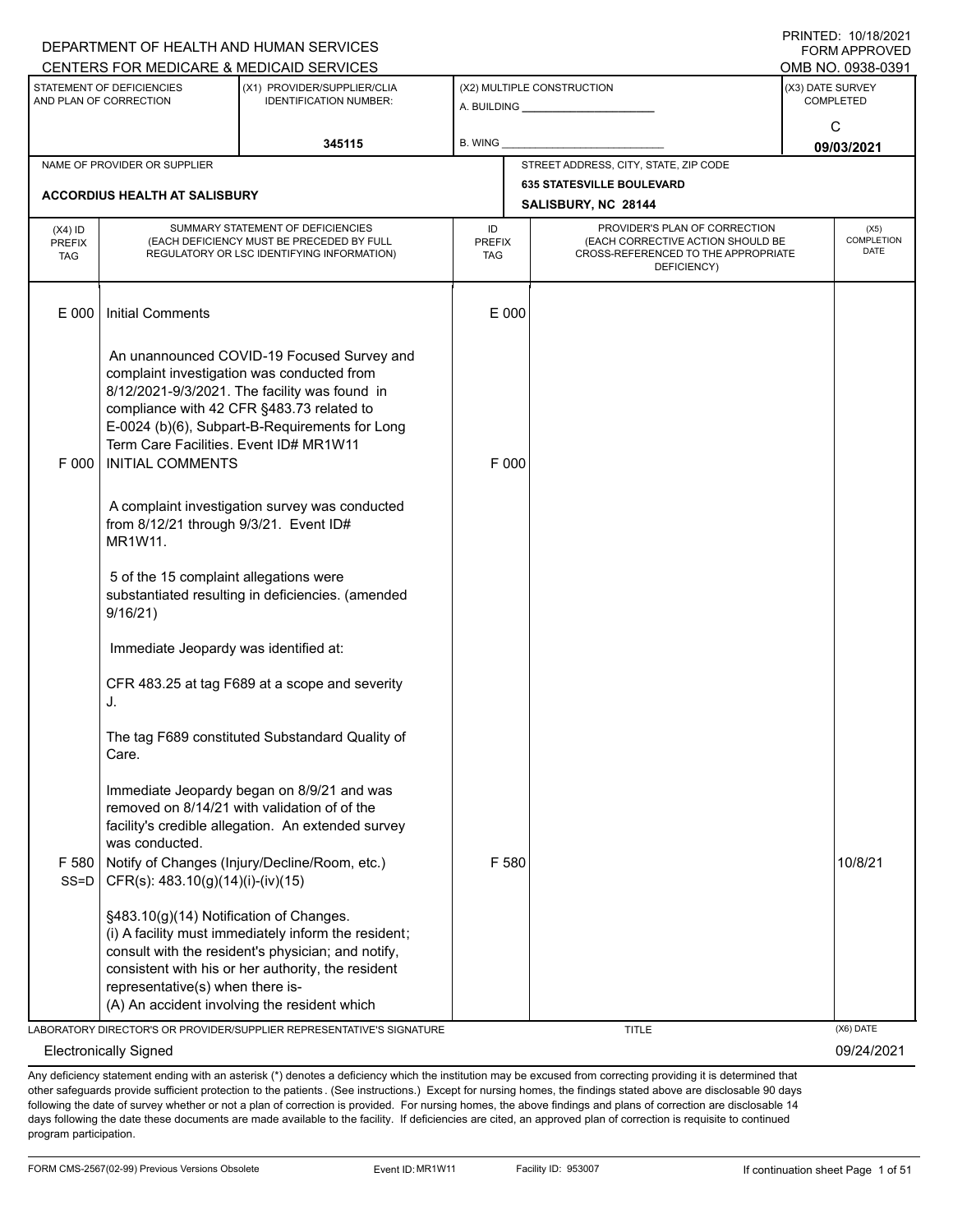PRINTED: 10/18/2021
FORM APPROVED
OMB NO. 0938-0391

DEPARTMENT OF HEALTH AND HUMAN SERVICES
CENTERS FOR MEDICARE & MEDICAID SERVICES

| STATEMENT OF DEFICIENCIES AND PLAN OF CORRECTION | (X1) PROVIDER/SUPPLIER/CLIA IDENTIFICATION NUMBER: | (X2) MULTIPLE CONSTRUCTION | (X3) DATE SURVEY COMPLETED |
|---|---|---|---|
| | 345115 | A. BUILDING ______ B. WING ______ | C 09/03/2021 |

| NAME OF PROVIDER OR SUPPLIER | STREET ADDRESS, CITY, STATE, ZIP CODE |
|---|---|
| ACCORDIUS HEALTH AT SALISBURY | 635 STATESVILLE BOULEVARD SALISBURY, NC 28144 |

| (X4) ID PREFIX TAG | SUMMARY STATEMENT OF DEFICIENCIES (EACH DEFICIENCY MUST BE PRECEDED BY FULL REGULATORY OR LSC IDENTIFYING INFORMATION) | ID PREFIX TAG | PROVIDER'S PLAN OF CORRECTION (EACH CORRECTIVE ACTION SHOULD BE CROSS-REFERENCED TO THE APPROPRIATE DEFICIENCY) | (X5) COMPLETION DATE |
|---|---|---|---|---|
| E 000 | Initial Comments<br><br>An unannounced COVID-19 Focused Survey and complaint investigation was conducted from 8/12/2021-9/3/2021. The facility was found in compliance with 42 CFR §483.73 related to E-0024 (b)(6), Subpart-B-Requirements for Long Term Care Facilities. Event ID# MR1W11 | E 000 | | |
| F 000 | INITIAL COMMENTS<br><br>A complaint investigation survey was conducted from 8/12/21 through 9/3/21. Event ID# MR1W11.<br><br>5 of the 15 complaint allegations were substantiated resulting in deficiencies. (amended 9/16/21)<br><br>Immediate Jeopardy was identified at:<br><br>CFR 483.25 at tag F689 at a scope and severity J.<br><br>The tag F689 constituted Substandard Quality of Care.<br><br>Immediate Jeopardy began on 8/9/21 and was removed on 8/14/21 with validation of of the facility's credible allegation. An extended survey was conducted. | F 000 | | |
| F 580 SS=D | Notify of Changes (Injury/Decline/Room, etc.) CFR(s): 483.10(g)(14)(i)-(iv)(15)<br><br>§483.10(g)(14) Notification of Changes.<br>(i) A facility must immediately inform the resident; consult with the resident's physician; and notify, consistent with his or her authority, the resident representative(s) when there is-<br>(A) An accident involving the resident which | F 580 | | 10/8/21 |

LABORATORY DIRECTOR'S OR PROVIDER/SUPPLIER REPRESENTATIVE'S SIGNATURE: Electronically Signed | TITLE | (X6) DATE: 09/24/2021

Any deficiency statement ending with an asterisk (*) denotes a deficiency which the institution may be excused from correcting providing it is determined that other safeguards provide sufficient protection to the patients. (See instructions.) Except for nursing homes, the findings stated above are disclosable 90 days following the date of survey whether or not a plan of correction is provided. For nursing homes, the above findings and plans of correction are disclosable 14 days following the date these documents are made available to the facility. If deficiencies are cited, an approved plan of correction is requisite to continued program participation.

FORM CMS-2567(02-99) Previous Versions Obsolete | Event ID: MR1W11 | Facility ID: 953007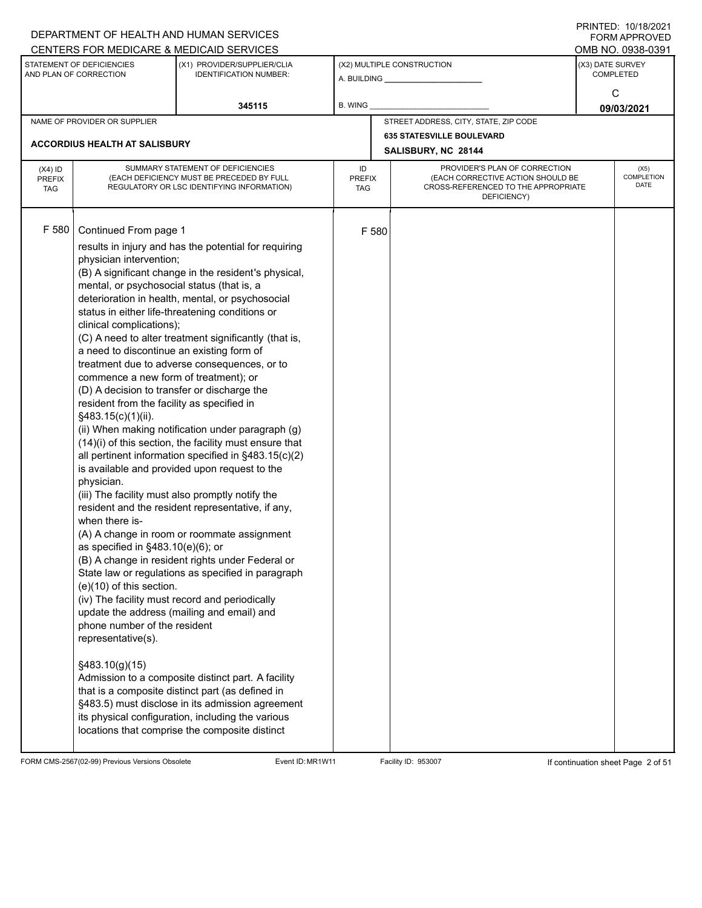DEPARTMENT OF HEALTH AND HUMAN SERVICES
CENTERS FOR MEDICARE & MEDICAID SERVICES

PRINTED: 10/18/2021
FORM APPROVED
OMB NO. 0938-0391

| STATEMENT OF DEFICIENCIES AND PLAN OF CORRECTION | (X1) PROVIDER/SUPPLIER/CLIA IDENTIFICATION NUMBER: | (X2) MULTIPLE CONSTRUCTION | (X3) DATE SURVEY COMPLETED |
|---|---|---|---|
| | 345115 | A. BUILDING ______ B. WING ______ | C 09/03/2021 |

| NAME OF PROVIDER OR SUPPLIER | STREET ADDRESS, CITY, STATE, ZIP CODE |
|---|---|
| ACCORDIUS HEALTH AT SALISBURY | 635 STATESVILLE BOULEVARD SALISBURY, NC 28144 |

| (X4) ID PREFIX TAG | SUMMARY STATEMENT OF DEFICIENCIES (EACH DEFICIENCY MUST BE PRECEDED BY FULL REGULATORY OR LSC IDENTIFYING INFORMATION) | ID PREFIX TAG | PROVIDER'S PLAN OF CORRECTION (EACH CORRECTIVE ACTION SHOULD BE CROSS-REFERENCED TO THE APPROPRIATE DEFICIENCY) | (X5) COMPLETION DATE |
|---|---|---|---|---|
| F 580 | Continued From page 1<br>results in injury and has the potential for requiring physician intervention;<br>(B) A significant change in the resident's physical, mental, or psychosocial status (that is, a deterioration in health, mental, or psychosocial status in either life-threatening conditions or clinical complications);<br>(C) A need to alter treatment significantly (that is, a need to discontinue an existing form of treatment due to adverse consequences, or to commence a new form of treatment); or<br>(D) A decision to transfer or discharge the resident from the facility as specified in §483.15(c)(1)(ii).<br>(ii) When making notification under paragraph (g)(14)(i) of this section, the facility must ensure that all pertinent information specified in §483.15(c)(2) is available and provided upon request to the physician.<br>(iii) The facility must also promptly notify the resident and the resident representative, if any, when there is-<br>(A) A change in room or roommate assignment as specified in §483.10(e)(6); or<br>(B) A change in resident rights under Federal or State law or regulations as specified in paragraph (e)(10) of this section.<br>(iv) The facility must record and periodically update the address (mailing and email) and phone number of the resident representative(s).<br><br>§483.10(g)(15)<br>Admission to a composite distinct part. A facility that is a composite distinct part (as defined in §483.5) must disclose in its admission agreement its physical configuration, including the various locations that comprise the composite distinct | F 580 | | |

FORM CMS-2567(02-99) Previous Versions Obsolete Event ID: MR1W11 Facility ID: 953007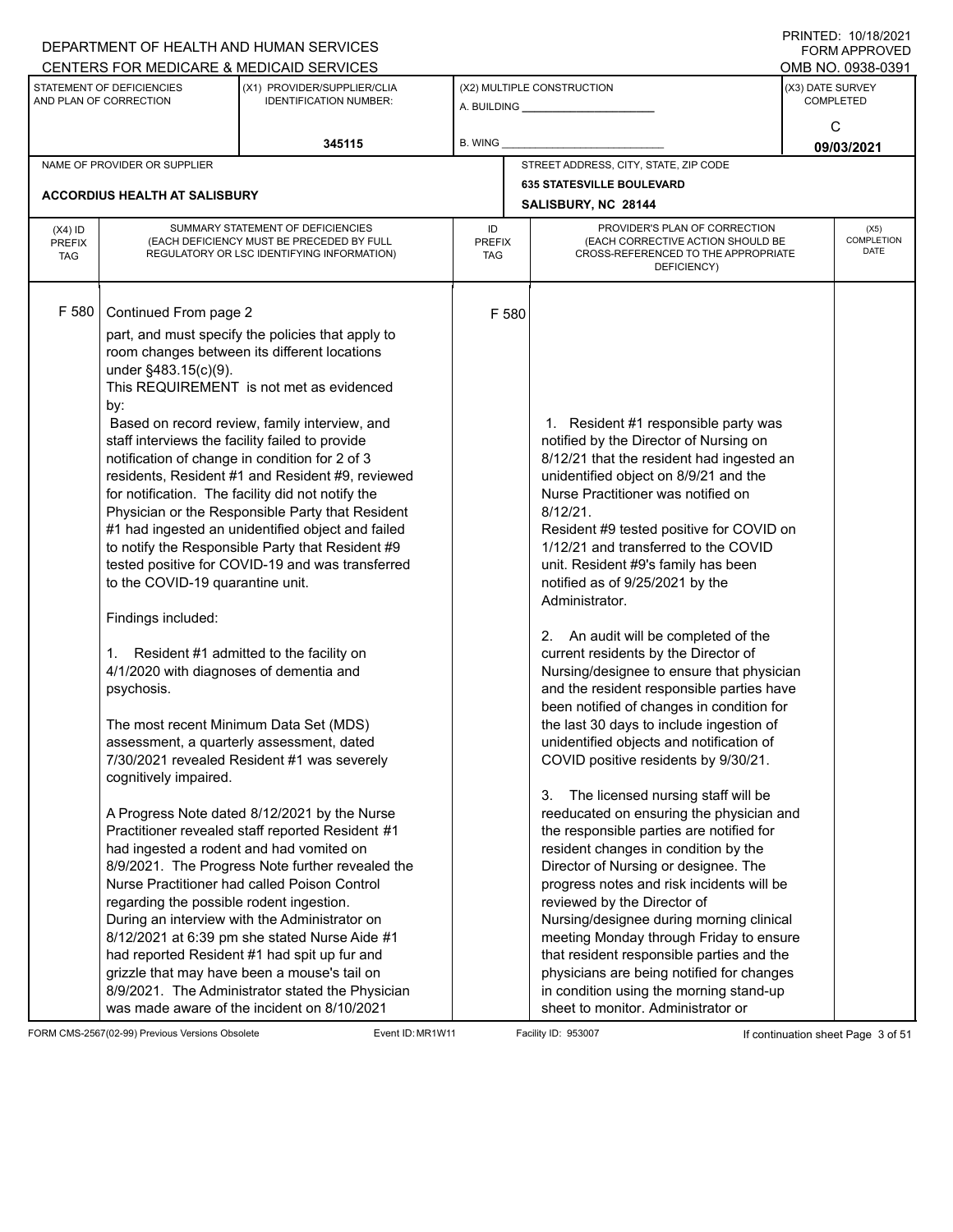DEPARTMENT OF HEALTH AND HUMAN SERVICES
CENTERS FOR MEDICARE & MEDICAID SERVICES

PRINTED: 10/18/2021
FORM APPROVED
OMB NO. 0938-0391

| STATEMENT OF DEFICIENCIES AND PLAN OF CORRECTION | (X1) PROVIDER/SUPPLIER/CLIA IDENTIFICATION NUMBER: | (X2) MULTIPLE CONSTRUCTION | (X3) DATE SURVEY COMPLETED |
|---|---|---|---|
| | 345115 | A. BUILDING ______ B. WING ______ | C 09/03/2021 |

| NAME OF PROVIDER OR SUPPLIER | STREET ADDRESS, CITY, STATE, ZIP CODE |
|---|---|
| ACCORDIUS HEALTH AT SALISBURY | 635 STATESVILLE BOULEVARD SALISBURY, NC 28144 |

| (X4) ID PREFIX TAG | SUMMARY STATEMENT OF DEFICIENCIES (EACH DEFICIENCY MUST BE PRECEDED BY FULL REGULATORY OR LSC IDENTIFYING INFORMATION) | ID PREFIX TAG | PROVIDER'S PLAN OF CORRECTION (EACH CORRECTIVE ACTION SHOULD BE CROSS-REFERENCED TO THE APPROPRIATE DEFICIENCY) | (X5) COMPLETION DATE |
|---|---|---|---|---|
| F 580 | Continued From page 2<br>part, and must specify the policies that apply to room changes between its different locations under §483.15(c)(9).<br>This REQUIREMENT is not met as evidenced by:<br>Based on record review, family interview, and staff interviews the facility failed to provide notification of change in condition for 2 of 3 residents, Resident #1 and Resident #9, reviewed for notification. The facility did not notify the Physician or the Responsible Party that Resident #1 had ingested an unidentified object and failed to notify the Responsible Party that Resident #9 tested positive for COVID-19 and was transferred to the COVID-19 quarantine unit.<br><br>Findings included:<br><br>1. Resident #1 admitted to the facility on 4/1/2020 with diagnoses of dementia and psychosis.<br><br>The most recent Minimum Data Set (MDS) assessment, a quarterly assessment, dated 7/30/2021 revealed Resident #1 was severely cognitively impaired.<br><br>A Progress Note dated 8/12/2021 by the Nurse Practitioner revealed staff reported Resident #1 had ingested a rodent and had vomited on 8/9/2021. The Progress Note further revealed the Nurse Practitioner had called Poison Control regarding the possible rodent ingestion.<br>During an interview with the Administrator on 8/12/2021 at 6:39 pm she stated Nurse Aide #1 had reported Resident #1 had spit up fur and grizzle that may have been a mouse's tail on 8/9/2021. The Administrator stated the Physician was made aware of the incident on 8/10/2021 | F 580 | 1. Resident #1 responsible party was notified by the Director of Nursing on 8/12/21 that the resident had ingested an unidentified object on 8/9/21 and the Nurse Practitioner was notified on 8/12/21.<br>Resident #9 tested positive for COVID on 1/12/21 and transferred to the COVID unit. Resident #9's family has been notified as of 9/25/2021 by the Administrator.<br><br>2. An audit will be completed of the current residents by the Director of Nursing/designee to ensure that physician and the resident responsible parties have been notified of changes in condition for the last 30 days to include ingestion of unidentified objects and notification of COVID positive residents by 9/30/21.<br><br>3. The licensed nursing staff will be reeducated on ensuring the physician and the responsible parties are notified for resident changes in condition by the Director of Nursing or designee. The progress notes and risk incidents will be reviewed by the Director of Nursing/designee during morning clinical meeting Monday through Friday to ensure that resident responsible parties and the physicians are being notified for changes in condition using the morning stand-up sheet to monitor. Administrator or | |

FORM CMS-2567(02-99) Previous Versions Obsolete Event ID: MR1W11 Facility ID: 953007 If continuation sheet Page 3 of 51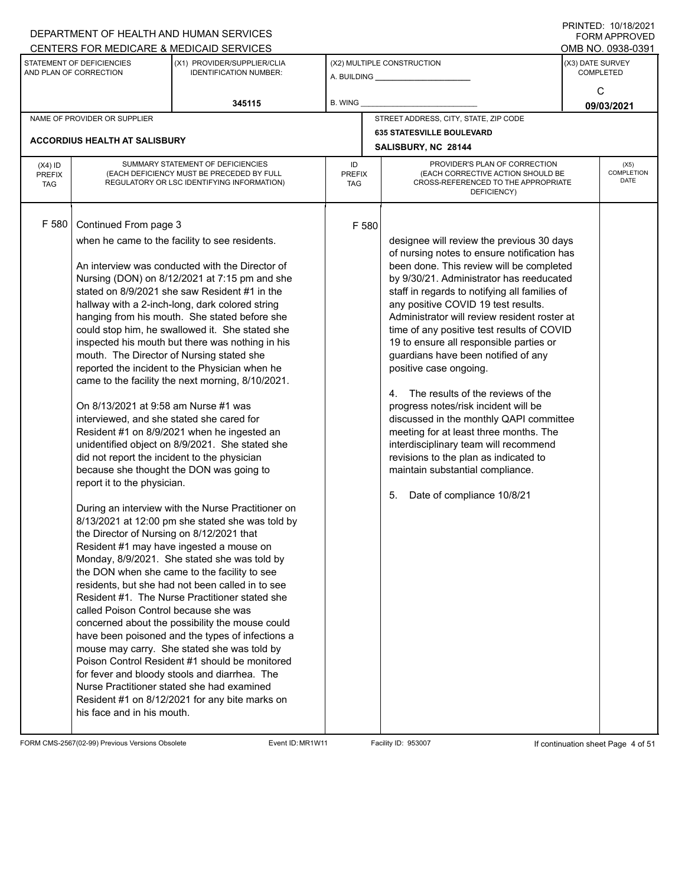DEPARTMENT OF HEALTH AND HUMAN SERVICES
CENTERS FOR MEDICARE & MEDICAID SERVICES

PRINTED: 10/18/2021
FORM APPROVED
OMB NO. 0938-0391

| STATEMENT OF DEFICIENCIES AND PLAN OF CORRECTION | (X1) PROVIDER/SUPPLIER/CLIA IDENTIFICATION NUMBER: | (X2) MULTIPLE CONSTRUCTION | (X3) DATE SURVEY COMPLETED |
|---|---|---|---|
| | 345115 | A. BUILDING ______ B. WING ______ | C 09/03/2021 |

| NAME OF PROVIDER OR SUPPLIER | STREET ADDRESS, CITY, STATE, ZIP CODE |
|---|---|
| ACCORDIUS HEALTH AT SALISBURY | 635 STATESVILLE BOULEVARD SALISBURY, NC 28144 |

| (X4) ID PREFIX TAG | SUMMARY STATEMENT OF DEFICIENCIES (EACH DEFICIENCY MUST BE PRECEDED BY FULL REGULATORY OR LSC IDENTIFYING INFORMATION) | ID PREFIX TAG | PROVIDER'S PLAN OF CORRECTION (EACH CORRECTIVE ACTION SHOULD BE CROSS-REFERENCED TO THE APPROPRIATE DEFICIENCY) | (X5) COMPLETION DATE |
|---|---|---|---|---|
| F 580 | Continued From page 3<br>when he came to the facility to see residents.<br><br>An interview was conducted with the Director of Nursing (DON) on 8/12/2021 at 7:15 pm and she stated on 8/9/2021 she saw Resident #1 in the hallway with a 2-inch-long, dark colored string hanging from his mouth. She stated before she could stop him, he swallowed it. She stated she inspected his mouth but there was nothing in his mouth. The Director of Nursing stated she reported the incident to the Physician when he came to the facility the next morning, 8/10/2021.<br><br>On 8/13/2021 at 9:58 am Nurse #1 was interviewed, and she stated she cared for Resident #1 on 8/9/2021 when he ingested an unidentified object on 8/9/2021. She stated she did not report the incident to the physician because she thought the DON was going to report it to the physician.<br><br>During an interview with the Nurse Practitioner on 8/13/2021 at 12:00 pm she stated she was told by the Director of Nursing on 8/12/2021 that Resident #1 may have ingested a mouse on Monday, 8/9/2021. She stated she was told by the DON when she came to the facility to see residents, but she had not been called in to see Resident #1. The Nurse Practitioner stated she called Poison Control because she was concerned about the possibility the mouse could have been poisoned and the types of infections a mouse may carry. She stated she was told by Poison Control Resident #1 should be monitored for fever and bloody stools and diarrhea. The Nurse Practitioner stated she had examined Resident #1 on 8/12/2021 for any bite marks on his face and in his mouth. | F 580 | designee will review the previous 30 days of nursing notes to ensure notification has been done. This review will be completed by 9/30/21. Administrator has reeducated staff in regards to notifying all families of any positive COVID 19 test results. Administrator will review resident roster at time of any positive test results of COVID 19 to ensure all responsible parties or guardians have been notified of any positive case ongoing.<br><br>4. The results of the reviews of the progress notes/risk incident will be discussed in the monthly QAPI committee meeting for at least three months. The interdisciplinary team will recommend revisions to the plan as indicated to maintain substantial compliance.<br><br>5. Date of compliance 10/8/21 | |

FORM CMS-2567(02-99) Previous Versions Obsolete Event ID: MR1W11 Facility ID: 953007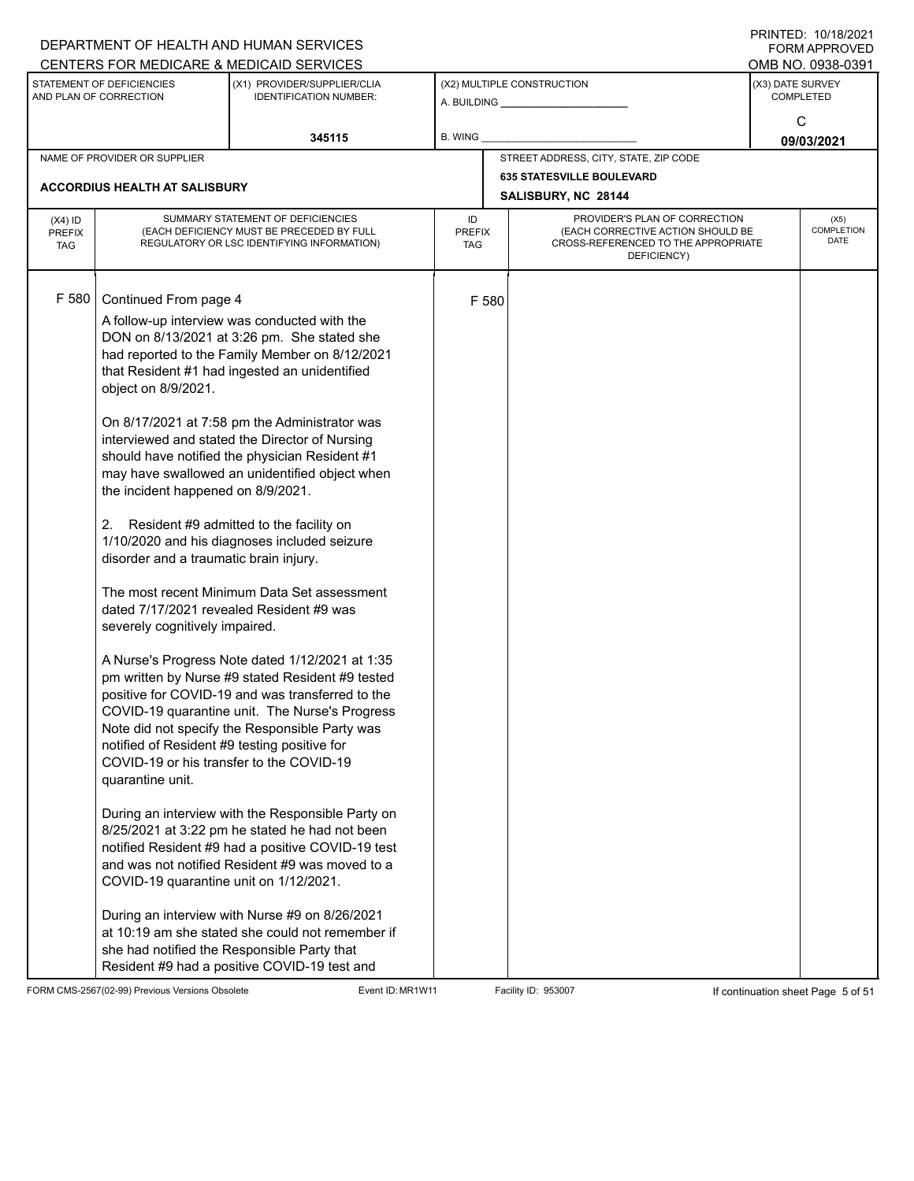DEPARTMENT OF HEALTH AND HUMAN SERVICES
CENTERS FOR MEDICARE & MEDICAID SERVICES

PRINTED: 10/18/2021
FORM APPROVED
OMB NO. 0938-0391

| STATEMENT OF DEFICIENCIES AND PLAN OF CORRECTION | (X1) PROVIDER/SUPPLIER/CLIA IDENTIFICATION NUMBER: | (X2) MULTIPLE CONSTRUCTION | (X3) DATE SURVEY COMPLETED |
|---|---|---|---|
| | 345115 | A. BUILDING ______ B. WING ______ | C 09/03/2021 |

| NAME OF PROVIDER OR SUPPLIER | STREET ADDRESS, CITY, STATE, ZIP CODE |
|---|---|
| ACCORDIUS HEALTH AT SALISBURY | 635 STATESVILLE BOULEVARD SALISBURY, NC 28144 |

| (X4) ID PREFIX TAG | SUMMARY STATEMENT OF DEFICIENCIES (EACH DEFICIENCY MUST BE PRECEDED BY FULL REGULATORY OR LSC IDENTIFYING INFORMATION) | ID PREFIX TAG | PROVIDER'S PLAN OF CORRECTION (EACH CORRECTIVE ACTION SHOULD BE CROSS-REFERENCED TO THE APPROPRIATE DEFICIENCY) | (X5) COMPLETION DATE |
|---|---|---|---|---|
| F 580 | Continued From page 4 | F 580 | | |

A follow-up interview was conducted with the DON on 8/13/2021 at 3:26 pm. She stated she had reported to the Family Member on 8/12/2021 that Resident #1 had ingested an unidentified object on 8/9/2021.

On 8/17/2021 at 7:58 pm the Administrator was interviewed and stated the Director of Nursing should have notified the physician Resident #1 may have swallowed an unidentified object when the incident happened on 8/9/2021.

2. Resident #9 admitted to the facility on 1/10/2020 and his diagnoses included seizure disorder and a traumatic brain injury.

The most recent Minimum Data Set assessment dated 7/17/2021 revealed Resident #9 was severely cognitively impaired.

A Nurse's Progress Note dated 1/12/2021 at 1:35 pm written by Nurse #9 stated Resident #9 tested positive for COVID-19 and was transferred to the COVID-19 quarantine unit. The Nurse's Progress Note did not specify the Responsible Party was notified of Resident #9 testing positive for COVID-19 or his transfer to the COVID-19 quarantine unit.

During an interview with the Responsible Party on 8/25/2021 at 3:22 pm he stated he had not been notified Resident #9 had a positive COVID-19 test and was not notified Resident #9 was moved to a COVID-19 quarantine unit on 1/12/2021.

During an interview with Nurse #9 on 8/26/2021 at 10:19 am she stated she could not remember if she had notified the Responsible Party that Resident #9 had a positive COVID-19 test and

FORM CMS-2567(02-99) Previous Versions Obsolete Event ID: MR1W11 Facility ID: 953007 If continuation sheet Page 5 of 51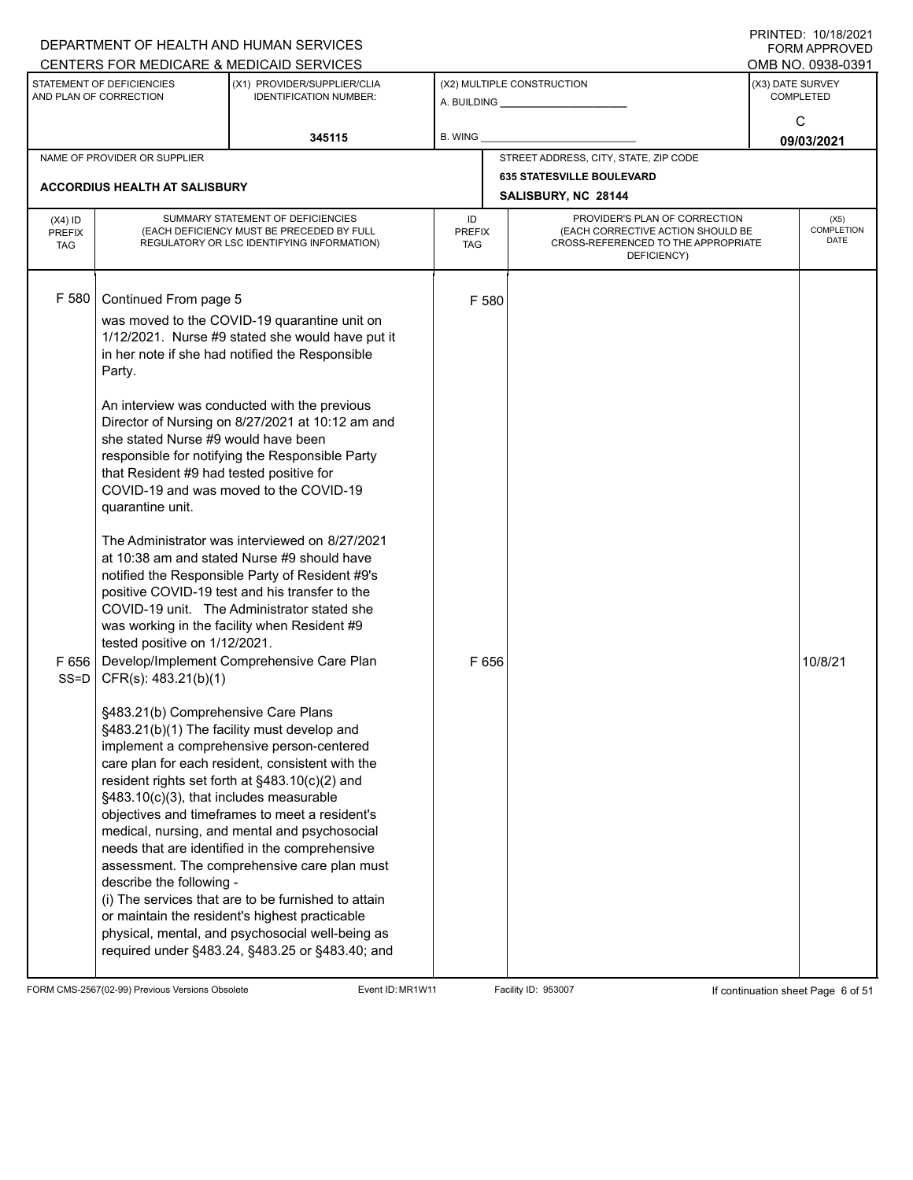DEPARTMENT OF HEALTH AND HUMAN SERVICES
CENTERS FOR MEDICARE & MEDICAID SERVICES

PRINTED: 10/18/2021
FORM APPROVED
OMB NO. 0938-0391

| STATEMENT OF DEFICIENCIES AND PLAN OF CORRECTION | (X1) PROVIDER/SUPPLIER/CLIA IDENTIFICATION NUMBER: | (X2) MULTIPLE CONSTRUCTION | (X3) DATE SURVEY COMPLETED |
|---|---|---|---|
| | 345115 | A. BUILDING ______ B. WING ______ | C 09/03/2021 |

| NAME OF PROVIDER OR SUPPLIER | STREET ADDRESS, CITY, STATE, ZIP CODE |
|---|---|
| ACCORDIUS HEALTH AT SALISBURY | 635 STATESVILLE BOULEVARD SALISBURY, NC 28144 |

| (X4) ID PREFIX TAG | SUMMARY STATEMENT OF DEFICIENCIES (EACH DEFICIENCY MUST BE PRECEDED BY FULL REGULATORY OR LSC IDENTIFYING INFORMATION) | ID PREFIX TAG | PROVIDER'S PLAN OF CORRECTION (EACH CORRECTIVE ACTION SHOULD BE CROSS-REFERENCED TO THE APPROPRIATE DEFICIENCY) | (X5) COMPLETION DATE |
|---|---|---|---|---|
| F 580 | Continued From page 5<br>was moved to the COVID-19 quarantine unit on 1/12/2021. Nurse #9 stated she would have put it in her note if she had notified the Responsible Party.<br><br>An interview was conducted with the previous Director of Nursing on 8/27/2021 at 10:12 am and she stated Nurse #9 would have been responsible for notifying the Responsible Party that Resident #9 had tested positive for COVID-19 and was moved to the COVID-19 quarantine unit.<br><br>The Administrator was interviewed on 8/27/2021 at 10:38 am and stated Nurse #9 should have notified the Responsible Party of Resident #9's positive COVID-19 test and his transfer to the COVID-19 unit. The Administrator stated she was working in the facility when Resident #9 tested positive on 1/12/2021. | F 580 | | |
| F 656 SS=D | Develop/Implement Comprehensive Care Plan CFR(s): 483.21(b)(1)<br><br>§483.21(b) Comprehensive Care Plans<br>§483.21(b)(1) The facility must develop and implement a comprehensive person-centered care plan for each resident, consistent with the resident rights set forth at §483.10(c)(2) and §483.10(c)(3), that includes measurable objectives and timeframes to meet a resident's medical, nursing, and mental and psychosocial needs that are identified in the comprehensive assessment. The comprehensive care plan must describe the following -<br>(i) The services that are to be furnished to attain or maintain the resident's highest practicable physical, mental, and psychosocial well-being as required under §483.24, §483.25 or §483.40; and | F 656 | | 10/8/21 |

FORM CMS-2567(02-99) Previous Versions Obsolete Event ID: MR1W11 Facility ID: 953007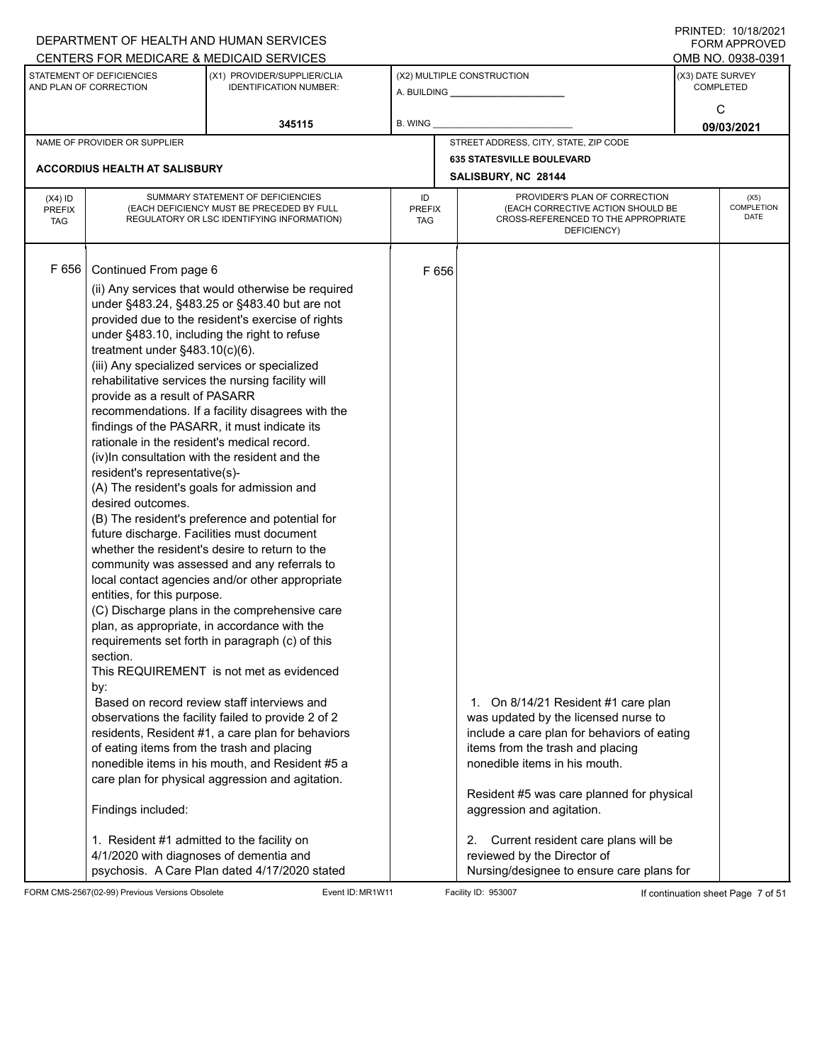DEPARTMENT OF HEALTH AND HUMAN SERVICES
CENTERS FOR MEDICARE & MEDICAID SERVICES

PRINTED: 10/18/2021
FORM APPROVED
OMB NO. 0938-0391

| STATEMENT OF DEFICIENCIES AND PLAN OF CORRECTION | (X1) PROVIDER/SUPPLIER/CLIA IDENTIFICATION NUMBER: | (X2) MULTIPLE CONSTRUCTION | (X3) DATE SURVEY COMPLETED |
|---|---|---|---|
| | 345115 | A. BUILDING ______ B. WING ______ | C 09/03/2021 |

| NAME OF PROVIDER OR SUPPLIER | STREET ADDRESS, CITY, STATE, ZIP CODE |
|---|---|
| ACCORDIUS HEALTH AT SALISBURY | 635 STATESVILLE BOULEVARD SALISBURY, NC 28144 |

| (X4) ID PREFIX TAG | SUMMARY STATEMENT OF DEFICIENCIES (EACH DEFICIENCY MUST BE PRECEDED BY FULL REGULATORY OR LSC IDENTIFYING INFORMATION) | ID PREFIX TAG | PROVIDER'S PLAN OF CORRECTION (EACH CORRECTIVE ACTION SHOULD BE CROSS-REFERENCED TO THE APPROPRIATE DEFICIENCY) | (X5) COMPLETION DATE |
|---|---|---|---|---|
| F 656 | Continued From page 6<br>(ii) Any services that would otherwise be required under §483.24, §483.25 or §483.40 but are not provided due to the resident's exercise of rights under §483.10, including the right to refuse treatment under §483.10(c)(6).<br>(iii) Any specialized services or specialized rehabilitative services the nursing facility will provide as a result of PASARR recommendations. If a facility disagrees with the findings of the PASARR, it must indicate its rationale in the resident's medical record.<br>(iv)In consultation with the resident and the resident's representative(s)-<br>(A) The resident's goals for admission and desired outcomes.<br>(B) The resident's preference and potential for future discharge. Facilities must document whether the resident's desire to return to the community was assessed and any referrals to local contact agencies and/or other appropriate entities, for this purpose.<br>(C) Discharge plans in the comprehensive care plan, as appropriate, in accordance with the requirements set forth in paragraph (c) of this section.<br>This REQUIREMENT is not met as evidenced by:<br>Based on record review staff interviews and observations the facility failed to provide 2 of 2 residents, Resident #1, a care plan for behaviors of eating items from the trash and placing nonedible items in his mouth, and Resident #5 a care plan for physical aggression and agitation.<br><br>Findings included:<br><br>1. Resident #1 admitted to the facility on 4/1/2020 with diagnoses of dementia and psychosis. A Care Plan dated 4/17/2020 stated | F 656 | 1. On 8/14/21 Resident #1 care plan was updated by the licensed nurse to include a care plan for behaviors of eating items from the trash and placing nonedible items in his mouth.<br><br>Resident #5 was care planned for physical aggression and agitation.<br><br>2. Current resident care plans will be reviewed by the Director of Nursing/designee to ensure care plans for | |

FORM CMS-2567(02-99) Previous Versions Obsolete Event ID: MR1W11 Facility ID: 953007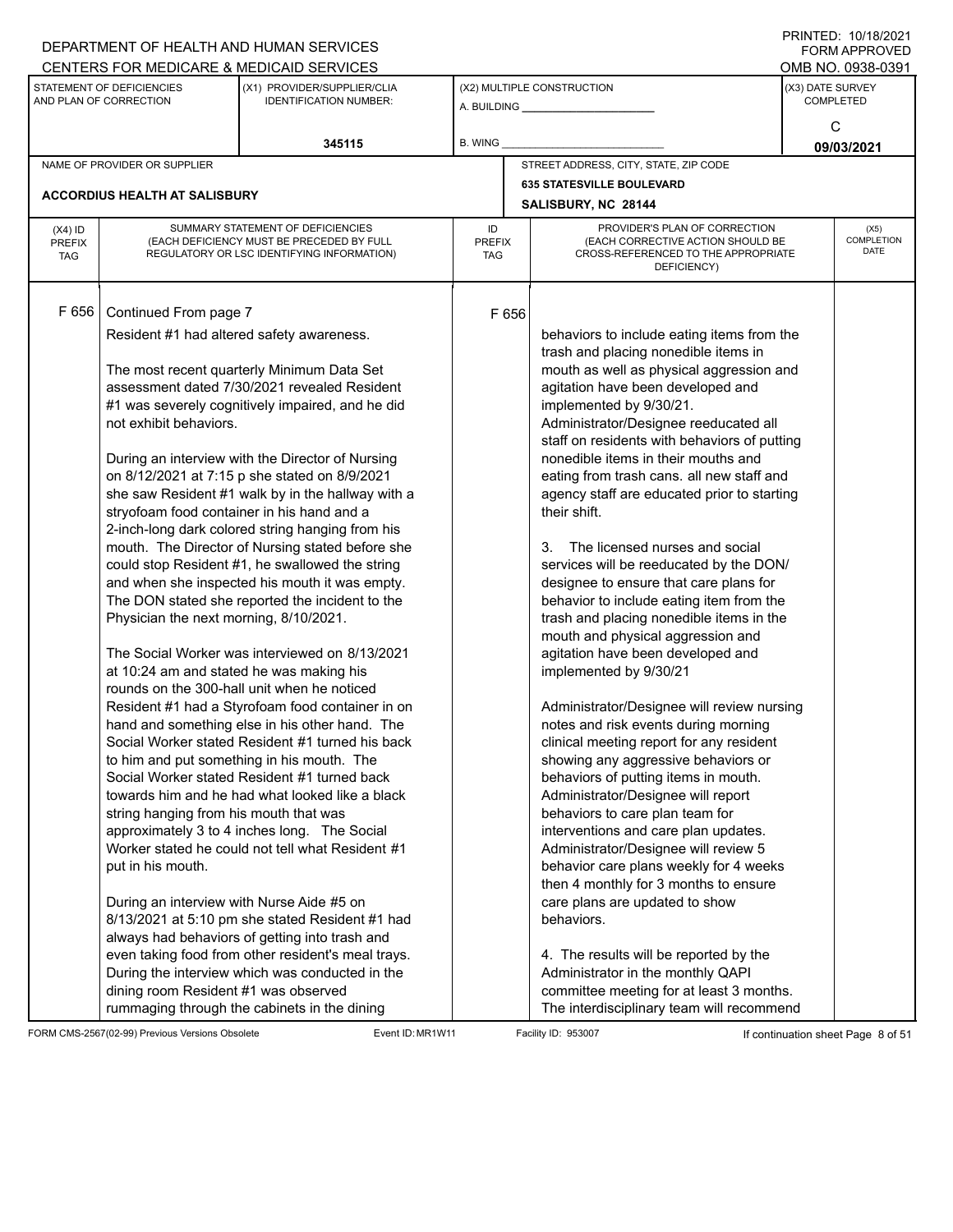DEPARTMENT OF HEALTH AND HUMAN SERVICES
CENTERS FOR MEDICARE & MEDICAID SERVICES

PRINTED: 10/18/2021
FORM APPROVED
OMB NO. 0938-0391

| STATEMENT OF DEFICIENCIES AND PLAN OF CORRECTION | (X1) PROVIDER/SUPPLIER/CLIA IDENTIFICATION NUMBER: | (X2) MULTIPLE CONSTRUCTION | (X3) DATE SURVEY COMPLETED |
|---|---|---|---|
| | 345115 | A. BUILDING ______ B. WING ______ | C 09/03/2021 |

| NAME OF PROVIDER OR SUPPLIER | STREET ADDRESS, CITY, STATE, ZIP CODE |
|---|---|
| ACCORDIUS HEALTH AT SALISBURY | 635 STATESVILLE BOULEVARD SALISBURY, NC 28144 |

| (X4) ID PREFIX TAG | SUMMARY STATEMENT OF DEFICIENCIES (EACH DEFICIENCY MUST BE PRECEDED BY FULL REGULATORY OR LSC IDENTIFYING INFORMATION) | ID PREFIX TAG | PROVIDER'S PLAN OF CORRECTION (EACH CORRECTIVE ACTION SHOULD BE CROSS-REFERENCED TO THE APPROPRIATE DEFICIENCY) | (X5) COMPLETION DATE |
|---|---|---|---|---|
| F 656 | Continued From page 7<br>Resident #1 had altered safety awareness.<br><br>The most recent quarterly Minimum Data Set assessment dated 7/30/2021 revealed Resident #1 was severely cognitively impaired, and he did not exhibit behaviors.<br><br>During an interview with the Director of Nursing on 8/12/2021 at 7:15 p she stated on 8/9/2021 she saw Resident #1 walk by in the hallway with a stryofoam food container in his hand and a 2-inch-long dark colored string hanging from his mouth. The Director of Nursing stated before she could stop Resident #1, he swallowed the string and when she inspected his mouth it was empty. The DON stated she reported the incident to the Physician the next morning, 8/10/2021.<br><br>The Social Worker was interviewed on 8/13/2021 at 10:24 am and stated he was making his rounds on the 300-hall unit when he noticed Resident #1 had a Styrofoam food container in on hand and something else in his other hand. The Social Worker stated Resident #1 turned his back to him and put something in his mouth. The Social Worker stated Resident #1 turned back towards him and he had what looked like a black string hanging from his mouth that was approximately 3 to 4 inches long. The Social Worker stated he could not tell what Resident #1 put in his mouth.<br><br>During an interview with Nurse Aide #5 on 8/13/2021 at 5:10 pm she stated Resident #1 had always had behaviors of getting into trash and even taking food from other resident's meal trays. During the interview which was conducted in the dining room Resident #1 was observed rummaging through the cabinets in the dining | F 656 | behaviors to include eating items from the trash and placing nonedible items in mouth as well as physical aggression and agitation have been developed and implemented by 9/30/21.<br>Administrator/Designee reeducated all staff on residents with behaviors of putting nonedible items in their mouths and eating from trash cans. all new staff and agency staff are educated prior to starting their shift.<br><br>3. The licensed nurses and social services will be reeducated by the DON/ designee to ensure that care plans for behavior to include eating item from the trash and placing nonedible items in the mouth and physical aggression and agitation have been developed and implemented by 9/30/21<br><br>Administrator/Designee will review nursing notes and risk events during morning clinical meeting report for any resident showing any aggressive behaviors or behaviors of putting items in mouth. Administrator/Designee will report behaviors to care plan team for interventions and care plan updates. Administrator/Designee will review 5 behavior care plans weekly for 4 weeks then 4 monthly for 3 months to ensure care plans are updated to show behaviors.<br><br>4. The results will be reported by the Administrator in the monthly QAPI committee meeting for at least 3 months. The interdisciplinary team will recommend | |

FORM CMS-2567(02-99) Previous Versions Obsolete Event ID: MR1W11 Facility ID: 953007 If continuation sheet Page 8 of 51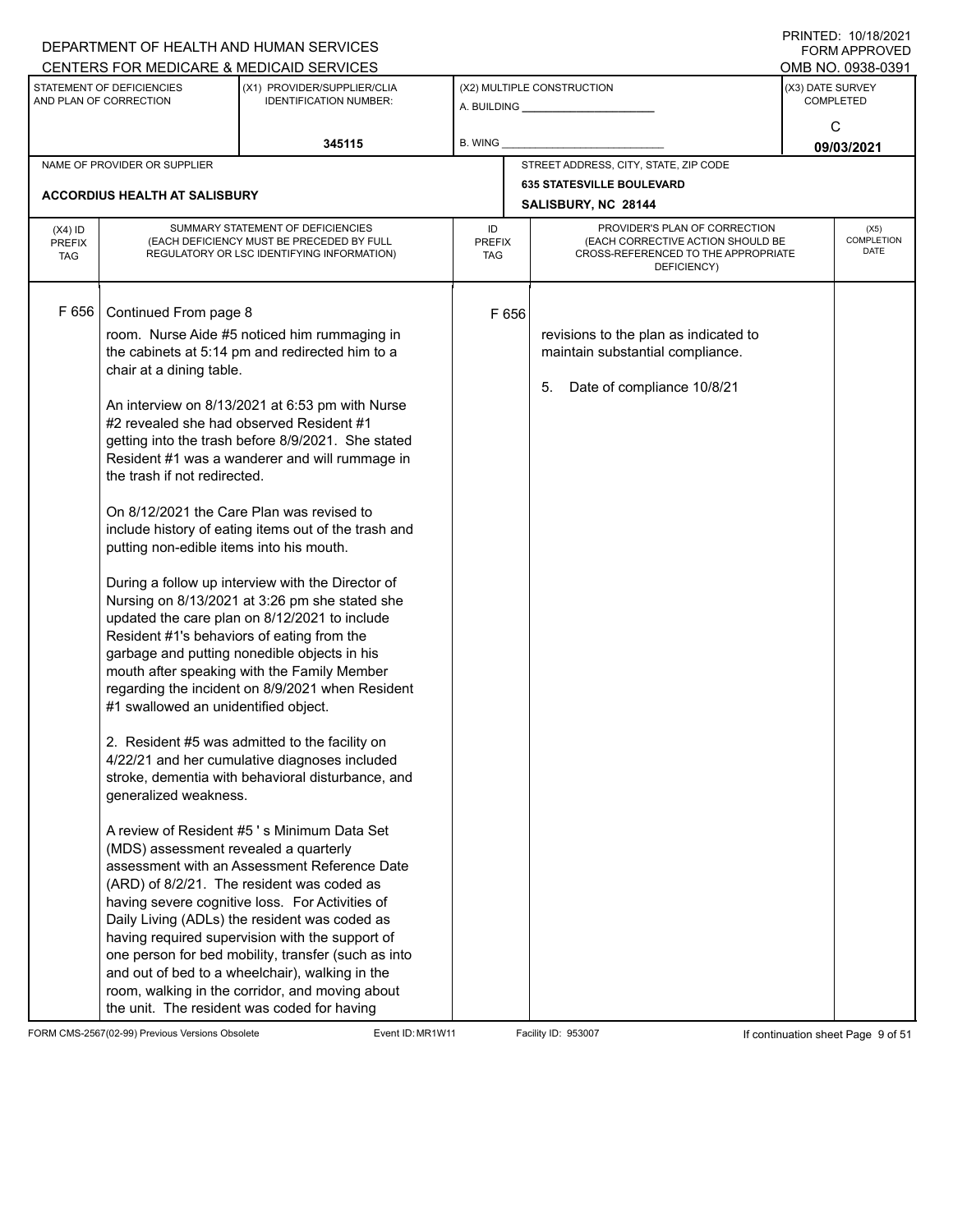DEPARTMENT OF HEALTH AND HUMAN SERVICES
CENTERS FOR MEDICARE & MEDICAID SERVICES

PRINTED: 10/18/2021
FORM APPROVED
OMB NO. 0938-0391

| STATEMENT OF DEFICIENCIES AND PLAN OF CORRECTION | (X1) PROVIDER/SUPPLIER/CLIA IDENTIFICATION NUMBER: | (X2) MULTIPLE CONSTRUCTION | (X3) DATE SURVEY COMPLETED |
|---|---|---|---|
| | 345115 | A. BUILDING ______ B. WING ______ | C 09/03/2021 |

| NAME OF PROVIDER OR SUPPLIER | STREET ADDRESS, CITY, STATE, ZIP CODE |
|---|---|
| ACCORDIUS HEALTH AT SALISBURY | 635 STATESVILLE BOULEVARD SALISBURY, NC 28144 |

| (X4) ID PREFIX TAG | SUMMARY STATEMENT OF DEFICIENCIES (EACH DEFICIENCY MUST BE PRECEDED BY FULL REGULATORY OR LSC IDENTIFYING INFORMATION) | ID PREFIX TAG | PROVIDER'S PLAN OF CORRECTION (EACH CORRECTIVE ACTION SHOULD BE CROSS-REFERENCED TO THE APPROPRIATE DEFICIENCY) | (X5) COMPLETION DATE |
|---|---|---|---|---|
| F 656 | Continued From page 8<br><br>room. Nurse Aide #5 noticed him rummaging in the cabinets at 5:14 pm and redirected him to a chair at a dining table.<br><br>An interview on 8/13/2021 at 6:53 pm with Nurse #2 revealed she had observed Resident #1 getting into the trash before 8/9/2021. She stated Resident #1 was a wanderer and will rummage in the trash if not redirected.<br><br>On 8/12/2021 the Care Plan was revised to include history of eating items out of the trash and putting non-edible items into his mouth.<br><br>During a follow up interview with the Director of Nursing on 8/13/2021 at 3:26 pm she stated she updated the care plan on 8/12/2021 to include Resident #1's behaviors of eating from the garbage and putting nonedible objects in his mouth after speaking with the Family Member regarding the incident on 8/9/2021 when Resident #1 swallowed an unidentified object.<br><br>2. Resident #5 was admitted to the facility on 4/22/21 and her cumulative diagnoses included stroke, dementia with behavioral disturbance, and generalized weakness.<br><br>A review of Resident #5 ' s Minimum Data Set (MDS) assessment revealed a quarterly assessment with an Assessment Reference Date (ARD) of 8/2/21. The resident was coded as having severe cognitive loss. For Activities of Daily Living (ADLs) the resident was coded as having required supervision with the support of one person for bed mobility, transfer (such as into and out of bed to a wheelchair), walking in the room, walking in the corridor, and moving about the unit. The resident was coded for having | F 656 | revisions to the plan as indicated to maintain substantial compliance.<br><br>5. Date of compliance 10/8/21 | |

FORM CMS-2567(02-99) Previous Versions Obsolete Event ID: MR1W11 Facility ID: 953007 If continuation sheet Page 9 of 51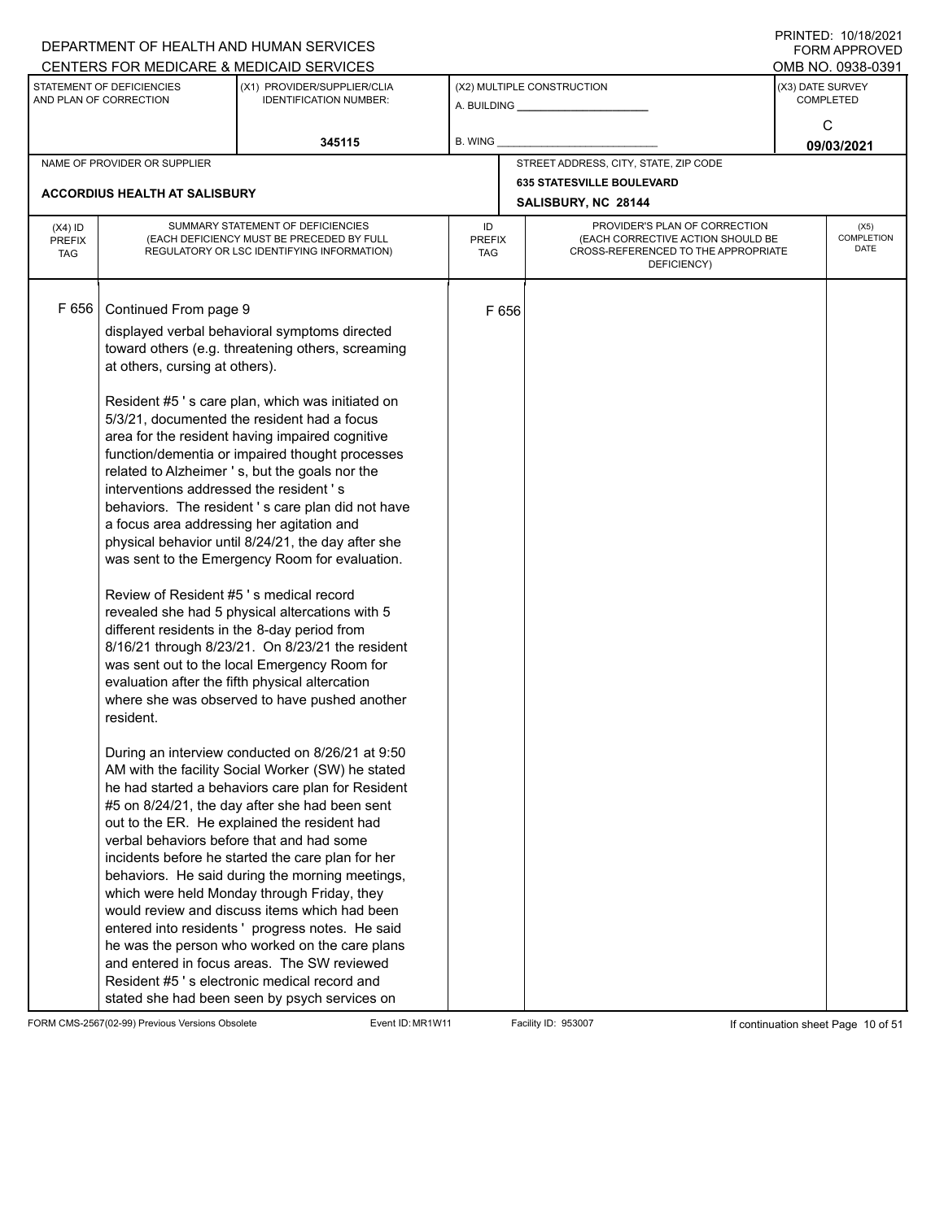DEPARTMENT OF HEALTH AND HUMAN SERVICES
CENTERS FOR MEDICARE & MEDICAID SERVICES

PRINTED: 10/18/2021
FORM APPROVED
OMB NO. 0938-0391

| STATEMENT OF DEFICIENCIES AND PLAN OF CORRECTION | (X1) PROVIDER/SUPPLIER/CLIA IDENTIFICATION NUMBER: | (X2) MULTIPLE CONSTRUCTION | (X3) DATE SURVEY COMPLETED |
|---|---|---|---|
| | 345115 | A. BUILDING ______ B. WING ______ | C 09/03/2021 |

| NAME OF PROVIDER OR SUPPLIER | STREET ADDRESS, CITY, STATE, ZIP CODE |
|---|---|
| ACCORDIUS HEALTH AT SALISBURY | 635 STATESVILLE BOULEVARD SALISBURY, NC 28144 |

| (X4) ID PREFIX TAG | SUMMARY STATEMENT OF DEFICIENCIES (EACH DEFICIENCY MUST BE PRECEDED BY FULL REGULATORY OR LSC IDENTIFYING INFORMATION) | ID PREFIX TAG | PROVIDER'S PLAN OF CORRECTION (EACH CORRECTIVE ACTION SHOULD BE CROSS-REFERENCED TO THE APPROPRIATE DEFICIENCY) | (X5) COMPLETION DATE |
|---|---|---|---|---|
| F 656 | Continued From page 9 | F 656 | | |

displayed verbal behavioral symptoms directed toward others (e.g. threatening others, screaming at others, cursing at others).

Resident #5 ' s care plan, which was initiated on 5/3/21, documented the resident had a focus area for the resident having impaired cognitive function/dementia or impaired thought processes related to Alzheimer ' s, but the goals nor the interventions addressed the resident ' s behaviors. The resident ' s care plan did not have a focus area addressing her agitation and physical behavior until 8/24/21, the day after she was sent to the Emergency Room for evaluation.

Review of Resident #5 ' s medical record revealed she had 5 physical altercations with 5 different residents in the 8-day period from 8/16/21 through 8/23/21. On 8/23/21 the resident was sent out to the local Emergency Room for evaluation after the fifth physical altercation where she was observed to have pushed another resident.

During an interview conducted on 8/26/21 at 9:50 AM with the facility Social Worker (SW) he stated he had started a behaviors care plan for Resident #5 on 8/24/21, the day after she had been sent out to the ER. He explained the resident had verbal behaviors before that and had some incidents before he started the care plan for her behaviors. He said during the morning meetings, which were held Monday through Friday, they would review and discuss items which had been entered into residents ' progress notes. He said he was the person who worked on the care plans and entered in focus areas. The SW reviewed Resident #5 ' s electronic medical record and stated she had been seen by psych services on

FORM CMS-2567(02-99) Previous Versions Obsolete    Event ID: MR1W11    Facility ID: 953007    If continuation sheet Page 10 of 51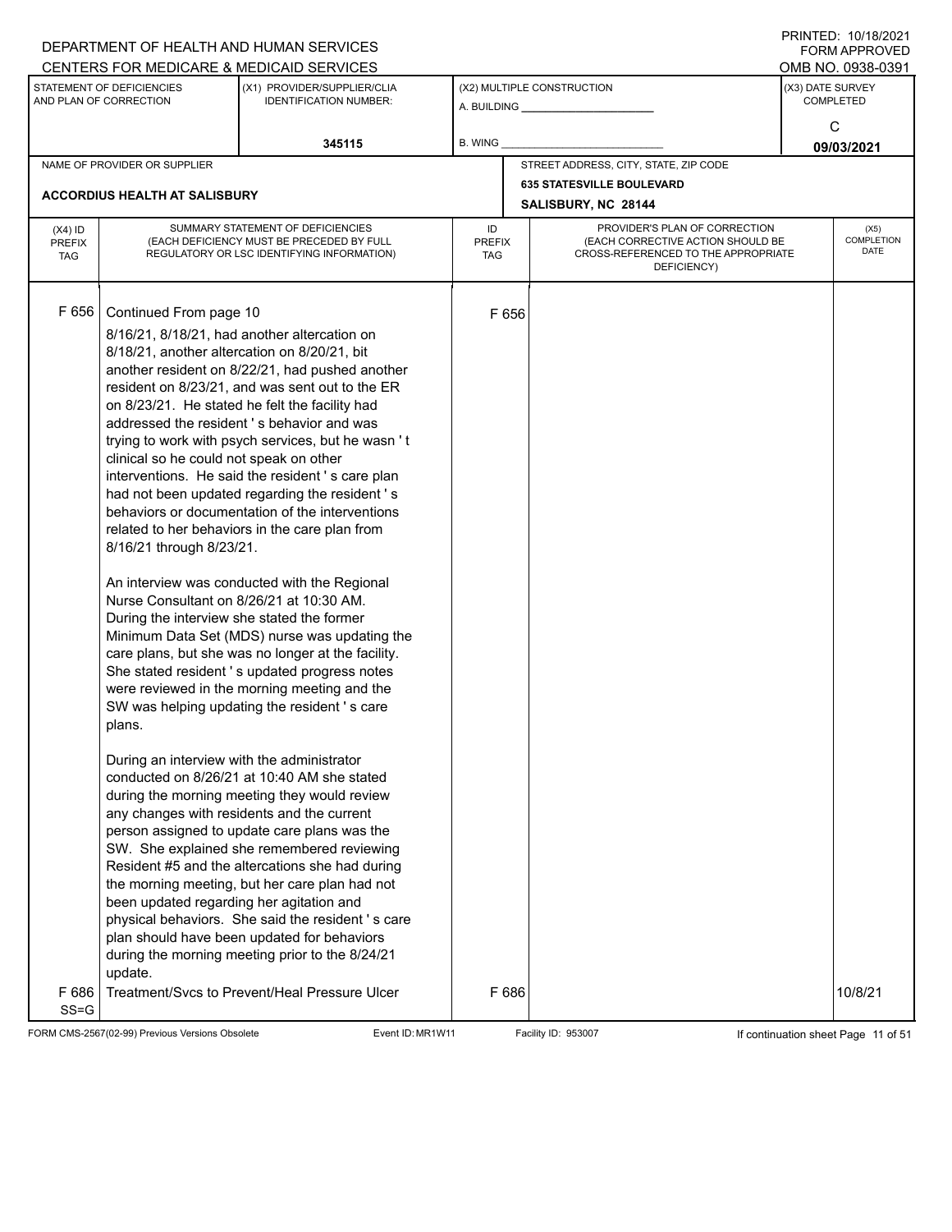DEPARTMENT OF HEALTH AND HUMAN SERVICES
CENTERS FOR MEDICARE & MEDICAID SERVICES

PRINTED: 10/18/2021
FORM APPROVED
OMB NO. 0938-0391

| STATEMENT OF DEFICIENCIES AND PLAN OF CORRECTION | (X1) PROVIDER/SUPPLIER/CLIA IDENTIFICATION NUMBER: | (X2) MULTIPLE CONSTRUCTION | (X3) DATE SURVEY COMPLETED |
|---|---|---|---|
| | 345115 | A. BUILDING ______ B. WING ______ | C 09/03/2021 |

| NAME OF PROVIDER OR SUPPLIER | STREET ADDRESS, CITY, STATE, ZIP CODE |
|---|---|
| ACCORDIUS HEALTH AT SALISBURY | 635 STATESVILLE BOULEVARD SALISBURY, NC 28144 |

| (X4) ID PREFIX TAG | SUMMARY STATEMENT OF DEFICIENCIES (EACH DEFICIENCY MUST BE PRECEDED BY FULL REGULATORY OR LSC IDENTIFYING INFORMATION) | ID PREFIX TAG | PROVIDER'S PLAN OF CORRECTION (EACH CORRECTIVE ACTION SHOULD BE CROSS-REFERENCED TO THE APPROPRIATE DEFICIENCY) | (X5) COMPLETION DATE |
|---|---|---|---|---|
| F 656 | Continued From page 10<br>8/16/21, 8/18/21, had another altercation on 8/18/21, another altercation on 8/20/21, bit another resident on 8/22/21, had pushed another resident on 8/23/21, and was sent out to the ER on 8/23/21. He stated he felt the facility had addressed the resident ' s behavior and was trying to work with psych services, but he wasn ' t clinical so he could not speak on other interventions. He said the resident ' s care plan had not been updated regarding the resident ' s behaviors or documentation of the interventions related to her behaviors in the care plan from 8/16/21 through 8/23/21.<br><br>An interview was conducted with the Regional Nurse Consultant on 8/26/21 at 10:30 AM. During the interview she stated the former Minimum Data Set (MDS) nurse was updating the care plans, but she was no longer at the facility. She stated resident ' s updated progress notes were reviewed in the morning meeting and the SW was helping updating the resident ' s care plans.<br><br>During an interview with the administrator conducted on 8/26/21 at 10:40 AM she stated during the morning meeting they would review any changes with residents and the current person assigned to update care plans was the SW. She explained she remembered reviewing Resident #5 and the altercations she had during the morning meeting, but her care plan had not been updated regarding her agitation and physical behaviors. She said the resident ' s care plan should have been updated for behaviors during the morning meeting prior to the 8/24/21 update. | F 656 | | |
| F 686 SS=G | Treatment/Svcs to Prevent/Heal Pressure Ulcer | F 686 | | 10/8/21 |

FORM CMS-2567(02-99) Previous Versions Obsolete Event ID: MR1W11 Facility ID: 953007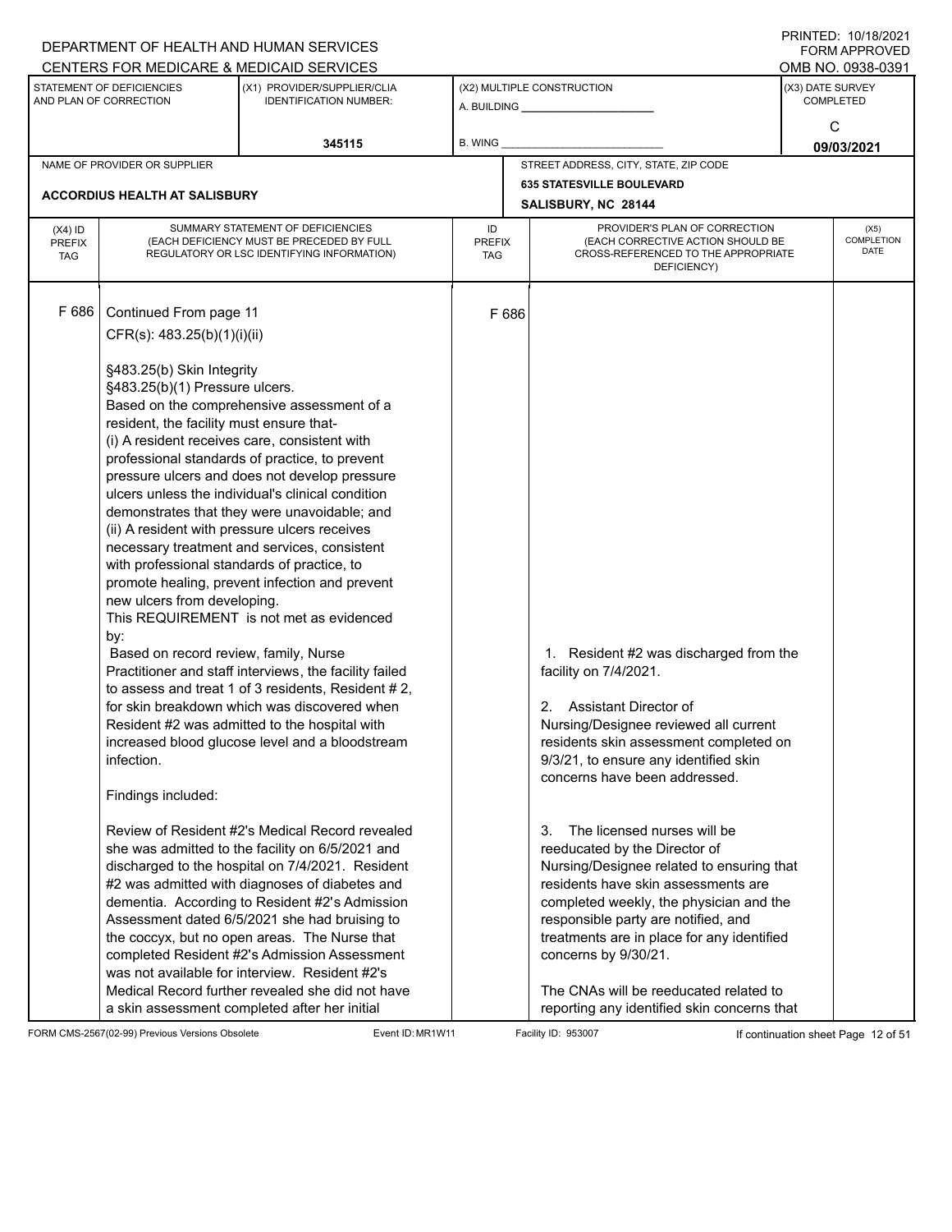DEPARTMENT OF HEALTH AND HUMAN SERVICES
CENTERS FOR MEDICARE & MEDICAID SERVICES

PRINTED: 10/18/2021
FORM APPROVED
OMB NO. 0938-0391

| STATEMENT OF DEFICIENCIES AND PLAN OF CORRECTION | (X1) PROVIDER/SUPPLIER/CLIA IDENTIFICATION NUMBER: | (X2) MULTIPLE CONSTRUCTION | (X3) DATE SURVEY COMPLETED |
|---|---|---|---|
| | 345115 | A. BUILDING ______ B. WING ______ | C 09/03/2021 |

| NAME OF PROVIDER OR SUPPLIER | STREET ADDRESS, CITY, STATE, ZIP CODE |
|---|---|
| ACCORDIUS HEALTH AT SALISBURY | 635 STATESVILLE BOULEVARD SALISBURY, NC 28144 |

| (X4) ID PREFIX TAG | SUMMARY STATEMENT OF DEFICIENCIES (EACH DEFICIENCY MUST BE PRECEDED BY FULL REGULATORY OR LSC IDENTIFYING INFORMATION) | ID PREFIX TAG | PROVIDER'S PLAN OF CORRECTION (EACH CORRECTIVE ACTION SHOULD BE CROSS-REFERENCED TO THE APPROPRIATE DEFICIENCY) | (X5) COMPLETION DATE |
|---|---|---|---|---|
| F 686 | Continued From page 11<br>CFR(s): 483.25(b)(1)(i)(ii)<br><br>§483.25(b) Skin Integrity<br>§483.25(b)(1) Pressure ulcers.<br>Based on the comprehensive assessment of a resident, the facility must ensure that-<br>(i) A resident receives care, consistent with professional standards of practice, to prevent pressure ulcers and does not develop pressure ulcers unless the individual's clinical condition demonstrates that they were unavoidable; and<br>(ii) A resident with pressure ulcers receives necessary treatment and services, consistent with professional standards of practice, to promote healing, prevent infection and prevent new ulcers from developing.<br>This REQUIREMENT is not met as evidenced by:<br>Based on record review, family, Nurse Practitioner and staff interviews, the facility failed to assess and treat 1 of 3 residents, Resident # 2, for skin breakdown which was discovered when Resident #2 was admitted to the hospital with increased blood glucose level and a bloodstream infection.<br><br>Findings included:<br><br>Review of Resident #2's Medical Record revealed she was admitted to the facility on 6/5/2021 and discharged to the hospital on 7/4/2021. Resident #2 was admitted with diagnoses of diabetes and dementia. According to Resident #2's Admission Assessment dated 6/5/2021 she had bruising to the coccyx, but no open areas. The Nurse that completed Resident #2's Admission Assessment was not available for interview. Resident #2's Medical Record further revealed she did not have a skin assessment completed after her initial | F 686 | 1. Resident #2 was discharged from the facility on 7/4/2021.<br><br>2. Assistant Director of Nursing/Designee reviewed all current residents skin assessment completed on 9/3/21, to ensure any identified skin concerns have been addressed.<br><br>3. The licensed nurses will be reeducated by the Director of Nursing/Designee related to ensuring that residents have skin assessments are completed weekly, the physician and the responsible party are notified, and treatments are in place for any identified concerns by 9/30/21.<br><br>The CNAs will be reeducated related to reporting any identified skin concerns that | |

FORM CMS-2567(02-99) Previous Versions Obsolete Event ID: MR1W11 Facility ID: 953007 If continuation sheet Page 12 of 51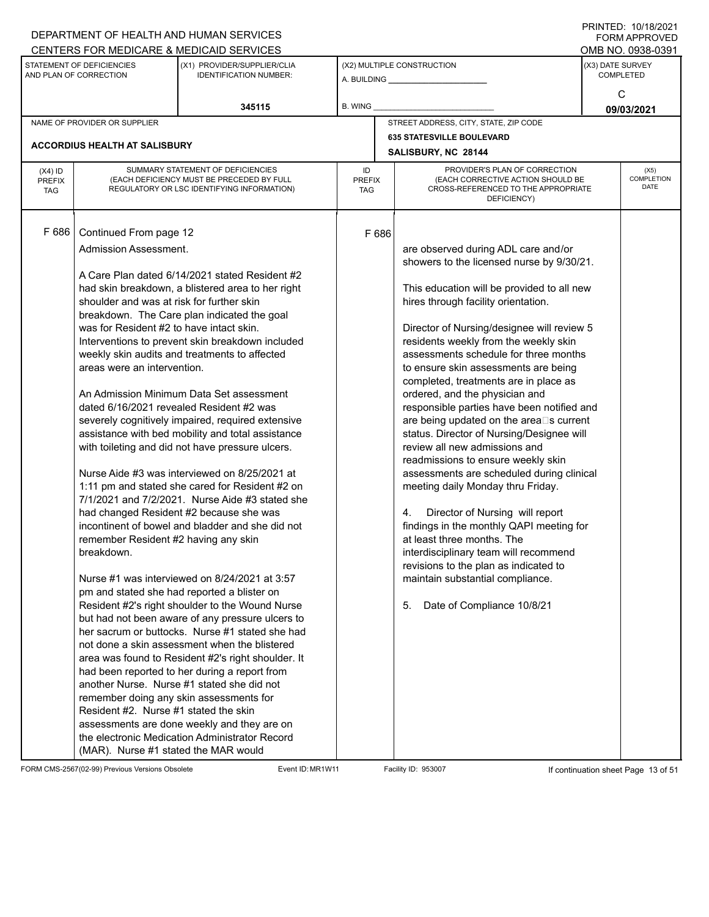DEPARTMENT OF HEALTH AND HUMAN SERVICES
CENTERS FOR MEDICARE & MEDICAID SERVICES

PRINTED: 10/18/2021
FORM APPROVED
OMB NO. 0938-0391

| STATEMENT OF DEFICIENCIES AND PLAN OF CORRECTION | (X1) PROVIDER/SUPPLIER/CLIA IDENTIFICATION NUMBER: | (X2) MULTIPLE CONSTRUCTION | (X3) DATE SURVEY COMPLETED |
|---|---|---|---|
| | 345115 | A. BUILDING ______ B. WING ______ | C 09/03/2021 |

| NAME OF PROVIDER OR SUPPLIER | STREET ADDRESS, CITY, STATE, ZIP CODE |
|---|---|
| ACCORDIUS HEALTH AT SALISBURY | 635 STATESVILLE BOULEVARD SALISBURY, NC 28144 |

| (X4) ID PREFIX TAG | SUMMARY STATEMENT OF DEFICIENCIES (EACH DEFICIENCY MUST BE PRECEDED BY FULL REGULATORY OR LSC IDENTIFYING INFORMATION) | ID PREFIX TAG | PROVIDER'S PLAN OF CORRECTION (EACH CORRECTIVE ACTION SHOULD BE CROSS-REFERENCED TO THE APPROPRIATE DEFICIENCY) | (X5) COMPLETION DATE |
|---|---|---|---|---|
| F 686 | Continued From page 12<br>Admission Assessment.<br><br>A Care Plan dated 6/14/2021 stated Resident #2 had skin breakdown, a blistered area to her right shoulder and was at risk for further skin breakdown. The Care plan indicated the goal was for Resident #2 to have intact skin. Interventions to prevent skin breakdown included weekly skin audits and treatments to affected areas were an intervention.<br><br>An Admission Minimum Data Set assessment dated 6/16/2021 revealed Resident #2 was severely cognitively impaired, required extensive assistance with bed mobility and total assistance with toileting and did not have pressure ulcers.<br><br>Nurse Aide #3 was interviewed on 8/25/2021 at 1:11 pm and stated she cared for Resident #2 on 7/1/2021 and 7/2/2021. Nurse Aide #3 stated she had changed Resident #2 because she was incontinent of bowel and bladder and she did not remember Resident #2 having any skin breakdown.<br><br>Nurse #1 was interviewed on 8/24/2021 at 3:57 pm and stated she had reported a blister on Resident #2's right shoulder to the Wound Nurse but had not been aware of any pressure ulcers to her sacrum or buttocks. Nurse #1 stated she had not done a skin assessment when the blistered area was found to Resident #2's right shoulder. It had been reported to her during a report from another Nurse. Nurse #1 stated she did not remember doing any skin assessments for Resident #2. Nurse #1 stated the skin assessments are done weekly and they are on the electronic Medication Administrator Record (MAR). Nurse #1 stated the MAR would | F 686 | are observed during ADL care and/or showers to the licensed nurse by 9/30/21.<br><br>This education will be provided to all new hires through facility orientation.<br><br>Director of Nursing/designee will review 5 residents weekly from the weekly skin assessments schedule for three months to ensure skin assessments are being completed, treatments are in place as ordered, and the physician and responsible parties have been notified and are being updated on the area□s current status. Director of Nursing/Designee will review all new admissions and readmissions to ensure weekly skin assessments are scheduled during clinical meeting daily Monday thru Friday.<br><br>4. Director of Nursing will report findings in the monthly QAPI meeting for at least three months. The interdisciplinary team will recommend revisions to the plan as indicated to maintain substantial compliance.<br><br>5. Date of Compliance 10/8/21 | |

FORM CMS-2567(02-99) Previous Versions Obsolete Event ID: MR1W11 Facility ID: 953007 If continuation sheet Page 13 of 51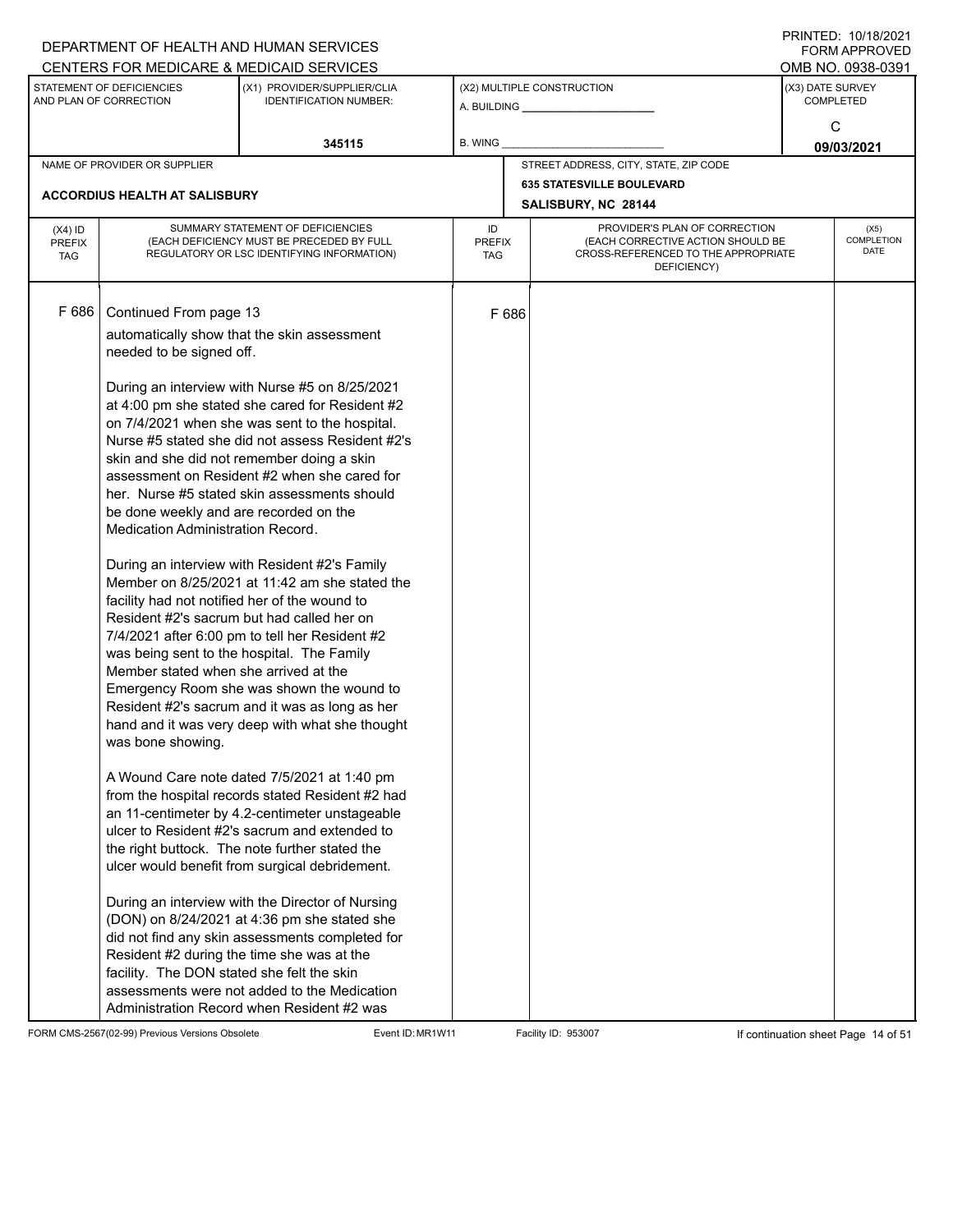DEPARTMENT OF HEALTH AND HUMAN SERVICES
CENTERS FOR MEDICARE & MEDICAID SERVICES

PRINTED: 10/18/2021
FORM APPROVED
OMB NO. 0938-0391

| STATEMENT OF DEFICIENCIES AND PLAN OF CORRECTION | (X1) PROVIDER/SUPPLIER/CLIA IDENTIFICATION NUMBER: | (X2) MULTIPLE CONSTRUCTION | (X3) DATE SURVEY COMPLETED |
|---|---|---|---|
| | 345115 | A. BUILDING ______ B. WING ______ | C 09/03/2021 |

| NAME OF PROVIDER OR SUPPLIER | STREET ADDRESS, CITY, STATE, ZIP CODE |
|---|---|
| ACCORDIUS HEALTH AT SALISBURY | 635 STATESVILLE BOULEVARD SALISBURY, NC 28144 |

| (X4) ID PREFIX TAG | SUMMARY STATEMENT OF DEFICIENCIES (EACH DEFICIENCY MUST BE PRECEDED BY FULL REGULATORY OR LSC IDENTIFYING INFORMATION) | ID PREFIX TAG | PROVIDER'S PLAN OF CORRECTION (EACH CORRECTIVE ACTION SHOULD BE CROSS-REFERENCED TO THE APPROPRIATE DEFICIENCY) | (X5) COMPLETION DATE |
|---|---|---|---|---|
| F 686 | Continued From page 13 | F 686 | | |

automatically show that the skin assessment needed to be signed off.

During an interview with Nurse #5 on 8/25/2021 at 4:00 pm she stated she cared for Resident #2 on 7/4/2021 when she was sent to the hospital. Nurse #5 stated she did not assess Resident #2's skin and she did not remember doing a skin assessment on Resident #2 when she cared for her. Nurse #5 stated skin assessments should be done weekly and are recorded on the Medication Administration Record.

During an interview with Resident #2's Family Member on 8/25/2021 at 11:42 am she stated the facility had not notified her of the wound to Resident #2's sacrum but had called her on 7/4/2021 after 6:00 pm to tell her Resident #2 was being sent to the hospital. The Family Member stated when she arrived at the Emergency Room she was shown the wound to Resident #2's sacrum and it was as long as her hand and it was very deep with what she thought was bone showing.

A Wound Care note dated 7/5/2021 at 1:40 pm from the hospital records stated Resident #2 had an 11-centimeter by 4.2-centimeter unstageable ulcer to Resident #2's sacrum and extended to the right buttock. The note further stated the ulcer would benefit from surgical debridement.

During an interview with the Director of Nursing (DON) on 8/24/2021 at 4:36 pm she stated she did not find any skin assessments completed for Resident #2 during the time she was at the facility. The DON stated she felt the skin assessments were not added to the Medication Administration Record when Resident #2 was

FORM CMS-2567(02-99) Previous Versions Obsolete Event ID: MR1W11 Facility ID: 953007 If continuation sheet Page 14 of 51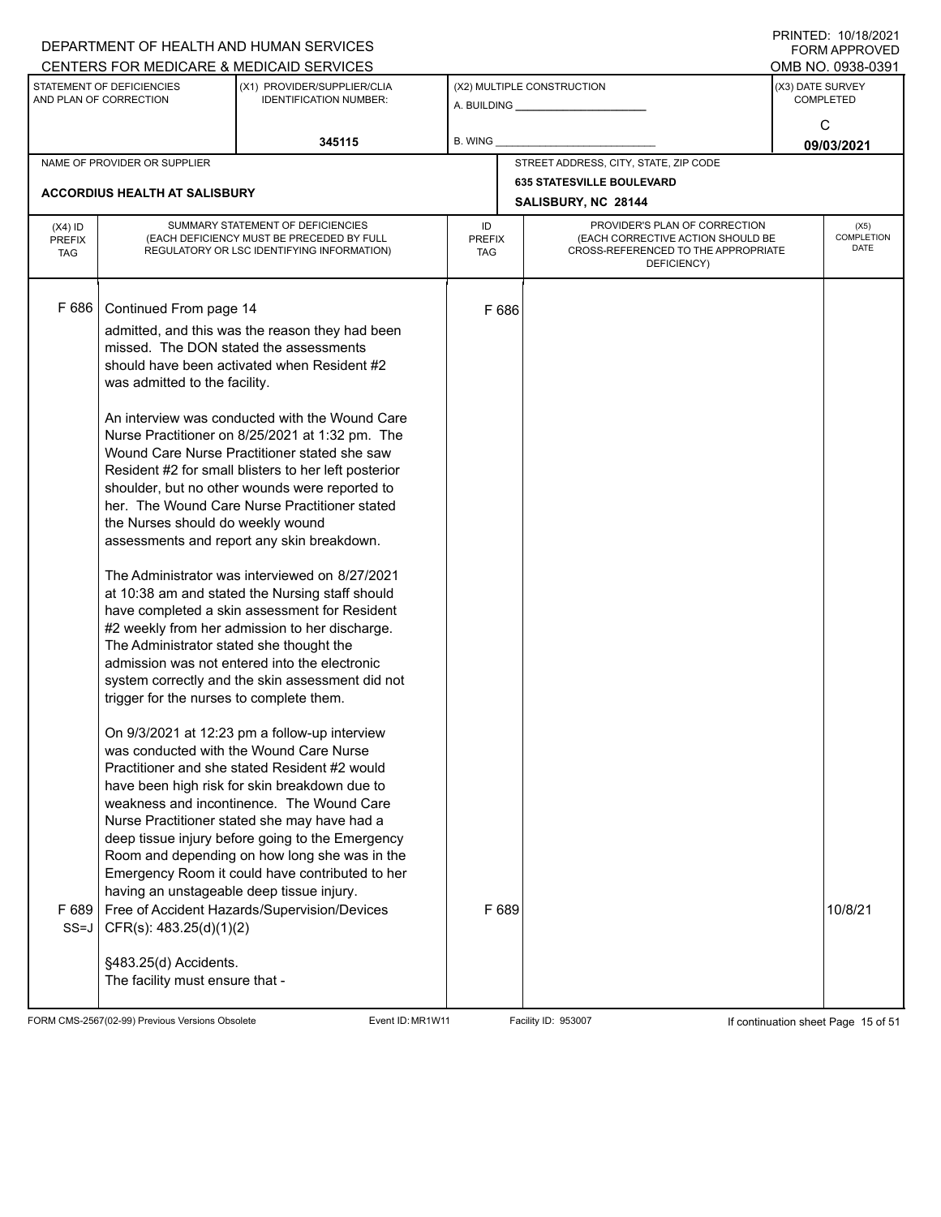| (X4) ID PREFIX TAG | SUMMARY STATEMENT OF DEFICIENCIES (EACH DEFICIENCY MUST BE PRECEDED BY FULL REGULATORY OR LSC IDENTIFYING INFORMATION) | ID PREFIX TAG | PROVIDER'S PLAN OF CORRECTION (EACH CORRECTIVE ACTION SHOULD BE CROSS-REFERENCED TO THE APPROPRIATE DEFICIENCY) | (X5) COMPLETION DATE |
|---|---|---|---|---|
| F 686 | Continued From page 14 | F 686 | | |

admitted, and this was the reason they had been missed. The DON stated the assessments should have been activated when Resident #2 was admitted to the facility.

An interview was conducted with the Wound Care Nurse Practitioner on 8/25/2021 at 1:32 pm. The Wound Care Nurse Practitioner stated she saw Resident #2 for small blisters to her left posterior shoulder, but no other wounds were reported to her. The Wound Care Nurse Practitioner stated the Nurses should do weekly wound assessments and report any skin breakdown.

The Administrator was interviewed on 8/27/2021 at 10:38 am and stated the Nursing staff should have completed a skin assessment for Resident #2 weekly from her admission to her discharge. The Administrator stated she thought the admission was not entered into the electronic system correctly and the skin assessment did not trigger for the nurses to complete them.

On 9/3/2021 at 12:23 pm a follow-up interview was conducted with the Wound Care Nurse Practitioner and she stated Resident #2 would have been high risk for skin breakdown due to weakness and incontinence. The Wound Care Nurse Practitioner stated she may have had a deep tissue injury before going to the Emergency Room and depending on how long she was in the Emergency Room it could have contributed to her having an unstageable deep tissue injury.

| (X4) ID PREFIX TAG | SUMMARY STATEMENT OF DEFICIENCIES | ID PREFIX TAG | PROVIDER'S PLAN OF CORRECTION | (X5) COMPLETION DATE |
|---|---|---|---|---|
| F 689 SS=J | Free of Accident Hazards/Supervision/Devices CFR(s): 483.25(d)(1)(2) | F 689 | | 10/8/21 |

§483.25(d) Accidents.
The facility must ensure that -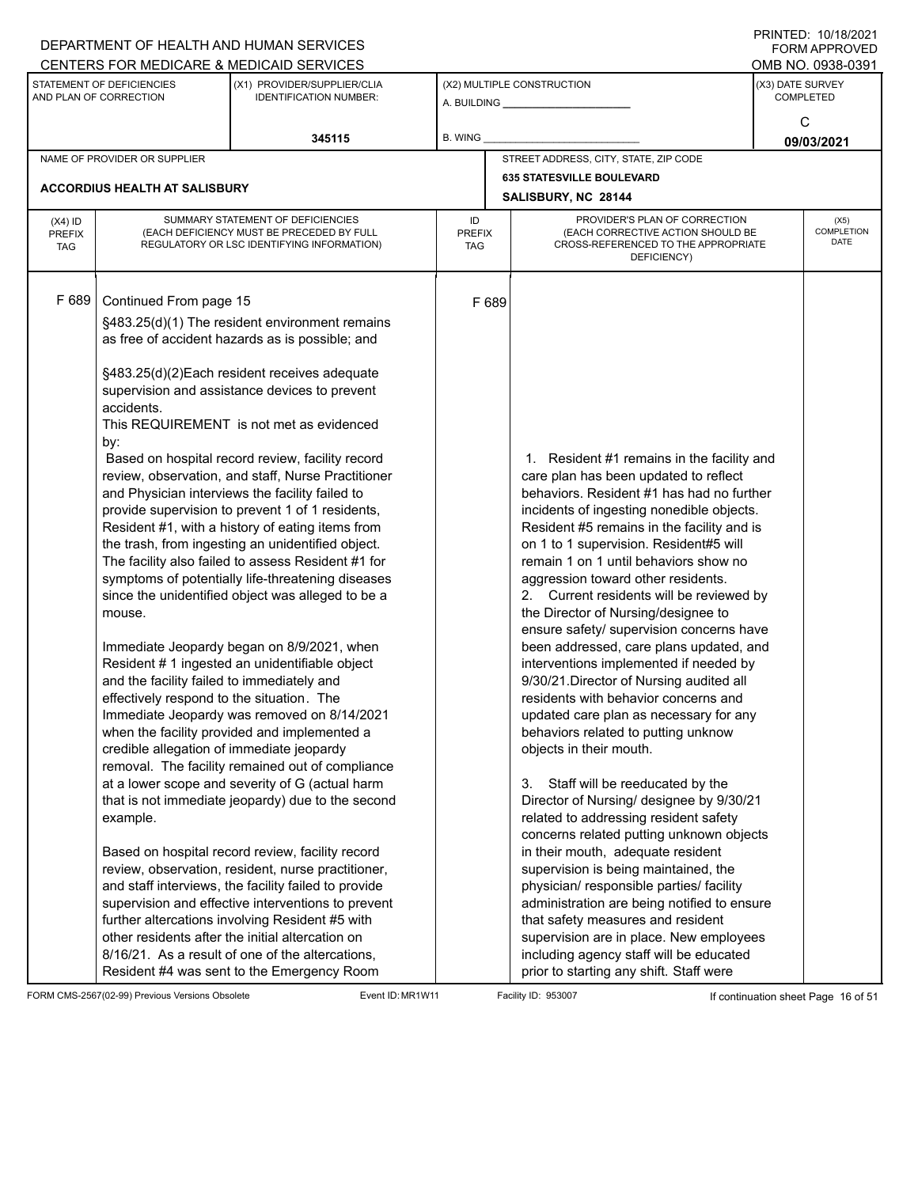DEPARTMENT OF HEALTH AND HUMAN SERVICES
CENTERS FOR MEDICARE & MEDICAID SERVICES

PRINTED: 10/18/2021
FORM APPROVED
OMB NO. 0938-0391

| STATEMENT OF DEFICIENCIES AND PLAN OF CORRECTION | (X1) PROVIDER/SUPPLIER/CLIA IDENTIFICATION NUMBER: | (X2) MULTIPLE CONSTRUCTION | (X3) DATE SURVEY COMPLETED |
|---|---|---|---|
| | 345115 | A. BUILDING ______ B. WING ______ | C 09/03/2021 |

| NAME OF PROVIDER OR SUPPLIER | STREET ADDRESS, CITY, STATE, ZIP CODE |
|---|---|
| ACCORDIUS HEALTH AT SALISBURY | 635 STATESVILLE BOULEVARD SALISBURY, NC 28144 |

| (X4) ID PREFIX TAG | SUMMARY STATEMENT OF DEFICIENCIES (EACH DEFICIENCY MUST BE PRECEDED BY FULL REGULATORY OR LSC IDENTIFYING INFORMATION) | ID PREFIX TAG | PROVIDER'S PLAN OF CORRECTION (EACH CORRECTIVE ACTION SHOULD BE CROSS-REFERENCED TO THE APPROPRIATE DEFICIENCY) | (X5) COMPLETION DATE |
|---|---|---|---|---|
| F 689 | Continued From page 15<br><br>§483.25(d)(1) The resident environment remains as free of accident hazards as is possible; and<br><br>§483.25(d)(2)Each resident receives adequate supervision and assistance devices to prevent accidents.<br>This REQUIREMENT is not met as evidenced by:<br>Based on hospital record review, facility record review, observation, and staff, Nurse Practitioner and Physician interviews the facility failed to provide supervision to prevent 1 of 1 residents, Resident #1, with a history of eating items from the trash, from ingesting an unidentified object. The facility also failed to assess Resident #1 for symptoms of potentially life-threatening diseases since the unidentified object was alleged to be a mouse.<br><br>Immediate Jeopardy began on 8/9/2021, when Resident # 1 ingested an unidentifiable object and the facility failed to immediately and effectively respond to the situation. The Immediate Jeopardy was removed on 8/14/2021 when the facility provided and implemented a credible allegation of immediate jeopardy removal. The facility remained out of compliance at a lower scope and severity of G (actual harm that is not immediate jeopardy) due to the second example.<br><br>Based on hospital record review, facility record review, observation, resident, nurse practitioner, and staff interviews, the facility failed to provide supervision and effective interventions to prevent further altercations involving Resident #5 with other residents after the initial altercation on 8/16/21. As a result of one of the altercations, Resident #4 was sent to the Emergency Room | F 689 | 1. Resident #1 remains in the facility and care plan has been updated to reflect behaviors. Resident #1 has had no further incidents of ingesting nonedible objects. Resident #5 remains in the facility and is on 1 to 1 supervision. Resident#5 will remain 1 on 1 until behaviors show no aggression toward other residents.<br>2. Current residents will be reviewed by the Director of Nursing/designee to ensure safety/ supervision concerns have been addressed, care plans updated, and interventions implemented if needed by 9/30/21.Director of Nursing audited all residents with behavior concerns and updated care plan as necessary for any behaviors related to putting unknow objects in their mouth.<br><br>3. Staff will be reeducated by the Director of Nursing/ designee by 9/30/21 related to addressing resident safety concerns related putting unknown objects in their mouth, adequate resident supervision is being maintained, the physician/ responsible parties/ facility administration are being notified to ensure that safety measures and resident supervision are in place. New employees including agency staff will be educated prior to starting any shift. Staff were | |

FORM CMS-2567(02-99) Previous Versions Obsolete Event ID: MR1W11 Facility ID: 953007 If continuation sheet Page 16 of 51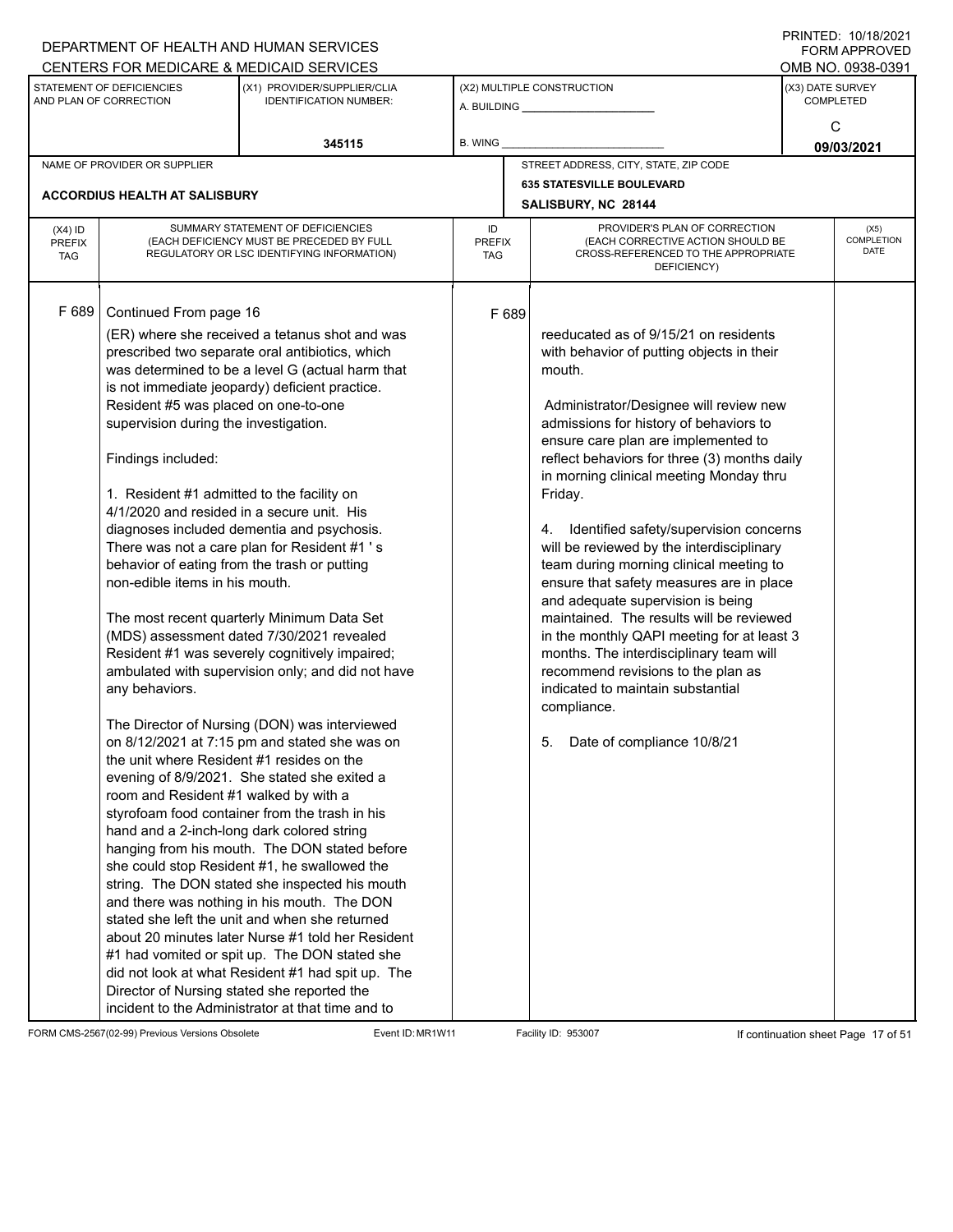DEPARTMENT OF HEALTH AND HUMAN SERVICES
CENTERS FOR MEDICARE & MEDICAID SERVICES

PRINTED: 10/18/2021
FORM APPROVED
OMB NO. 0938-0391

| STATEMENT OF DEFICIENCIES AND PLAN OF CORRECTION | (X1) PROVIDER/SUPPLIER/CLIA IDENTIFICATION NUMBER: | (X2) MULTIPLE CONSTRUCTION | (X3) DATE SURVEY COMPLETED |
|---|---|---|---|
| | 345115 | A. BUILDING ______ B. WING ______ | C 09/03/2021 |

| NAME OF PROVIDER OR SUPPLIER | STREET ADDRESS, CITY, STATE, ZIP CODE |
|---|---|
| ACCORDIUS HEALTH AT SALISBURY | 635 STATESVILLE BOULEVARD SALISBURY, NC 28144 |

| (X4) ID PREFIX TAG | SUMMARY STATEMENT OF DEFICIENCIES (EACH DEFICIENCY MUST BE PRECEDED BY FULL REGULATORY OR LSC IDENTIFYING INFORMATION) | ID PREFIX TAG | PROVIDER'S PLAN OF CORRECTION (EACH CORRECTIVE ACTION SHOULD BE CROSS-REFERENCED TO THE APPROPRIATE DEFICIENCY) | (X5) COMPLETION DATE |
|---|---|---|---|---|
| F 689 | Continued From page 16 | F 689 | | |

(ER) where she received a tetanus shot and was prescribed two separate oral antibiotics, which was determined to be a level G (actual harm that is not immediate jeopardy) deficient practice. Resident #5 was placed on one-to-one supervision during the investigation.

Findings included:

1. Resident #1 admitted to the facility on 4/1/2020 and resided in a secure unit. His diagnoses included dementia and psychosis. There was not a care plan for Resident #1 ' s behavior of eating from the trash or putting non-edible items in his mouth.

The most recent quarterly Minimum Data Set (MDS) assessment dated 7/30/2021 revealed Resident #1 was severely cognitively impaired; ambulated with supervision only; and did not have any behaviors.

The Director of Nursing (DON) was interviewed on 8/12/2021 at 7:15 pm and stated she was on the unit where Resident #1 resides on the evening of 8/9/2021. She stated she exited a room and Resident #1 walked by with a styrofoam food container from the trash in his hand and a 2-inch-long dark colored string hanging from his mouth. The DON stated before she could stop Resident #1, he swallowed the string. The DON stated she inspected his mouth and there was nothing in his mouth. The DON stated she left the unit and when she returned about 20 minutes later Nurse #1 told her Resident #1 had vomited or spit up. The DON stated she did not look at what Resident #1 had spit up. The Director of Nursing stated she reported the incident to the Administrator at that time and to

**Provider's Plan of Correction (continued):**

reeducated as of 9/15/21 on residents with behavior of putting objects in their mouth.

Administrator/Designee will review new admissions for history of behaviors to ensure care plan are implemented to reflect behaviors for three (3) months daily in morning clinical meeting Monday thru Friday.

4. Identified safety/supervision concerns will be reviewed by the interdisciplinary team during morning clinical meeting to ensure that safety measures are in place and adequate supervision is being maintained. The results will be reviewed in the monthly QAPI meeting for at least 3 months. The interdisciplinary team will recommend revisions to the plan as indicated to maintain substantial compliance.

5. Date of compliance 10/8/21

FORM CMS-2567(02-99) Previous Versions Obsolete Event ID: MR1W11 Facility ID: 953007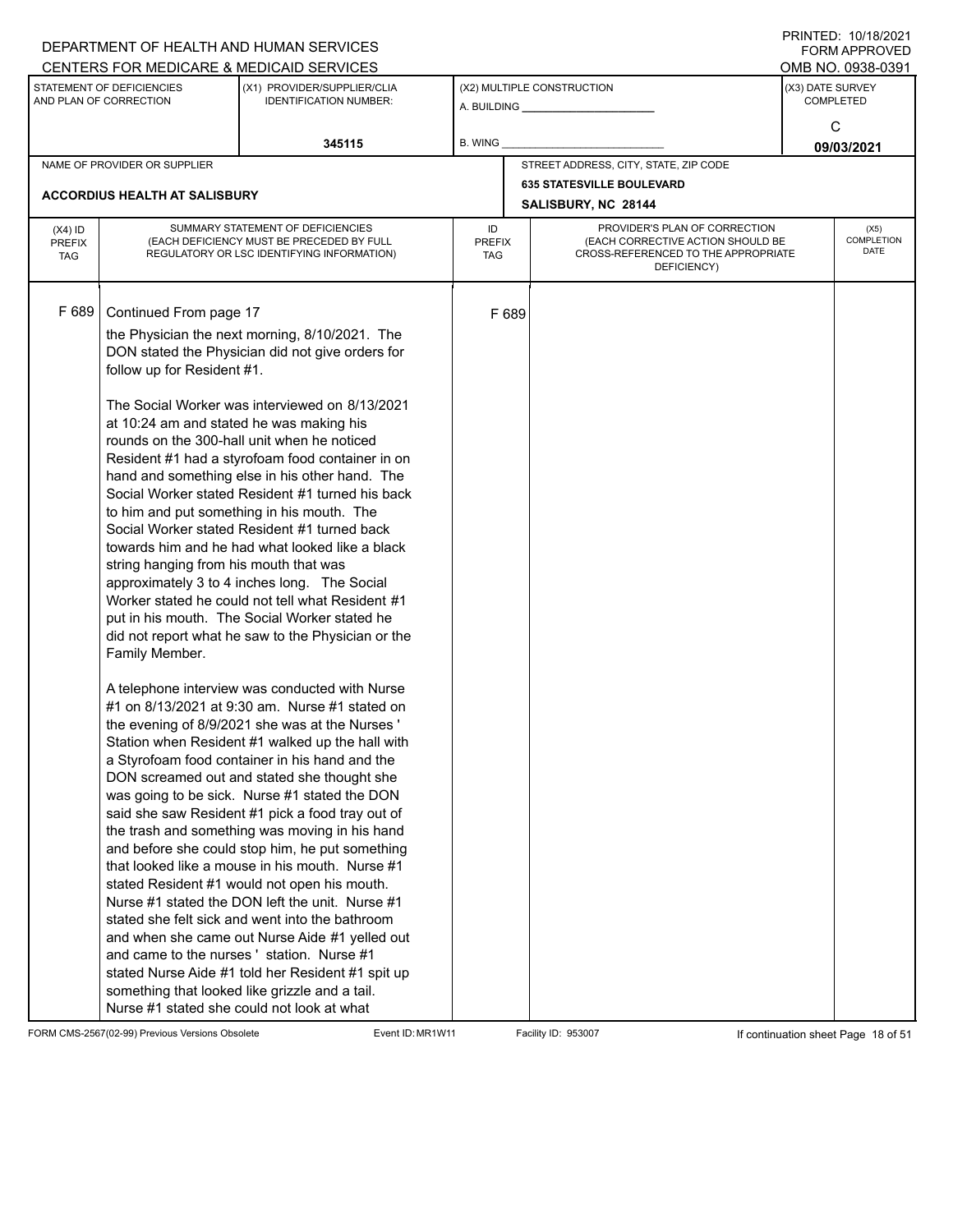DEPARTMENT OF HEALTH AND HUMAN SERVICES
CENTERS FOR MEDICARE & MEDICAID SERVICES

PRINTED: 10/18/2021
FORM APPROVED
OMB NO. 0938-0391

| STATEMENT OF DEFICIENCIES AND PLAN OF CORRECTION | (X1) PROVIDER/SUPPLIER/CLIA IDENTIFICATION NUMBER: | (X2) MULTIPLE CONSTRUCTION | (X3) DATE SURVEY COMPLETED |
|---|---|---|---|
| | 345115 | A. BUILDING ______ B. WING ______ | C 09/03/2021 |

| NAME OF PROVIDER OR SUPPLIER | STREET ADDRESS, CITY, STATE, ZIP CODE |
|---|---|
| ACCORDIUS HEALTH AT SALISBURY | 635 STATESVILLE BOULEVARD SALISBURY, NC 28144 |

| (X4) ID PREFIX TAG | SUMMARY STATEMENT OF DEFICIENCIES (EACH DEFICIENCY MUST BE PRECEDED BY FULL REGULATORY OR LSC IDENTIFYING INFORMATION) | ID PREFIX TAG | PROVIDER'S PLAN OF CORRECTION (EACH CORRECTIVE ACTION SHOULD BE CROSS-REFERENCED TO THE APPROPRIATE DEFICIENCY) | (X5) COMPLETION DATE |
|---|---|---|---|---|
| F 689 | Continued From page 17 | F 689 | | |

the Physician the next morning, 8/10/2021. The DON stated the Physician did not give orders for follow up for Resident #1.

The Social Worker was interviewed on 8/13/2021 at 10:24 am and stated he was making his rounds on the 300-hall unit when he noticed Resident #1 had a styrofoam food container in on hand and something else in his other hand. The Social Worker stated Resident #1 turned his back to him and put something in his mouth. The Social Worker stated Resident #1 turned back towards him and he had what looked like a black string hanging from his mouth that was approximately 3 to 4 inches long. The Social Worker stated he could not tell what Resident #1 put in his mouth. The Social Worker stated he did not report what he saw to the Physician or the Family Member.

A telephone interview was conducted with Nurse #1 on 8/13/2021 at 9:30 am. Nurse #1 stated on the evening of 8/9/2021 she was at the Nurses ' Station when Resident #1 walked up the hall with a Styrofoam food container in his hand and the DON screamed out and stated she thought she was going to be sick. Nurse #1 stated the DON said she saw Resident #1 pick a food tray out of the trash and something was moving in his hand and before she could stop him, he put something that looked like a mouse in his mouth. Nurse #1 stated Resident #1 would not open his mouth. Nurse #1 stated the DON left the unit. Nurse #1 stated she felt sick and went into the bathroom and when she came out Nurse Aide #1 yelled out and came to the nurses ' station. Nurse #1 stated Nurse Aide #1 told her Resident #1 spit up something that looked like grizzle and a tail. Nurse #1 stated she could not look at what

FORM CMS-2567(02-99) Previous Versions Obsolete Event ID: MR1W11 Facility ID: 953007 If continuation sheet Page 18 of 51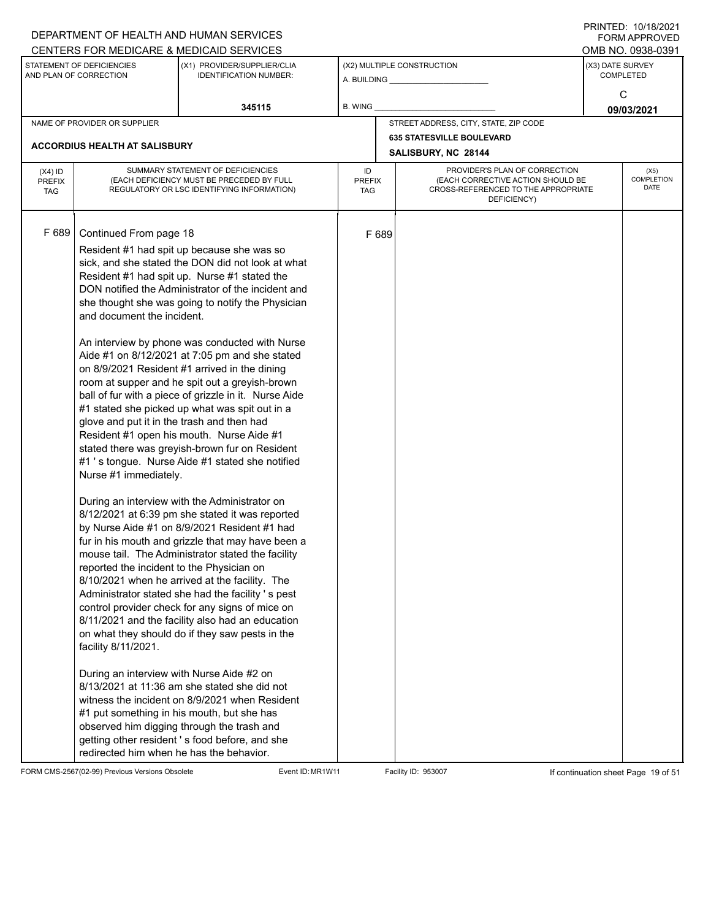DEPARTMENT OF HEALTH AND HUMAN SERVICES
CENTERS FOR MEDICARE & MEDICAID SERVICES

PRINTED: 10/18/2021
FORM APPROVED
OMB NO. 0938-0391

| STATEMENT OF DEFICIENCIES AND PLAN OF CORRECTION | (X1) PROVIDER/SUPPLIER/CLIA IDENTIFICATION NUMBER: | (X2) MULTIPLE CONSTRUCTION | (X3) DATE SURVEY COMPLETED |
|---|---|---|---|
| | 345115 | A. BUILDING ______ B. WING ______ | C 09/03/2021 |

| NAME OF PROVIDER OR SUPPLIER | STREET ADDRESS, CITY, STATE, ZIP CODE |
|---|---|
| ACCORDIUS HEALTH AT SALISBURY | 635 STATESVILLE BOULEVARD SALISBURY, NC 28144 |

| (X4) ID PREFIX TAG | SUMMARY STATEMENT OF DEFICIENCIES (EACH DEFICIENCY MUST BE PRECEDED BY FULL REGULATORY OR LSC IDENTIFYING INFORMATION) | ID PREFIX TAG | PROVIDER'S PLAN OF CORRECTION (EACH CORRECTIVE ACTION SHOULD BE CROSS-REFERENCED TO THE APPROPRIATE DEFICIENCY) | (X5) COMPLETION DATE |
|---|---|---|---|---|
| F 689 | Continued From page 18 | F 689 | | |

Resident #1 had spit up because she was so sick, and she stated the DON did not look at what Resident #1 had spit up. Nurse #1 stated the DON notified the Administrator of the incident and she thought she was going to notify the Physician and document the incident.

An interview by phone was conducted with Nurse Aide #1 on 8/12/2021 at 7:05 pm and she stated on 8/9/2021 Resident #1 arrived in the dining room at supper and he spit out a greyish-brown ball of fur with a piece of grizzle in it. Nurse Aide #1 stated she picked up what was spit out in a glove and put it in the trash and then had Resident #1 open his mouth. Nurse Aide #1 stated there was greyish-brown fur on Resident #1 ' s tongue. Nurse Aide #1 stated she notified Nurse #1 immediately.

During an interview with the Administrator on 8/12/2021 at 6:39 pm she stated it was reported by Nurse Aide #1 on 8/9/2021 Resident #1 had fur in his mouth and grizzle that may have been a mouse tail. The Administrator stated the facility reported the incident to the Physician on 8/10/2021 when he arrived at the facility. The Administrator stated she had the facility ' s pest control provider check for any signs of mice on 8/11/2021 and the facility also had an education on what they should do if they saw pests in the facility 8/11/2021.

During an interview with Nurse Aide #2 on 8/13/2021 at 11:36 am she stated she did not witness the incident on 8/9/2021 when Resident #1 put something in his mouth, but she has observed him digging through the trash and getting other resident ' s food before, and she redirected him when he has the behavior.

FORM CMS-2567(02-99) Previous Versions Obsolete Event ID: MR1W11 Facility ID: 953007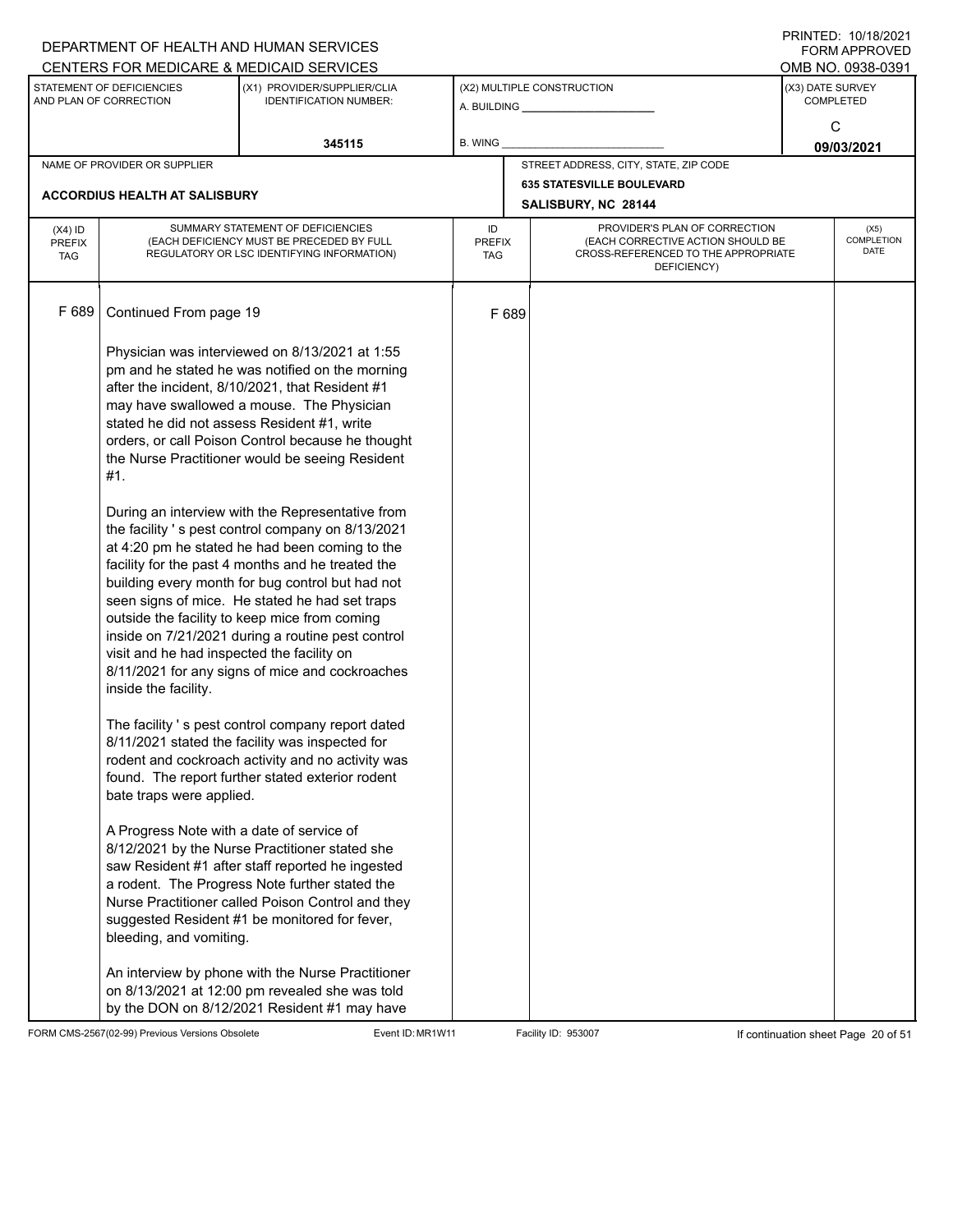DEPARTMENT OF HEALTH AND HUMAN SERVICES
CENTERS FOR MEDICARE & MEDICAID SERVICES

PRINTED: 10/18/2021
FORM APPROVED
OMB NO. 0938-0391

| STATEMENT OF DEFICIENCIES AND PLAN OF CORRECTION | (X1) PROVIDER/SUPPLIER/CLIA IDENTIFICATION NUMBER: | (X2) MULTIPLE CONSTRUCTION | (X3) DATE SURVEY COMPLETED |
|---|---|---|---|
| | 345115 | A. BUILDING ______ B. WING ______ | C 09/03/2021 |

| NAME OF PROVIDER OR SUPPLIER | STREET ADDRESS, CITY, STATE, ZIP CODE |
|---|---|
| ACCORDIUS HEALTH AT SALISBURY | 635 STATESVILLE BOULEVARD SALISBURY, NC 28144 |

| (X4) ID PREFIX TAG | SUMMARY STATEMENT OF DEFICIENCIES (EACH DEFICIENCY MUST BE PRECEDED BY FULL REGULATORY OR LSC IDENTIFYING INFORMATION) | ID PREFIX TAG | PROVIDER'S PLAN OF CORRECTION (EACH CORRECTIVE ACTION SHOULD BE CROSS-REFERENCED TO THE APPROPRIATE DEFICIENCY) | (X5) COMPLETION DATE |
|---|---|---|---|---|
| F 689 | Continued From page 19 | F 689 | | |

Physician was interviewed on 8/13/2021 at 1:55 pm and he stated he was notified on the morning after the incident, 8/10/2021, that Resident #1 may have swallowed a mouse. The Physician stated he did not assess Resident #1, write orders, or call Poison Control because he thought the Nurse Practitioner would be seeing Resident #1.

During an interview with the Representative from the facility ' s pest control company on 8/13/2021 at 4:20 pm he stated he had been coming to the facility for the past 4 months and he treated the building every month for bug control but had not seen signs of mice. He stated he had set traps outside the facility to keep mice from coming inside on 7/21/2021 during a routine pest control visit and he had inspected the facility on 8/11/2021 for any signs of mice and cockroaches inside the facility.

The facility ' s pest control company report dated 8/11/2021 stated the facility was inspected for rodent and cockroach activity and no activity was found. The report further stated exterior rodent bate traps were applied.

A Progress Note with a date of service of 8/12/2021 by the Nurse Practitioner stated she saw Resident #1 after staff reported he ingested a rodent. The Progress Note further stated the Nurse Practitioner called Poison Control and they suggested Resident #1 be monitored for fever, bleeding, and vomiting.

An interview by phone with the Nurse Practitioner on 8/13/2021 at 12:00 pm revealed she was told by the DON on 8/12/2021 Resident #1 may have

FORM CMS-2567(02-99) Previous Versions Obsolete Event ID: MR1W11 Facility ID: 953007 If continuation sheet Page 20 of 51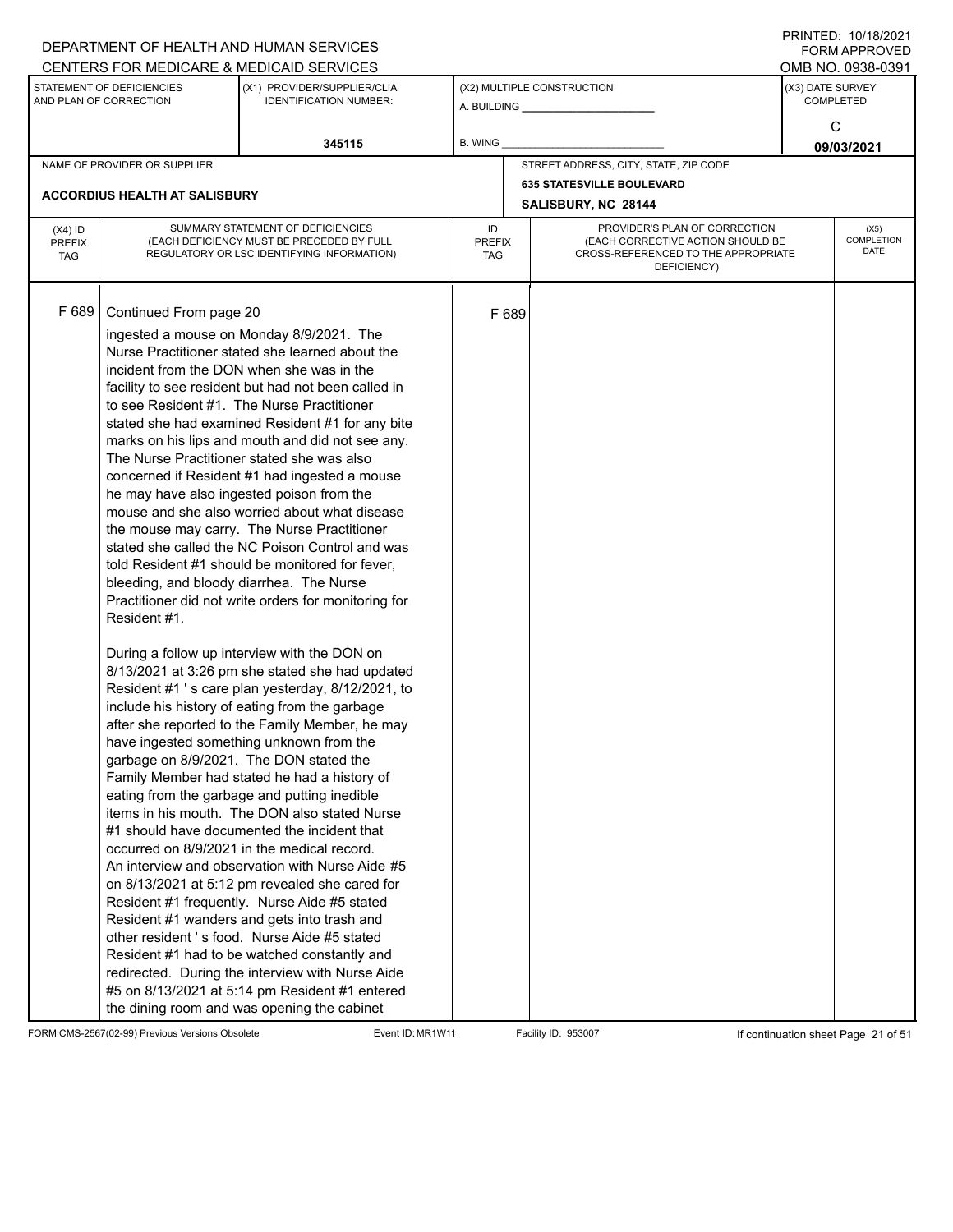DEPARTMENT OF HEALTH AND HUMAN SERVICES
CENTERS FOR MEDICARE & MEDICAID SERVICES

PRINTED: 10/18/2021
FORM APPROVED
OMB NO. 0938-0391

| STATEMENT OF DEFICIENCIES AND PLAN OF CORRECTION | (X1) PROVIDER/SUPPLIER/CLIA IDENTIFICATION NUMBER: | (X2) MULTIPLE CONSTRUCTION | (X3) DATE SURVEY COMPLETED |
|---|---|---|---|
| | 345115 | A. BUILDING ___ B. WING ___ | C 09/03/2021 |

| NAME OF PROVIDER OR SUPPLIER | STREET ADDRESS, CITY, STATE, ZIP CODE |
|---|---|
| ACCORDIUS HEALTH AT SALISBURY | 635 STATESVILLE BOULEVARD SALISBURY, NC 28144 |

| (X4) ID PREFIX TAG | SUMMARY STATEMENT OF DEFICIENCIES (EACH DEFICIENCY MUST BE PRECEDED BY FULL REGULATORY OR LSC IDENTIFYING INFORMATION) | ID PREFIX TAG | PROVIDER'S PLAN OF CORRECTION (EACH CORRECTIVE ACTION SHOULD BE CROSS-REFERENCED TO THE APPROPRIATE DEFICIENCY) | (X5) COMPLETION DATE |
|---|---|---|---|---|
| F 689 | Continued From page 20 | F 689 | | |

ingested a mouse on Monday 8/9/2021. The Nurse Practitioner stated she learned about the incident from the DON when she was in the facility to see resident but had not been called in to see Resident #1. The Nurse Practitioner stated she had examined Resident #1 for any bite marks on his lips and mouth and did not see any. The Nurse Practitioner stated she was also concerned if Resident #1 had ingested a mouse he may have also ingested poison from the mouse and she also worried about what disease the mouse may carry. The Nurse Practitioner stated she called the NC Poison Control and was told Resident #1 should be monitored for fever, bleeding, and bloody diarrhea. The Nurse Practitioner did not write orders for monitoring for Resident #1.

During a follow up interview with the DON on 8/13/2021 at 3:26 pm she stated she had updated Resident #1 ' s care plan yesterday, 8/12/2021, to include his history of eating from the garbage after she reported to the Family Member, he may have ingested something unknown from the garbage on 8/9/2021. The DON stated the Family Member had stated he had a history of eating from the garbage and putting inedible items in his mouth. The DON also stated Nurse #1 should have documented the incident that occurred on 8/9/2021 in the medical record.
An interview and observation with Nurse Aide #5 on 8/13/2021 at 5:12 pm revealed she cared for Resident #1 frequently. Nurse Aide #5 stated Resident #1 wanders and gets into trash and other resident ' s food. Nurse Aide #5 stated Resident #1 had to be watched constantly and redirected. During the interview with Nurse Aide #5 on 8/13/2021 at 5:14 pm Resident #1 entered the dining room and was opening the cabinet

FORM CMS-2567(02-99) Previous Versions Obsolete Event ID: MR1W11 Facility ID: 953007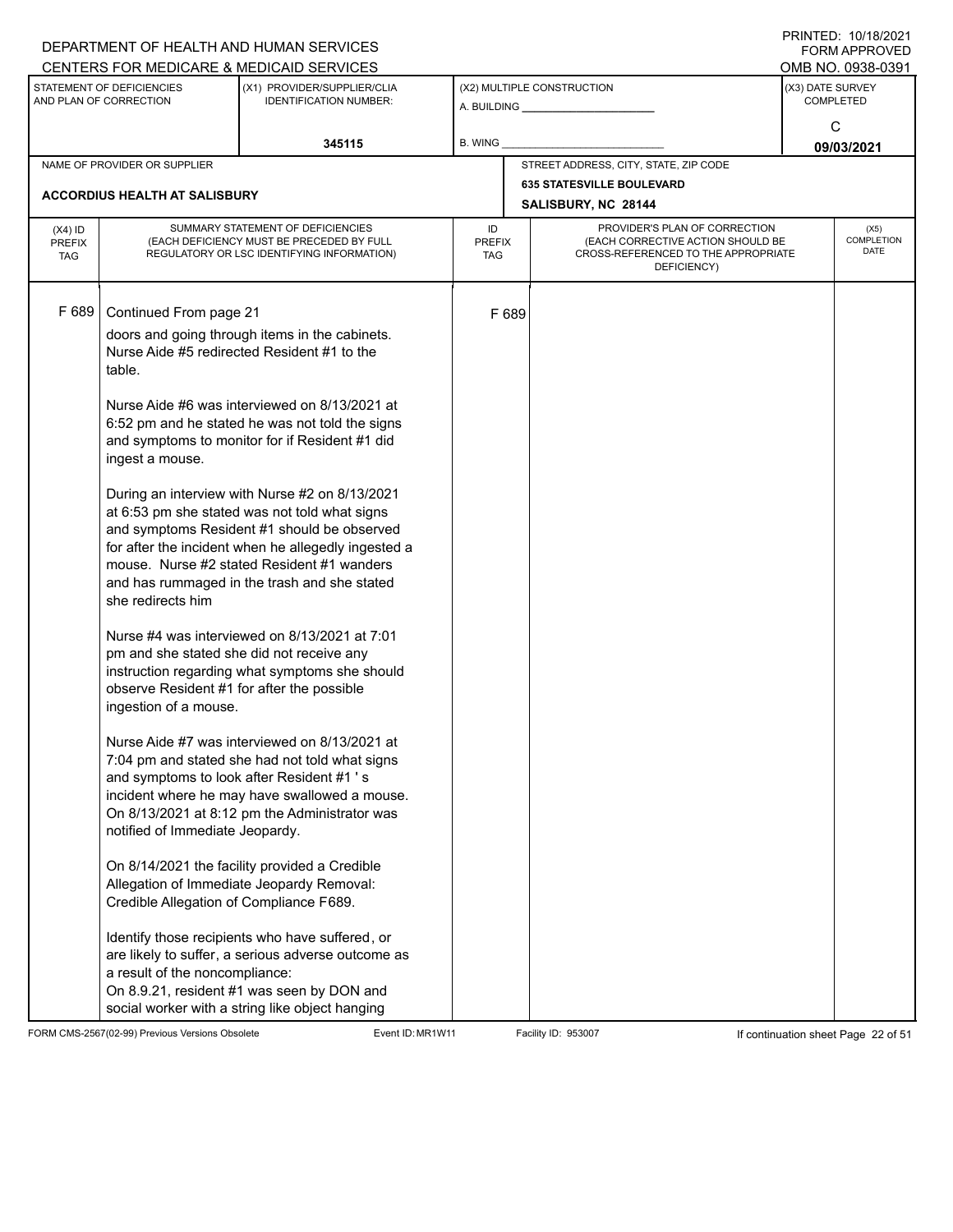DEPARTMENT OF HEALTH AND HUMAN SERVICES
CENTERS FOR MEDICARE & MEDICAID SERVICES

PRINTED: 10/18/2021
FORM APPROVED
OMB NO. 0938-0391

| STATEMENT OF DEFICIENCIES AND PLAN OF CORRECTION | (X1) PROVIDER/SUPPLIER/CLIA IDENTIFICATION NUMBER: | (X2) MULTIPLE CONSTRUCTION | (X3) DATE SURVEY COMPLETED |
|---|---|---|---|
| | 345115 | A. BUILDING ___ B. WING ___ | C 09/03/2021 |

| NAME OF PROVIDER OR SUPPLIER | STREET ADDRESS, CITY, STATE, ZIP CODE |
|---|---|
| ACCORDIUS HEALTH AT SALISBURY | 635 STATESVILLE BOULEVARD SALISBURY, NC 28144 |

| (X4) ID PREFIX TAG | SUMMARY STATEMENT OF DEFICIENCIES (EACH DEFICIENCY MUST BE PRECEDED BY FULL REGULATORY OR LSC IDENTIFYING INFORMATION) | ID PREFIX TAG | PROVIDER'S PLAN OF CORRECTION (EACH CORRECTIVE ACTION SHOULD BE CROSS-REFERENCED TO THE APPROPRIATE DEFICIENCY) | (X5) COMPLETION DATE |
|---|---|---|---|---|
| F 689 | Continued From page 21 | F 689 | | |

doors and going through items in the cabinets. Nurse Aide #5 redirected Resident #1 to the table.

Nurse Aide #6 was interviewed on 8/13/2021 at 6:52 pm and he stated he was not told the signs and symptoms to monitor for if Resident #1 did ingest a mouse.

During an interview with Nurse #2 on 8/13/2021 at 6:53 pm she stated was not told what signs and symptoms Resident #1 should be observed for after the incident when he allegedly ingested a mouse. Nurse #2 stated Resident #1 wanders and has rummaged in the trash and she stated she redirects him

Nurse #4 was interviewed on 8/13/2021 at 7:01 pm and she stated she did not receive any instruction regarding what symptoms she should observe Resident #1 for after the possible ingestion of a mouse.

Nurse Aide #7 was interviewed on 8/13/2021 at 7:04 pm and stated she had not told what signs and symptoms to look after Resident #1 ' s incident where he may have swallowed a mouse. On 8/13/2021 at 8:12 pm the Administrator was notified of Immediate Jeopardy.

On 8/14/2021 the facility provided a Credible Allegation of Immediate Jeopardy Removal: Credible Allegation of Compliance F689.

Identify those recipients who have suffered, or are likely to suffer, a serious adverse outcome as a result of the noncompliance:
On 8.9.21, resident #1 was seen by DON and social worker with a string like object hanging

FORM CMS-2567(02-99) Previous Versions Obsolete | Event ID: MR1W11 | Facility ID: 953007 | If continuation sheet Page 22 of 51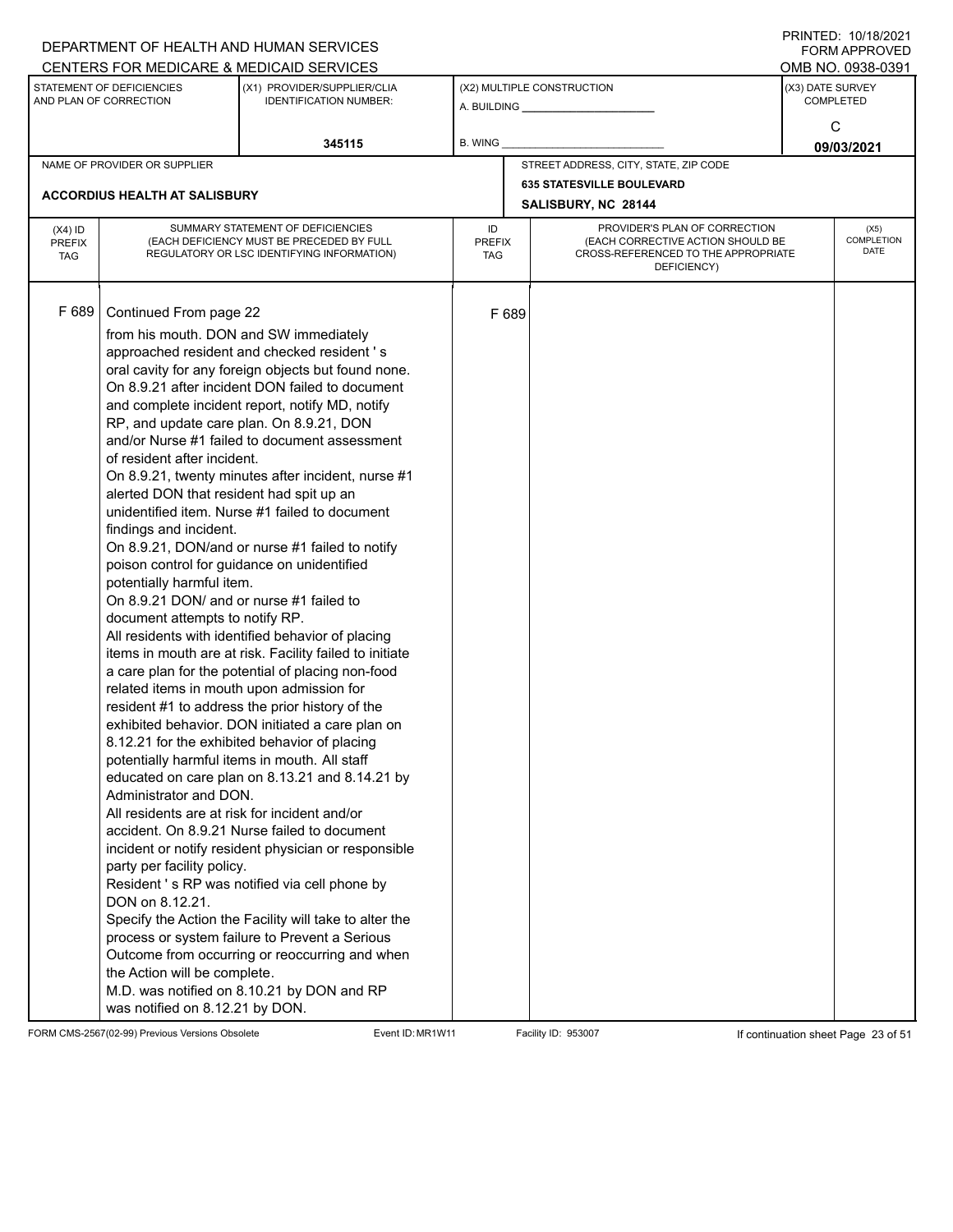DEPARTMENT OF HEALTH AND HUMAN SERVICES
CENTERS FOR MEDICARE & MEDICAID SERVICES

PRINTED: 10/18/2021
FORM APPROVED
OMB NO. 0938-0391

| STATEMENT OF DEFICIENCIES AND PLAN OF CORRECTION | (X1) PROVIDER/SUPPLIER/CLIA IDENTIFICATION NUMBER: | (X2) MULTIPLE CONSTRUCTION | (X3) DATE SURVEY COMPLETED |
|---|---|---|---|
| | 345115 | A. BUILDING ______ B. WING ______ | C 09/03/2021 |

| NAME OF PROVIDER OR SUPPLIER | STREET ADDRESS, CITY, STATE, ZIP CODE |
|---|---|
| ACCORDIUS HEALTH AT SALISBURY | 635 STATESVILLE BOULEVARD SALISBURY, NC 28144 |

| (X4) ID PREFIX TAG | SUMMARY STATEMENT OF DEFICIENCIES (EACH DEFICIENCY MUST BE PRECEDED BY FULL REGULATORY OR LSC IDENTIFYING INFORMATION) | ID PREFIX TAG | PROVIDER'S PLAN OF CORRECTION (EACH CORRECTIVE ACTION SHOULD BE CROSS-REFERENCED TO THE APPROPRIATE DEFICIENCY) | (X5) COMPLETION DATE |
|---|---|---|---|---|
| F 689 | Continued From page 22 | F 689 | | |

from his mouth. DON and SW immediately approached resident and checked resident ' s oral cavity for any foreign objects but found none.
On 8.9.21 after incident DON failed to document and complete incident report, notify MD, notify RP, and update care plan. On 8.9.21, DON and/or Nurse #1 failed to document assessment of resident after incident.
On 8.9.21, twenty minutes after incident, nurse #1 alerted DON that resident had spit up an unidentified item. Nurse #1 failed to document findings and incident.
On 8.9.21, DON/and or nurse #1 failed to notify poison control for guidance on unidentified potentially harmful item.
On 8.9.21 DON/ and or nurse #1 failed to document attempts to notify RP.
All residents with identified behavior of placing items in mouth are at risk. Facility failed to initiate a care plan for the potential of placing non-food related items in mouth upon admission for resident #1 to address the prior history of the exhibited behavior. DON initiated a care plan on 8.12.21 for the exhibited behavior of placing potentially harmful items in mouth. All staff educated on care plan on 8.13.21 and 8.14.21 by Administrator and DON.
All residents are at risk for incident and/or accident. On 8.9.21 Nurse failed to document incident or notify resident physician or responsible party per facility policy.
Resident ' s RP was notified via cell phone by DON on 8.12.21.
Specify the Action the Facility will take to alter the process or system failure to Prevent a Serious Outcome from occurring or reoccurring and when the Action will be complete.
M.D. was notified on 8.10.21 by DON and RP was notified on 8.12.21 by DON.

FORM CMS-2567(02-99) Previous Versions Obsolete    Event ID: MR1W11    Facility ID: 953007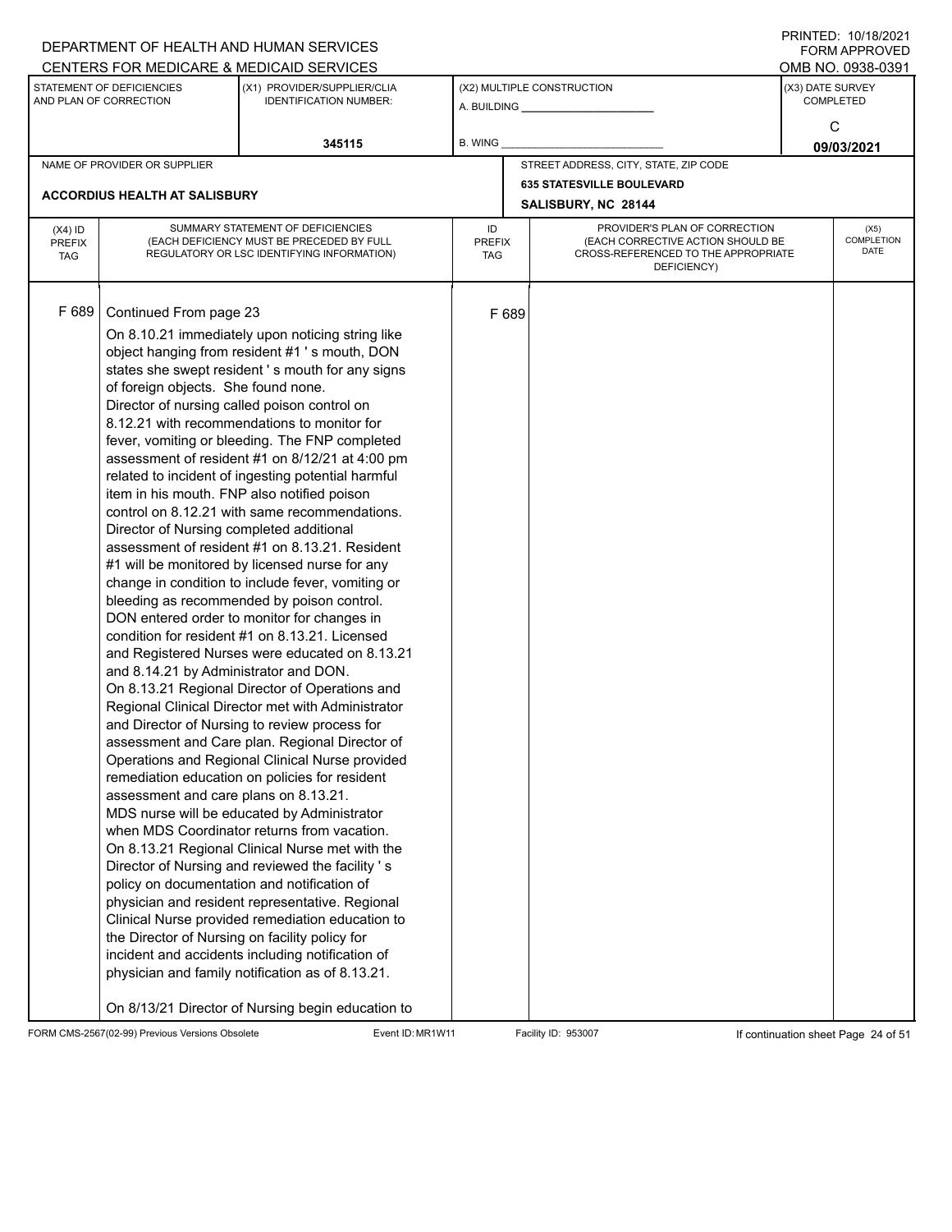DEPARTMENT OF HEALTH AND HUMAN SERVICES
CENTERS FOR MEDICARE & MEDICAID SERVICES

PRINTED: 10/18/2021
FORM APPROVED
OMB NO. 0938-0391

| STATEMENT OF DEFICIENCIES AND PLAN OF CORRECTION | (X1) PROVIDER/SUPPLIER/CLIA IDENTIFICATION NUMBER: | (X2) MULTIPLE CONSTRUCTION | (X3) DATE SURVEY COMPLETED |
|---|---|---|---|
| | 345115 | A. BUILDING ______ B. WING ______ | C 09/03/2021 |

| NAME OF PROVIDER OR SUPPLIER | STREET ADDRESS, CITY, STATE, ZIP CODE |
|---|---|
| ACCORDIUS HEALTH AT SALISBURY | 635 STATESVILLE BOULEVARD SALISBURY, NC 28144 |

| (X4) ID PREFIX TAG | SUMMARY STATEMENT OF DEFICIENCIES (EACH DEFICIENCY MUST BE PRECEDED BY FULL REGULATORY OR LSC IDENTIFYING INFORMATION) | ID PREFIX TAG | PROVIDER'S PLAN OF CORRECTION (EACH CORRECTIVE ACTION SHOULD BE CROSS-REFERENCED TO THE APPROPRIATE DEFICIENCY) | (X5) COMPLETION DATE |
|---|---|---|---|---|
| F 689 | Continued From page 23<br>On 8.10.21 immediately upon noticing string like object hanging from resident #1 ' s mouth, DON states she swept resident ' s mouth for any signs of foreign objects. She found none.<br>Director of nursing called poison control on 8.12.21 with recommendations to monitor for fever, vomiting or bleeding. The FNP completed assessment of resident #1 on 8/12/21 at 4:00 pm related to incident of ingesting potential harmful item in his mouth. FNP also notified poison control on 8.12.21 with same recommendations.<br>Director of Nursing completed additional assessment of resident #1 on 8.13.21. Resident #1 will be monitored by licensed nurse for any change in condition to include fever, vomiting or bleeding as recommended by poison control.<br>DON entered order to monitor for changes in condition for resident #1 on 8.13.21. Licensed and Registered Nurses were educated on 8.13.21 and 8.14.21 by Administrator and DON.<br>On 8.13.21 Regional Director of Operations and Regional Clinical Director met with Administrator and Director of Nursing to review process for assessment and Care plan. Regional Director of Operations and Regional Clinical Nurse provided remediation education on policies for resident assessment and care plans on 8.13.21.<br>MDS nurse will be educated by Administrator when MDS Coordinator returns from vacation.<br>On 8.13.21 Regional Clinical Nurse met with the Director of Nursing and reviewed the facility ' s policy on documentation and notification of physician and resident representative. Regional Clinical Nurse provided remediation education to the Director of Nursing on facility policy for incident and accidents including notification of physician and family notification as of 8.13.21.<br><br>On 8/13/21 Director of Nursing begin education to | F 689 | | |

FORM CMS-2567(02-99) Previous Versions Obsolete Event ID: MR1W11 Facility ID: 953007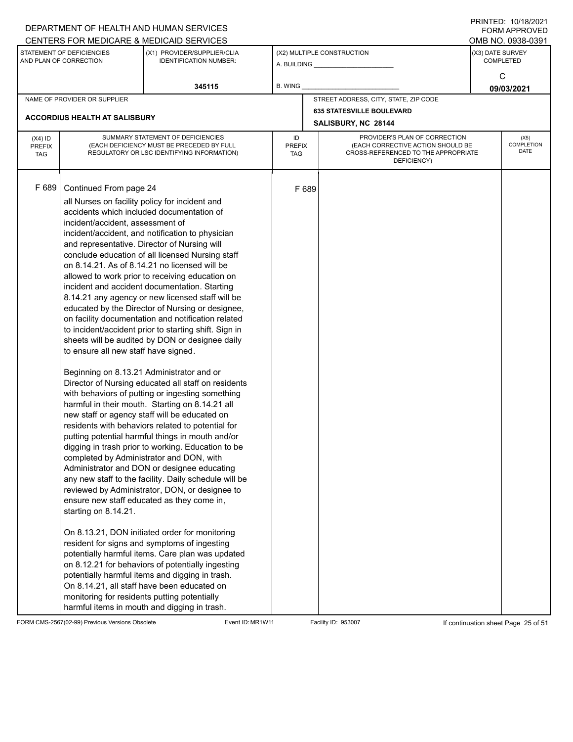DEPARTMENT OF HEALTH AND HUMAN SERVICES
CENTERS FOR MEDICARE & MEDICAID SERVICES

PRINTED: 10/18/2021
FORM APPROVED
OMB NO. 0938-0391

| STATEMENT OF DEFICIENCIES AND PLAN OF CORRECTION | (X1) PROVIDER/SUPPLIER/CLIA IDENTIFICATION NUMBER: | (X2) MULTIPLE CONSTRUCTION | (X3) DATE SURVEY COMPLETED |
|---|---|---|---|
| | 345115 | A. BUILDING ______ B. WING ______ | C 09/03/2021 |

| NAME OF PROVIDER OR SUPPLIER | STREET ADDRESS, CITY, STATE, ZIP CODE |
|---|---|
| ACCORDIUS HEALTH AT SALISBURY | 635 STATESVILLE BOULEVARD SALISBURY, NC 28144 |

| (X4) ID PREFIX TAG | SUMMARY STATEMENT OF DEFICIENCIES (EACH DEFICIENCY MUST BE PRECEDED BY FULL REGULATORY OR LSC IDENTIFYING INFORMATION) | ID PREFIX TAG | PROVIDER'S PLAN OF CORRECTION (EACH CORRECTIVE ACTION SHOULD BE CROSS-REFERENCED TO THE APPROPRIATE DEFICIENCY) | (X5) COMPLETION DATE |
|---|---|---|---|---|
| F 689 | Continued From page 24 | F 689 | | |

all Nurses on facility policy for incident and accidents which included documentation of incident/accident, assessment of incident/accident, and notification to physician and representative. Director of Nursing will conclude education of all licensed Nursing staff on 8.14.21. As of 8.14.21 no licensed will be allowed to work prior to receiving education on incident and accident documentation. Starting 8.14.21 any agency or new licensed staff will be educated by the Director of Nursing or designee, on facility documentation and notification related to incident/accident prior to starting shift. Sign in sheets will be audited by DON or designee daily to ensure all new staff have signed.

Beginning on 8.13.21 Administrator and or Director of Nursing educated all staff on residents with behaviors of putting or ingesting something harmful in their mouth. Starting on 8.14.21 all new staff or agency staff will be educated on residents with behaviors related to potential for putting potential harmful things in mouth and/or digging in trash prior to working. Education to be completed by Administrator and DON, with Administrator and DON or designee educating any new staff to the facility. Daily schedule will be reviewed by Administrator, DON, or designee to ensure new staff educated as they come in, starting on 8.14.21.

On 8.13.21, DON initiated order for monitoring resident for signs and symptoms of ingesting potentially harmful items. Care plan was updated on 8.12.21 for behaviors of potentially ingesting potentially harmful items and digging in trash. On 8.14.21, all staff have been educated on monitoring for residents putting potentially harmful items in mouth and digging in trash.

FORM CMS-2567(02-99) Previous Versions Obsolete Event ID: MR1W11 Facility ID: 953007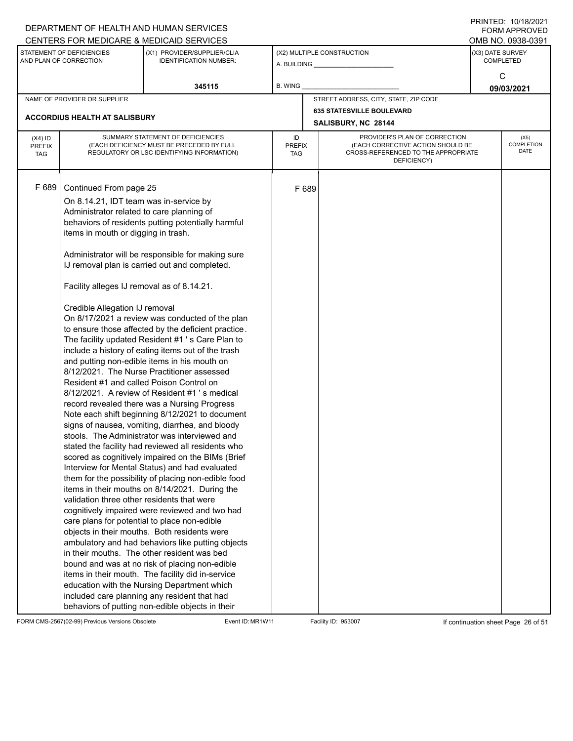DEPARTMENT OF HEALTH AND HUMAN SERVICES
CENTERS FOR MEDICARE & MEDICAID SERVICES

PRINTED: 10/18/2021
FORM APPROVED
OMB NO. 0938-0391

| STATEMENT OF DEFICIENCIES AND PLAN OF CORRECTION | (X1) PROVIDER/SUPPLIER/CLIA IDENTIFICATION NUMBER: | (X2) MULTIPLE CONSTRUCTION | (X3) DATE SURVEY COMPLETED |
|---|---|---|---|
| | 345115 | A. BUILDING ______ B. WING ______ | C 09/03/2021 |

| NAME OF PROVIDER OR SUPPLIER | STREET ADDRESS, CITY, STATE, ZIP CODE |
|---|---|
| ACCORDIUS HEALTH AT SALISBURY | 635 STATESVILLE BOULEVARD SALISBURY, NC 28144 |

| (X4) ID PREFIX TAG | SUMMARY STATEMENT OF DEFICIENCIES (EACH DEFICIENCY MUST BE PRECEDED BY FULL REGULATORY OR LSC IDENTIFYING INFORMATION) | ID PREFIX TAG | PROVIDER'S PLAN OF CORRECTION (EACH CORRECTIVE ACTION SHOULD BE CROSS-REFERENCED TO THE APPROPRIATE DEFICIENCY) | (X5) COMPLETION DATE |
|---|---|---|---|---|
| F 689 | Continued From page 25 | F 689 | | |

On 8.14.21, IDT team was in-service by Administrator related to care planning of behaviors of residents putting potentially harmful items in mouth or digging in trash.

Administrator will be responsible for making sure IJ removal plan is carried out and completed.

Facility alleges IJ removal as of 8.14.21.

Credible Allegation IJ removal
On 8/17/2021 a review was conducted of the plan to ensure those affected by the deficient practice. The facility updated Resident #1 ' s Care Plan to include a history of eating items out of the trash and putting non-edible items in his mouth on 8/12/2021. The Nurse Practitioner assessed Resident #1 and called Poison Control on 8/12/2021. A review of Resident #1 ' s medical record revealed there was a Nursing Progress Note each shift beginning 8/12/2021 to document signs of nausea, vomiting, diarrhea, and bloody stools. The Administrator was interviewed and stated the facility had reviewed all residents who scored as cognitively impaired on the BIMs (Brief Interview for Mental Status) and had evaluated them for the possibility of placing non-edible food items in their mouths on 8/14/2021. During the validation three other residents that were cognitively impaired were reviewed and two had care plans for potential to place non-edible objects in their mouths. Both residents were ambulatory and had behaviors like putting objects in their mouths. The other resident was bed bound and was at no risk of placing non-edible items in their mouth. The facility did in-service education with the Nursing Department which included care planning any resident that had behaviors of putting non-edible objects in their

FORM CMS-2567(02-99) Previous Versions Obsolete Event ID: MR1W11 Facility ID: 953007 If continuation sheet Page 26 of 51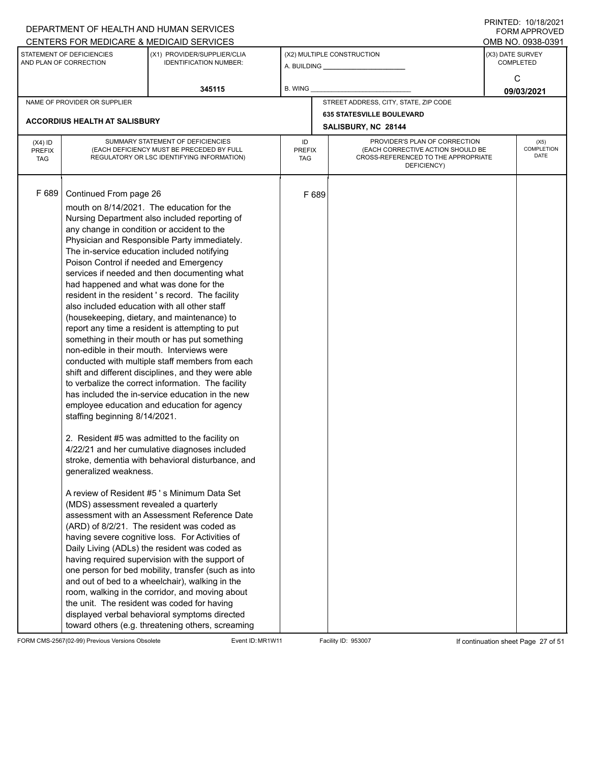DEPARTMENT OF HEALTH AND HUMAN SERVICES
CENTERS FOR MEDICARE & MEDICAID SERVICES

PRINTED: 10/18/2021
FORM APPROVED
OMB NO. 0938-0391

| STATEMENT OF DEFICIENCIES AND PLAN OF CORRECTION | (X1) PROVIDER/SUPPLIER/CLIA IDENTIFICATION NUMBER: | (X2) MULTIPLE CONSTRUCTION | (X3) DATE SURVEY COMPLETED |
|---|---|---|---|
| | 345115 | A. BUILDING ______ B. WING ______ | C 09/03/2021 |

| NAME OF PROVIDER OR SUPPLIER | STREET ADDRESS, CITY, STATE, ZIP CODE |
|---|---|
| ACCORDIUS HEALTH AT SALISBURY | 635 STATESVILLE BOULEVARD SALISBURY, NC 28144 |

| (X4) ID PREFIX TAG | SUMMARY STATEMENT OF DEFICIENCIES (EACH DEFICIENCY MUST BE PRECEDED BY FULL REGULATORY OR LSC IDENTIFYING INFORMATION) | ID PREFIX TAG | PROVIDER'S PLAN OF CORRECTION (EACH CORRECTIVE ACTION SHOULD BE CROSS-REFERENCED TO THE APPROPRIATE DEFICIENCY) | (X5) COMPLETION DATE |
|---|---|---|---|---|
| F 689 | Continued From page 26 | F 689 | | |

mouth on 8/14/2021. The education for the Nursing Department also included reporting of any change in condition or accident to the Physician and Responsible Party immediately. The in-service education included notifying Poison Control if needed and Emergency services if needed and then documenting what had happened and what was done for the resident in the resident ' s record. The facility also included education with all other staff (housekeeping, dietary, and maintenance) to report any time a resident is attempting to put something in their mouth or has put something non-edible in their mouth. Interviews were conducted with multiple staff members from each shift and different disciplines, and they were able to verbalize the correct information. The facility has included the in-service education in the new employee education and education for agency staffing beginning 8/14/2021.

2. Resident #5 was admitted to the facility on 4/22/21 and her cumulative diagnoses included stroke, dementia with behavioral disturbance, and generalized weakness.

A review of Resident #5 ' s Minimum Data Set (MDS) assessment revealed a quarterly assessment with an Assessment Reference Date (ARD) of 8/2/21. The resident was coded as having severe cognitive loss. For Activities of Daily Living (ADLs) the resident was coded as having required supervision with the support of one person for bed mobility, transfer (such as into and out of bed to a wheelchair), walking in the room, walking in the corridor, and moving about the unit. The resident was coded for having displayed verbal behavioral symptoms directed toward others (e.g. threatening others, screaming

FORM CMS-2567(02-99) Previous Versions Obsolete Event ID: MR1W11 Facility ID: 953007 If continuation sheet Page 27 of 51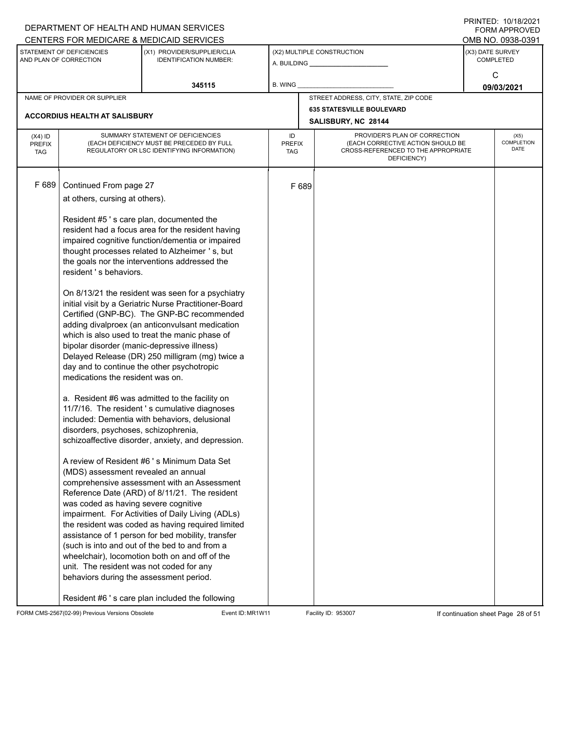F 689 Continued From page 27

at others, cursing at others).

Resident #5 ' s care plan, documented the resident had a focus area for the resident having impaired cognitive function/dementia or impaired thought processes related to Alzheimer ' s, but the goals nor the interventions addressed the resident ' s behaviors.

On 8/13/21 the resident was seen for a psychiatry initial visit by a Geriatric Nurse Practitioner-Board Certified (GNP-BC). The GNP-BC recommended adding divalproex (an anticonvulsant medication which is also used to treat the manic phase of bipolar disorder (manic-depressive illness) Delayed Release (DR) 250 milligram (mg) twice a day and to continue the other psychotropic medications the resident was on.

a. Resident #6 was admitted to the facility on 11/7/16. The resident ' s cumulative diagnoses included: Dementia with behaviors, delusional disorders, psychoses, schizophrenia, schizoaffective disorder, anxiety, and depression.

A review of Resident #6 ' s Minimum Data Set (MDS) assessment revealed an annual comprehensive assessment with an Assessment Reference Date (ARD) of 8/11/21. The resident was coded as having severe cognitive impairment. For Activities of Daily Living (ADLs) the resident was coded as having required limited assistance of 1 person for bed mobility, transfer (such is into and out of the bed to and from a wheelchair), locomotion both on and off of the unit. The resident was not coded for any behaviors during the assessment period.

Resident #6 ' s care plan included the following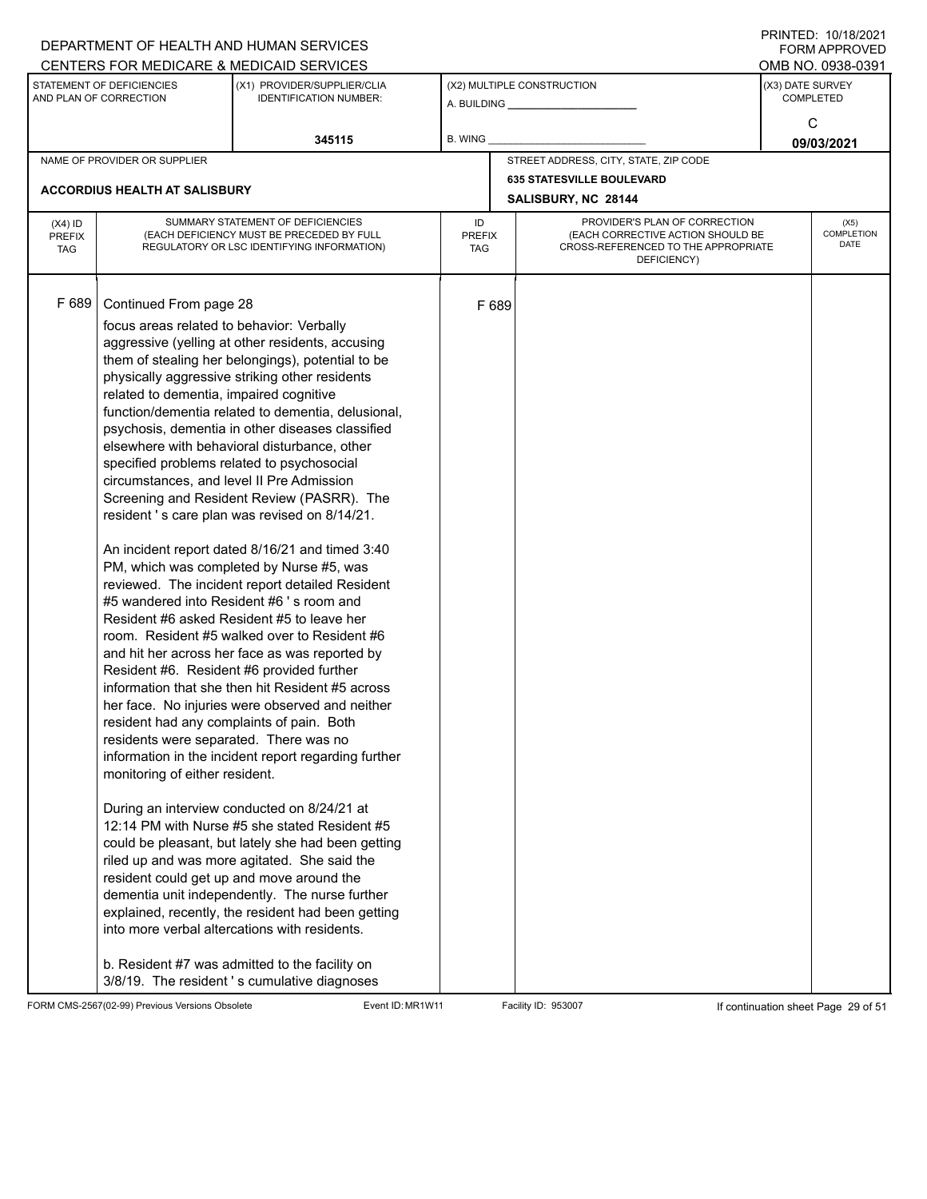DEPARTMENT OF HEALTH AND HUMAN SERVICES
CENTERS FOR MEDICARE & MEDICAID SERVICES

PRINTED: 10/18/2021
FORM APPROVED
OMB NO. 0938-0391

| STATEMENT OF DEFICIENCIES AND PLAN OF CORRECTION | (X1) PROVIDER/SUPPLIER/CLIA IDENTIFICATION NUMBER: | (X2) MULTIPLE CONSTRUCTION | (X3) DATE SURVEY COMPLETED |
|---|---|---|---|
| | 345115 | A. BUILDING ______ B. WING ______ | C 09/03/2021 |

| NAME OF PROVIDER OR SUPPLIER | STREET ADDRESS, CITY, STATE, ZIP CODE |
|---|---|
| ACCORDIUS HEALTH AT SALISBURY | 635 STATESVILLE BOULEVARD SALISBURY, NC 28144 |

| (X4) ID PREFIX TAG | SUMMARY STATEMENT OF DEFICIENCIES (EACH DEFICIENCY MUST BE PRECEDED BY FULL REGULATORY OR LSC IDENTIFYING INFORMATION) | ID PREFIX TAG | PROVIDER'S PLAN OF CORRECTION (EACH CORRECTIVE ACTION SHOULD BE CROSS-REFERENCED TO THE APPROPRIATE DEFICIENCY) | (X5) COMPLETION DATE |
|---|---|---|---|---|
| F 689 | Continued From page 28 | F 689 | | |

focus areas related to behavior: Verbally aggressive (yelling at other residents, accusing them of stealing her belongings), potential to be physically aggressive striking other residents related to dementia, impaired cognitive function/dementia related to dementia, delusional, psychosis, dementia in other diseases classified elsewhere with behavioral disturbance, other specified problems related to psychosocial circumstances, and level II Pre Admission Screening and Resident Review (PASRR). The resident ' s care plan was revised on 8/14/21.

An incident report dated 8/16/21 and timed 3:40 PM, which was completed by Nurse #5, was reviewed. The incident report detailed Resident #5 wandered into Resident #6 ' s room and Resident #6 asked Resident #5 to leave her room. Resident #5 walked over to Resident #6 and hit her across her face as was reported by Resident #6. Resident #6 provided further information that she then hit Resident #5 across her face. No injuries were observed and neither resident had any complaints of pain. Both residents were separated. There was no information in the incident report regarding further monitoring of either resident.

During an interview conducted on 8/24/21 at 12:14 PM with Nurse #5 she stated Resident #5 could be pleasant, but lately she had been getting riled up and was more agitated. She said the resident could get up and move around the dementia unit independently. The nurse further explained, recently, the resident had been getting into more verbal altercations with residents.

b. Resident #7 was admitted to the facility on 3/8/19. The resident ' s cumulative diagnoses

FORM CMS-2567(02-99) Previous Versions Obsolete Event ID: MR1W11 Facility ID: 953007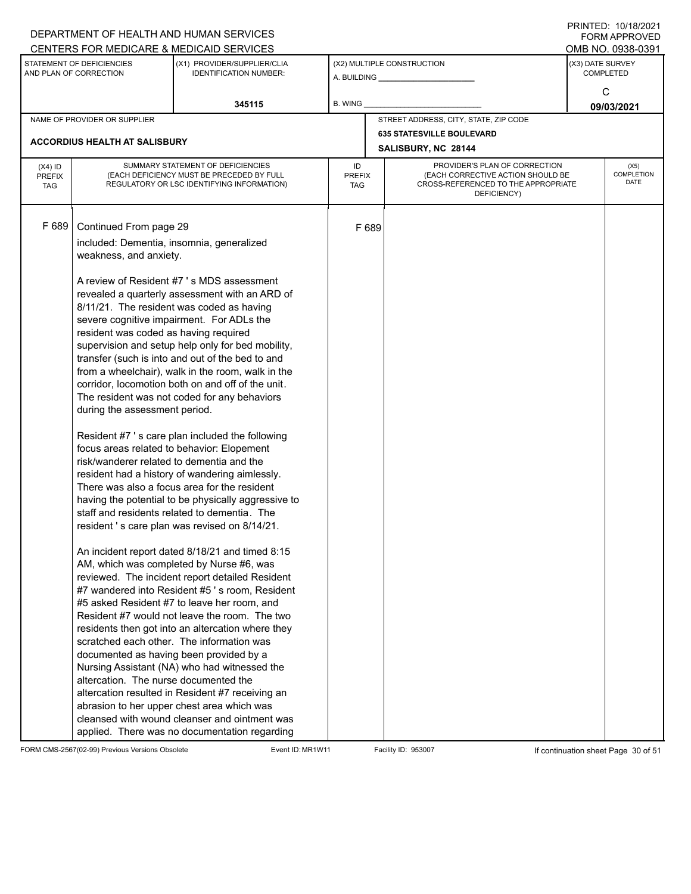DEPARTMENT OF HEALTH AND HUMAN SERVICES
CENTERS FOR MEDICARE & MEDICAID SERVICES

PRINTED: 10/18/2021
FORM APPROVED
OMB NO. 0938-0391

| STATEMENT OF DEFICIENCIES AND PLAN OF CORRECTION | (X1) PROVIDER/SUPPLIER/CLIA IDENTIFICATION NUMBER: | (X2) MULTIPLE CONSTRUCTION | (X3) DATE SURVEY COMPLETED |
|---|---|---|---|
| | 345115 | A. BUILDING ______ B. WING ______ | C 09/03/2021 |

| NAME OF PROVIDER OR SUPPLIER | STREET ADDRESS, CITY, STATE, ZIP CODE |
|---|---|
| ACCORDIUS HEALTH AT SALISBURY | 635 STATESVILLE BOULEVARD SALISBURY, NC 28144 |

| (X4) ID PREFIX TAG | SUMMARY STATEMENT OF DEFICIENCIES (EACH DEFICIENCY MUST BE PRECEDED BY FULL REGULATORY OR LSC IDENTIFYING INFORMATION) | ID PREFIX TAG | PROVIDER'S PLAN OF CORRECTION (EACH CORRECTIVE ACTION SHOULD BE CROSS-REFERENCED TO THE APPROPRIATE DEFICIENCY) | (X5) COMPLETION DATE |
|---|---|---|---|---|
| F 689 | Continued From page 29 | F 689 | | |

included: Dementia, insomnia, generalized weakness, and anxiety.

A review of Resident #7 ' s MDS assessment revealed a quarterly assessment with an ARD of 8/11/21. The resident was coded as having severe cognitive impairment. For ADLs the resident was coded as having required supervision and setup help only for bed mobility, transfer (such is into and out of the bed to and from a wheelchair), walk in the room, walk in the corridor, locomotion both on and off of the unit. The resident was not coded for any behaviors during the assessment period.

Resident #7 ' s care plan included the following focus areas related to behavior: Elopement risk/wanderer related to dementia and the resident had a history of wandering aimlessly. There was also a focus area for the resident having the potential to be physically aggressive to staff and residents related to dementia. The resident ' s care plan was revised on 8/14/21.

An incident report dated 8/18/21 and timed 8:15 AM, which was completed by Nurse #6, was reviewed. The incident report detailed Resident #7 wandered into Resident #5 ' s room, Resident #5 asked Resident #7 to leave her room, and Resident #7 would not leave the room. The two residents then got into an altercation where they scratched each other. The information was documented as having been provided by a Nursing Assistant (NA) who had witnessed the altercation. The nurse documented the altercation resulted in Resident #7 receiving an abrasion to her upper chest area which was cleansed with wound cleanser and ointment was applied. There was no documentation regarding

FORM CMS-2567(02-99) Previous Versions Obsolete Event ID: MR1W11 Facility ID: 953007 If continuation sheet Page 30 of 51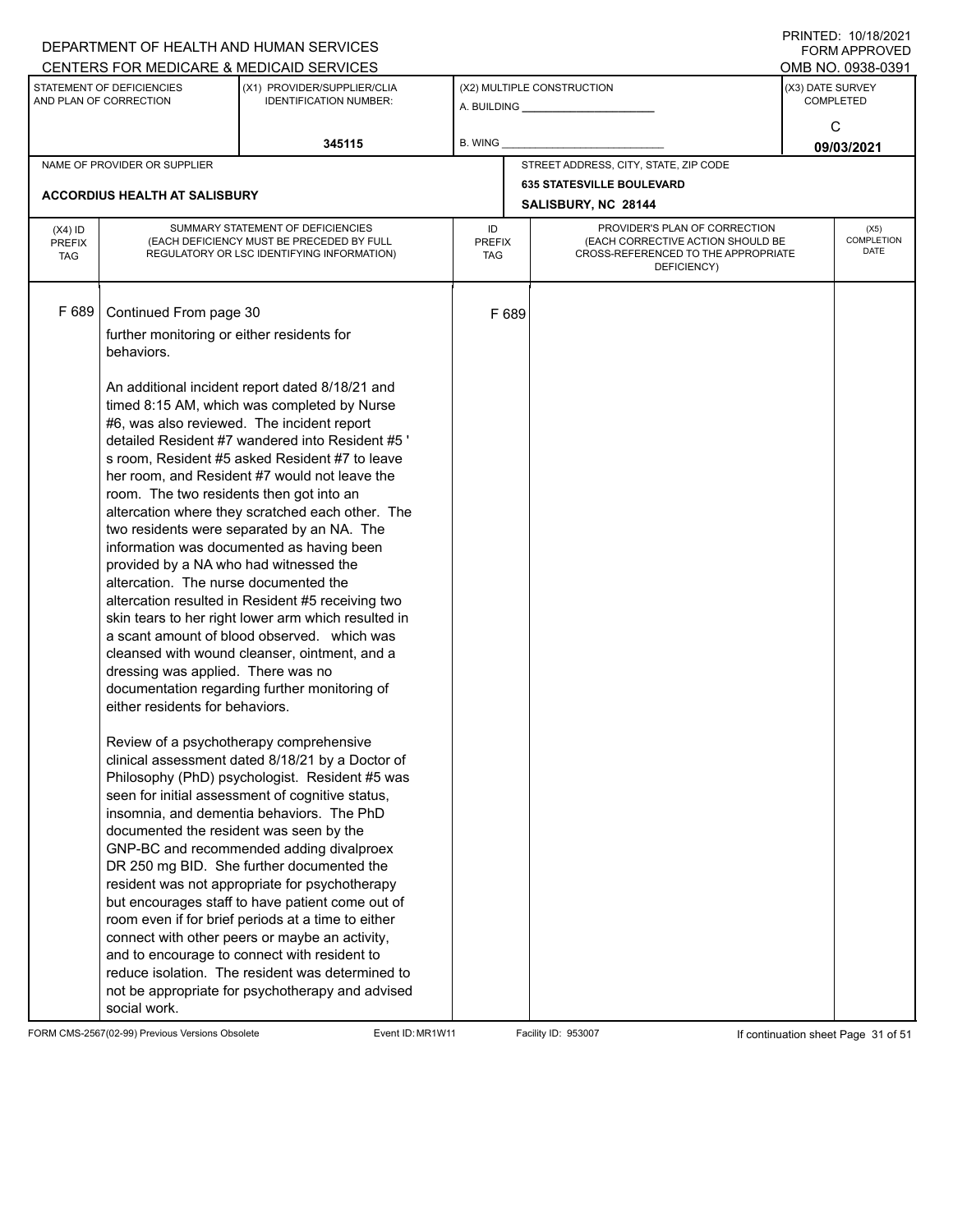DEPARTMENT OF HEALTH AND HUMAN SERVICES
CENTERS FOR MEDICARE & MEDICAID SERVICES

PRINTED: 10/18/2021
FORM APPROVED
OMB NO. 0938-0391

| STATEMENT OF DEFICIENCIES AND PLAN OF CORRECTION | (X1) PROVIDER/SUPPLIER/CLIA IDENTIFICATION NUMBER: | (X2) MULTIPLE CONSTRUCTION | (X3) DATE SURVEY COMPLETED |
|---|---|---|---|
| | 345115 | A. BUILDING ______ B. WING ______ | C 09/03/2021 |

| NAME OF PROVIDER OR SUPPLIER | STREET ADDRESS, CITY, STATE, ZIP CODE |
|---|---|
| ACCORDIUS HEALTH AT SALISBURY | 635 STATESVILLE BOULEVARD SALISBURY, NC 28144 |

| (X4) ID PREFIX TAG | SUMMARY STATEMENT OF DEFICIENCIES (EACH DEFICIENCY MUST BE PRECEDED BY FULL REGULATORY OR LSC IDENTIFYING INFORMATION) | ID PREFIX TAG | PROVIDER'S PLAN OF CORRECTION (EACH CORRECTIVE ACTION SHOULD BE CROSS-REFERENCED TO THE APPROPRIATE DEFICIENCY) | (X5) COMPLETION DATE |
|---|---|---|---|---|
| F 689 | Continued From page 30 | F 689 | | |

further monitoring or either residents for behaviors.

An additional incident report dated 8/18/21 and timed 8:15 AM, which was completed by Nurse #6, was also reviewed. The incident report detailed Resident #7 wandered into Resident #5 ' s room, Resident #5 asked Resident #7 to leave her room, and Resident #7 would not leave the room. The two residents then got into an altercation where they scratched each other. The two residents were separated by an NA. The information was documented as having been provided by a NA who had witnessed the altercation. The nurse documented the altercation resulted in Resident #5 receiving two skin tears to her right lower arm which resulted in a scant amount of blood observed. which was cleansed with wound cleanser, ointment, and a dressing was applied. There was no documentation regarding further monitoring of either residents for behaviors.

Review of a psychotherapy comprehensive clinical assessment dated 8/18/21 by a Doctor of Philosophy (PhD) psychologist. Resident #5 was seen for initial assessment of cognitive status, insomnia, and dementia behaviors. The PhD documented the resident was seen by the GNP-BC and recommended adding divalproex DR 250 mg BID. She further documented the resident was not appropriate for psychotherapy but encourages staff to have patient come out of room even if for brief periods at a time to either connect with other peers or maybe an activity, and to encourage to connect with resident to reduce isolation. The resident was determined to not be appropriate for psychotherapy and advised social work.

FORM CMS-2567(02-99) Previous Versions Obsolete Event ID: MR1W11 Facility ID: 953007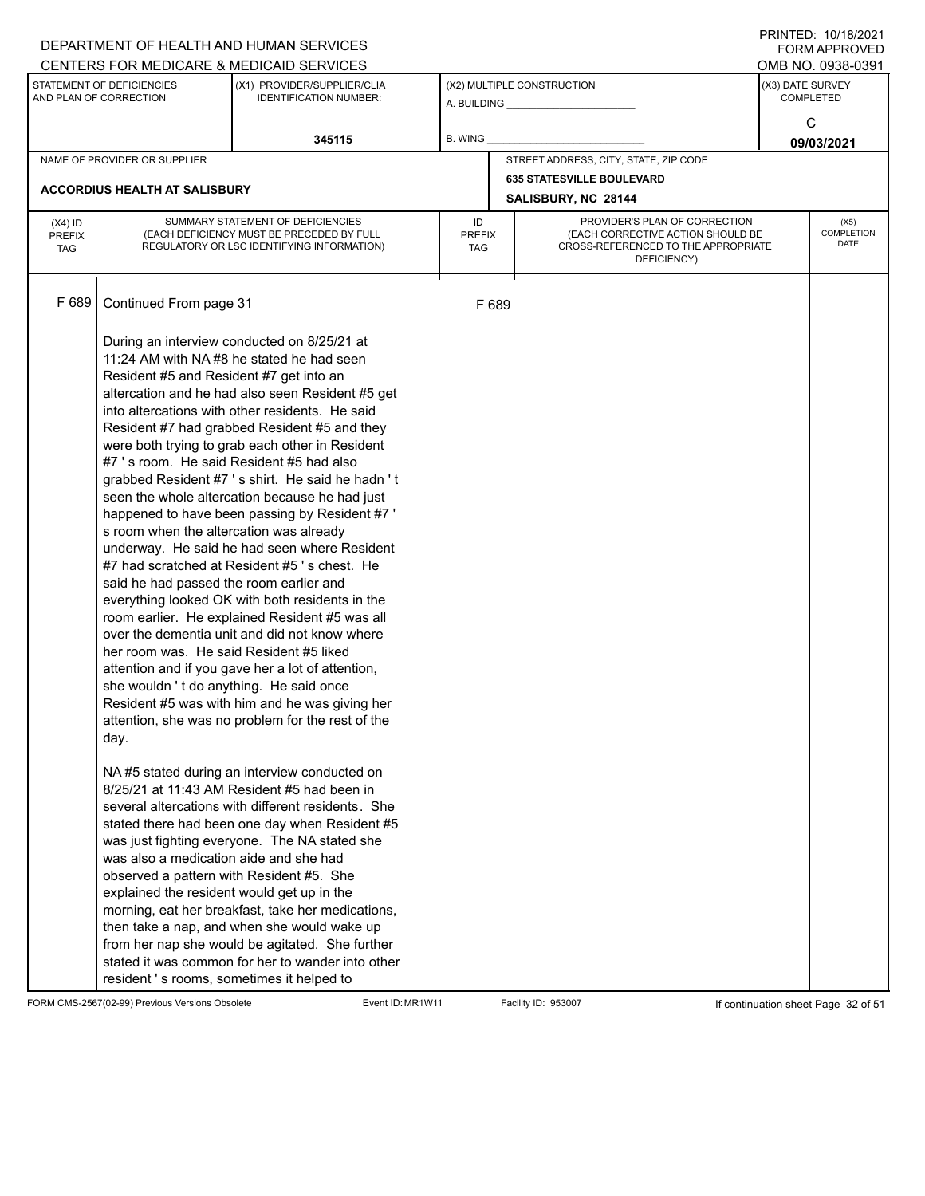DEPARTMENT OF HEALTH AND HUMAN SERVICES
CENTERS FOR MEDICARE & MEDICAID SERVICES

PRINTED: 10/18/2021
FORM APPROVED
OMB NO. 0938-0391

| STATEMENT OF DEFICIENCIES AND PLAN OF CORRECTION | (X1) PROVIDER/SUPPLIER/CLIA IDENTIFICATION NUMBER: | (X2) MULTIPLE CONSTRUCTION | (X3) DATE SURVEY COMPLETED |
|---|---|---|---|
| | 345115 | A. BUILDING ______ B. WING ______ | C 09/03/2021 |

| NAME OF PROVIDER OR SUPPLIER | STREET ADDRESS, CITY, STATE, ZIP CODE |
|---|---|
| ACCORDIUS HEALTH AT SALISBURY | 635 STATESVILLE BOULEVARD SALISBURY, NC 28144 |

| (X4) ID PREFIX TAG | SUMMARY STATEMENT OF DEFICIENCIES (EACH DEFICIENCY MUST BE PRECEDED BY FULL REGULATORY OR LSC IDENTIFYING INFORMATION) | ID PREFIX TAG | PROVIDER'S PLAN OF CORRECTION (EACH CORRECTIVE ACTION SHOULD BE CROSS-REFERENCED TO THE APPROPRIATE DEFICIENCY) | (X5) COMPLETION DATE |
|---|---|---|---|---|
| F 689 | Continued From page 31 | F 689 | | |

During an interview conducted on 8/25/21 at 11:24 AM with NA #8 he stated he had seen Resident #5 and Resident #7 get into an altercation and he had also seen Resident #5 get into altercations with other residents. He said Resident #7 had grabbed Resident #5 and they were both trying to grab each other in Resident #7 ' s room. He said Resident #5 had also grabbed Resident #7 ' s shirt. He said he hadn ' t seen the whole altercation because he had just happened to have been passing by Resident #7 ' s room when the altercation was already underway. He said he had seen where Resident #7 had scratched at Resident #5 ' s chest. He said he had passed the room earlier and everything looked OK with both residents in the room earlier. He explained Resident #5 was all over the dementia unit and did not know where her room was. He said Resident #5 liked attention and if you gave her a lot of attention, she wouldn ' t do anything. He said once Resident #5 was with him and he was giving her attention, she was no problem for the rest of the day.

NA #5 stated during an interview conducted on 8/25/21 at 11:43 AM Resident #5 had been in several altercations with different residents. She stated there had been one day when Resident #5 was just fighting everyone. The NA stated she was also a medication aide and she had observed a pattern with Resident #5. She explained the resident would get up in the morning, eat her breakfast, take her medications, then take a nap, and when she would wake up from her nap she would be agitated. She further stated it was common for her to wander into other resident ' s rooms, sometimes it helped to

FORM CMS-2567(02-99) Previous Versions Obsolete | Event ID: MR1W11 | Facility ID: 953007 | If continuation sheet Page 32 of 51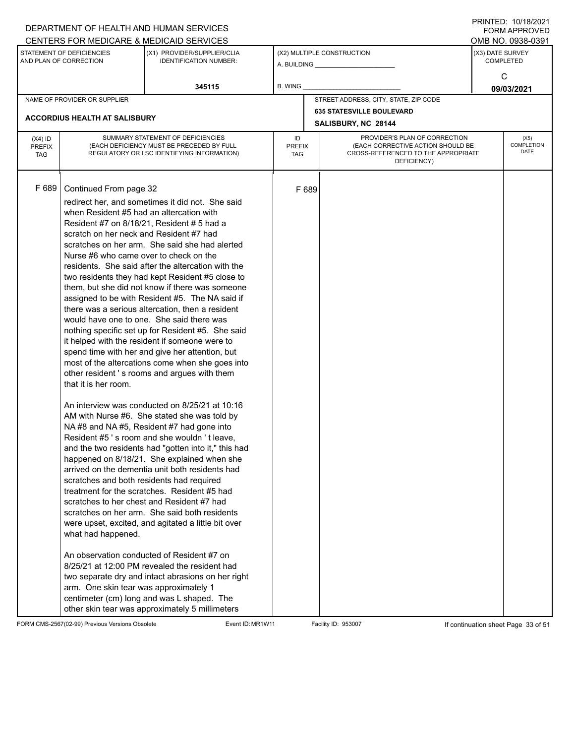DEPARTMENT OF HEALTH AND HUMAN SERVICES
CENTERS FOR MEDICARE & MEDICAID SERVICES

PRINTED: 10/18/2021
FORM APPROVED
OMB NO. 0938-0391

| STATEMENT OF DEFICIENCIES AND PLAN OF CORRECTION | (X1) PROVIDER/SUPPLIER/CLIA IDENTIFICATION NUMBER: | (X2) MULTIPLE CONSTRUCTION | (X3) DATE SURVEY COMPLETED |
|---|---|---|---|
| | 345115 | A. BUILDING ______ B. WING ______ | C 09/03/2021 |

| NAME OF PROVIDER OR SUPPLIER | STREET ADDRESS, CITY, STATE, ZIP CODE |
|---|---|
| ACCORDIUS HEALTH AT SALISBURY | 635 STATESVILLE BOULEVARD SALISBURY, NC 28144 |

| (X4) ID PREFIX TAG | SUMMARY STATEMENT OF DEFICIENCIES (EACH DEFICIENCY MUST BE PRECEDED BY FULL REGULATORY OR LSC IDENTIFYING INFORMATION) | ID PREFIX TAG | PROVIDER'S PLAN OF CORRECTION (EACH CORRECTIVE ACTION SHOULD BE CROSS-REFERENCED TO THE APPROPRIATE DEFICIENCY) | (X5) COMPLETION DATE |
|---|---|---|---|---|
| F 689 | Continued From page 32 | F 689 | | |

redirect her, and sometimes it did not. She said when Resident #5 had an altercation with Resident #7 on 8/18/21, Resident # 5 had a scratch on her neck and Resident #7 had scratches on her arm. She said she had alerted Nurse #6 who came over to check on the residents. She said after the altercation with the two residents they had kept Resident #5 close to them, but she did not know if there was someone assigned to be with Resident #5. The NA said if there was a serious altercation, then a resident would have one to one. She said there was nothing specific set up for Resident #5. She said it helped with the resident if someone were to spend time with her and give her attention, but most of the altercations come when she goes into other resident ' s rooms and argues with them that it is her room.

An interview was conducted on 8/25/21 at 10:16 AM with Nurse #6. She stated she was told by NA #8 and NA #5, Resident #7 had gone into Resident #5 ' s room and she wouldn ' t leave, and the two residents had "gotten into it," this had happened on 8/18/21. She explained when she arrived on the dementia unit both residents had scratches and both residents had required treatment for the scratches. Resident #5 had scratches to her chest and Resident #7 had scratches on her arm. She said both residents were upset, excited, and agitated a little bit over what had happened.

An observation conducted of Resident #7 on 8/25/21 at 12:00 PM revealed the resident had two separate dry and intact abrasions on her right arm. One skin tear was approximately 1 centimeter (cm) long and was L shaped. The other skin tear was approximately 5 millimeters

FORM CMS-2567(02-99) Previous Versions Obsolete | Event ID: MR1W11 | Facility ID: 953007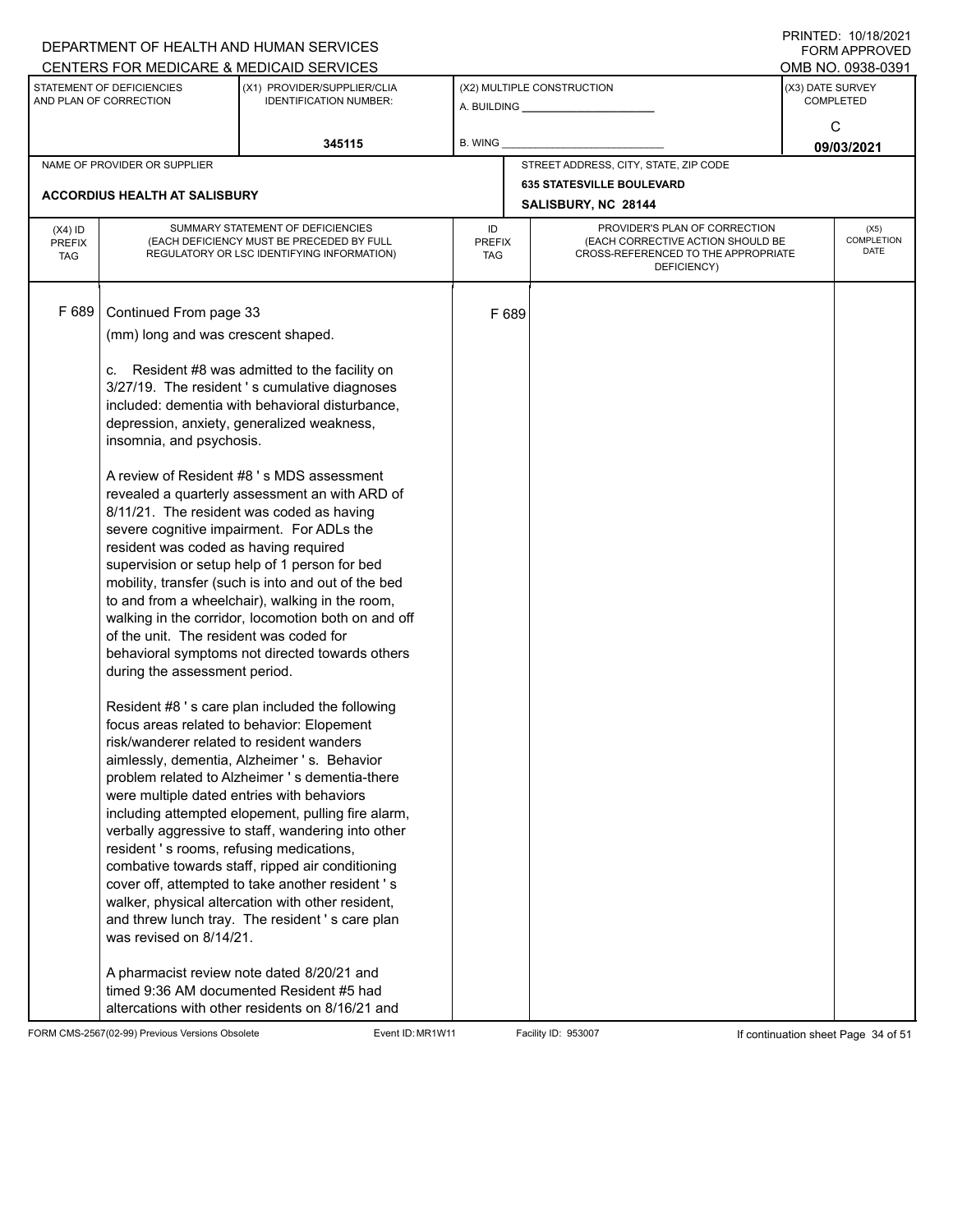F 689 Continued From page 33

(mm) long and was crescent shaped.

c. Resident #8 was admitted to the facility on 3/27/19. The resident ' s cumulative diagnoses included: dementia with behavioral disturbance, depression, anxiety, generalized weakness, insomnia, and psychosis.

A review of Resident #8 ' s MDS assessment revealed a quarterly assessment an with ARD of 8/11/21. The resident was coded as having severe cognitive impairment. For ADLs the resident was coded as having required supervision or setup help of 1 person for bed mobility, transfer (such is into and out of the bed to and from a wheelchair), walking in the room, walking in the corridor, locomotion both on and off of the unit. The resident was coded for behavioral symptoms not directed towards others during the assessment period.

Resident #8 ' s care plan included the following focus areas related to behavior: Elopement risk/wanderer related to resident wanders aimlessly, dementia, Alzheimer ' s. Behavior problem related to Alzheimer ' s dementia-there were multiple dated entries with behaviors including attempted elopement, pulling fire alarm, verbally aggressive to staff, wandering into other resident ' s rooms, refusing medications, combative towards staff, ripped air conditioning cover off, attempted to take another resident ' s walker, physical altercation with other resident, and threw lunch tray. The resident ' s care plan was revised on 8/14/21.

A pharmacist review note dated 8/20/21 and timed 9:36 AM documented Resident #5 had altercations with other residents on 8/16/21 and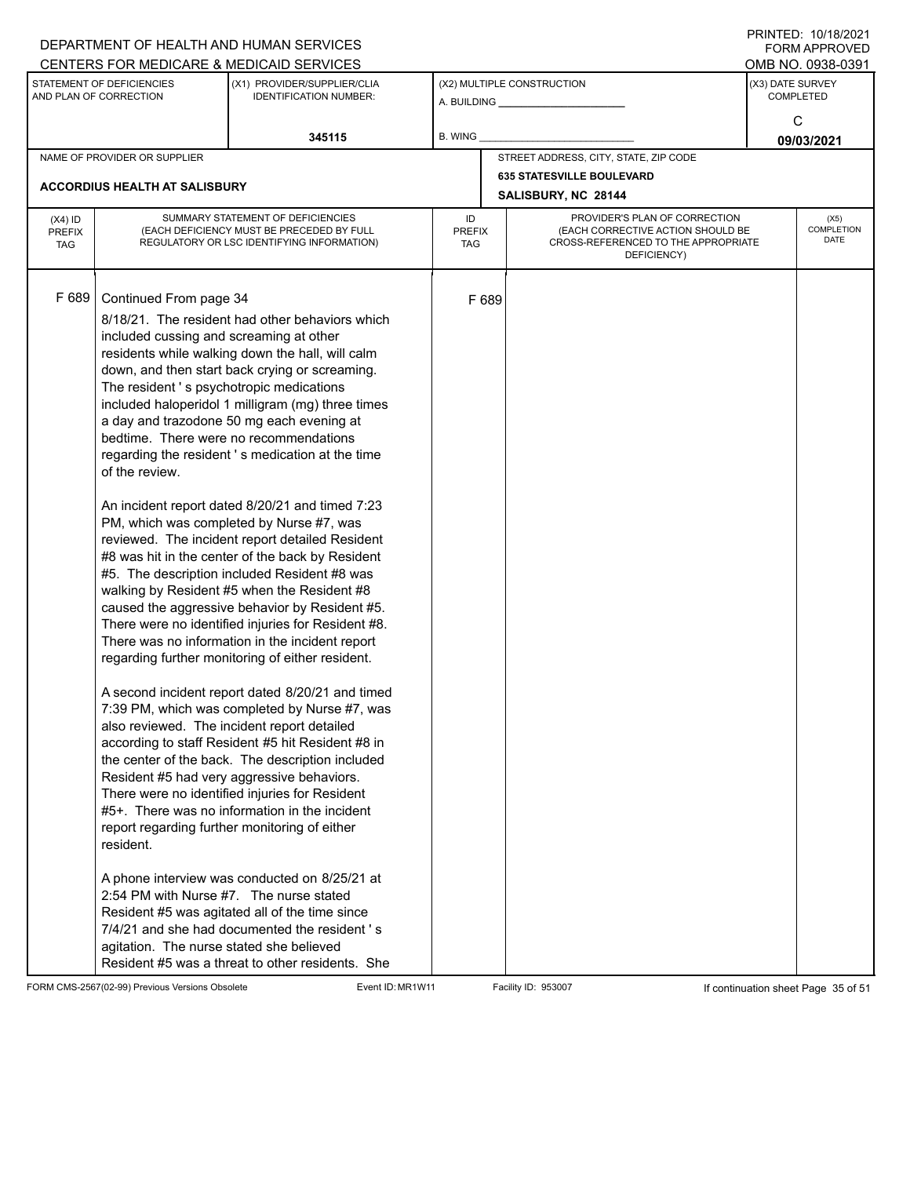DEPARTMENT OF HEALTH AND HUMAN SERVICES
CENTERS FOR MEDICARE & MEDICAID SERVICES

PRINTED: 10/18/2021
FORM APPROVED
OMB NO. 0938-0391

| STATEMENT OF DEFICIENCIES AND PLAN OF CORRECTION | (X1) PROVIDER/SUPPLIER/CLIA IDENTIFICATION NUMBER: | (X2) MULTIPLE CONSTRUCTION | (X3) DATE SURVEY COMPLETED |
|---|---|---|---|
| | 345115 | A. BUILDING ______ B. WING ______ | C 09/03/2021 |

| NAME OF PROVIDER OR SUPPLIER | STREET ADDRESS, CITY, STATE, ZIP CODE |
|---|---|
| ACCORDIUS HEALTH AT SALISBURY | 635 STATESVILLE BOULEVARD SALISBURY, NC 28144 |

| (X4) ID PREFIX TAG | SUMMARY STATEMENT OF DEFICIENCIES (EACH DEFICIENCY MUST BE PRECEDED BY FULL REGULATORY OR LSC IDENTIFYING INFORMATION) | ID PREFIX TAG | PROVIDER'S PLAN OF CORRECTION (EACH CORRECTIVE ACTION SHOULD BE CROSS-REFERENCED TO THE APPROPRIATE DEFICIENCY) | (X5) COMPLETION DATE |
|---|---|---|---|---|
| F 689 | Continued From page 34 | F 689 | | |

8/18/21. The resident had other behaviors which included cussing and screaming at other residents while walking down the hall, will calm down, and then start back crying or screaming. The resident ' s psychotropic medications included haloperidol 1 milligram (mg) three times a day and trazodone 50 mg each evening at bedtime. There were no recommendations regarding the resident ' s medication at the time of the review.

An incident report dated 8/20/21 and timed 7:23 PM, which was completed by Nurse #7, was reviewed. The incident report detailed Resident #8 was hit in the center of the back by Resident #5. The description included Resident #8 was walking by Resident #5 when the Resident #8 caused the aggressive behavior by Resident #5. There were no identified injuries for Resident #8. There was no information in the incident report regarding further monitoring of either resident.

A second incident report dated 8/20/21 and timed 7:39 PM, which was completed by Nurse #7, was also reviewed. The incident report detailed according to staff Resident #5 hit Resident #8 in the center of the back. The description included Resident #5 had very aggressive behaviors. There were no identified injuries for Resident #5+. There was no information in the incident report regarding further monitoring of either resident.

A phone interview was conducted on 8/25/21 at 2:54 PM with Nurse #7. The nurse stated Resident #5 was agitated all of the time since 7/4/21 and she had documented the resident ' s agitation. The nurse stated she believed Resident #5 was a threat to other residents. She

FORM CMS-2567(02-99) Previous Versions Obsolete Event ID: MR1W11 Facility ID: 953007 If continuation sheet Page 35 of 51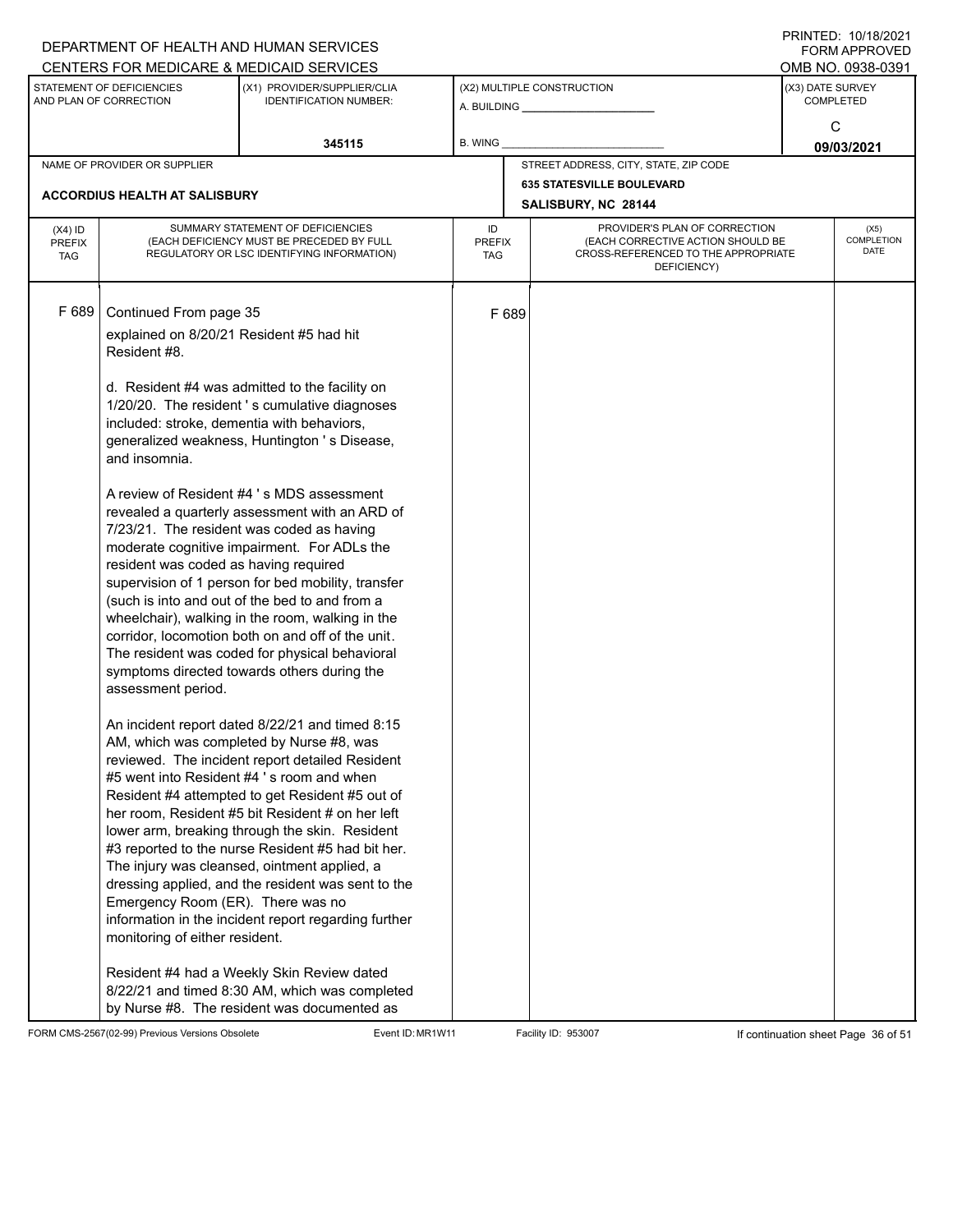DEPARTMENT OF HEALTH AND HUMAN SERVICES
CENTERS FOR MEDICARE & MEDICAID SERVICES

PRINTED: 10/18/2021
FORM APPROVED
OMB NO. 0938-0391

| STATEMENT OF DEFICIENCIES AND PLAN OF CORRECTION | (X1) PROVIDER/SUPPLIER/CLIA IDENTIFICATION NUMBER: | (X2) MULTIPLE CONSTRUCTION | (X3) DATE SURVEY COMPLETED |
|---|---|---|---|
| | 345115 | A. BUILDING ______ B. WING ______ | C 09/03/2021 |

| NAME OF PROVIDER OR SUPPLIER | STREET ADDRESS, CITY, STATE, ZIP CODE |
|---|---|
| ACCORDIUS HEALTH AT SALISBURY | 635 STATESVILLE BOULEVARD SALISBURY, NC 28144 |

| (X4) ID PREFIX TAG | SUMMARY STATEMENT OF DEFICIENCIES (EACH DEFICIENCY MUST BE PRECEDED BY FULL REGULATORY OR LSC IDENTIFYING INFORMATION) | ID PREFIX TAG | PROVIDER'S PLAN OF CORRECTION (EACH CORRECTIVE ACTION SHOULD BE CROSS-REFERENCED TO THE APPROPRIATE DEFICIENCY) | (X5) COMPLETION DATE |
|---|---|---|---|---|
| F 689 | Continued From page 35 | F 689 | | |

explained on 8/20/21 Resident #5 had hit Resident #8.

d. Resident #4 was admitted to the facility on 1/20/20. The resident ' s cumulative diagnoses included: stroke, dementia with behaviors, generalized weakness, Huntington ' s Disease, and insomnia.

A review of Resident #4 ' s MDS assessment revealed a quarterly assessment with an ARD of 7/23/21. The resident was coded as having moderate cognitive impairment. For ADLs the resident was coded as having required supervision of 1 person for bed mobility, transfer (such is into and out of the bed to and from a wheelchair), walking in the room, walking in the corridor, locomotion both on and off of the unit. The resident was coded for physical behavioral symptoms directed towards others during the assessment period.

An incident report dated 8/22/21 and timed 8:15 AM, which was completed by Nurse #8, was reviewed. The incident report detailed Resident #5 went into Resident #4 ' s room and when Resident #4 attempted to get Resident #5 out of her room, Resident #5 bit Resident # on her left lower arm, breaking through the skin. Resident #3 reported to the nurse Resident #5 had bit her. The injury was cleansed, ointment applied, a dressing applied, and the resident was sent to the Emergency Room (ER). There was no information in the incident report regarding further monitoring of either resident.

Resident #4 had a Weekly Skin Review dated 8/22/21 and timed 8:30 AM, which was completed by Nurse #8. The resident was documented as

FORM CMS-2567(02-99) Previous Versions Obsolete Event ID: MR1W11 Facility ID: 953007 If continuation sheet Page 36 of 51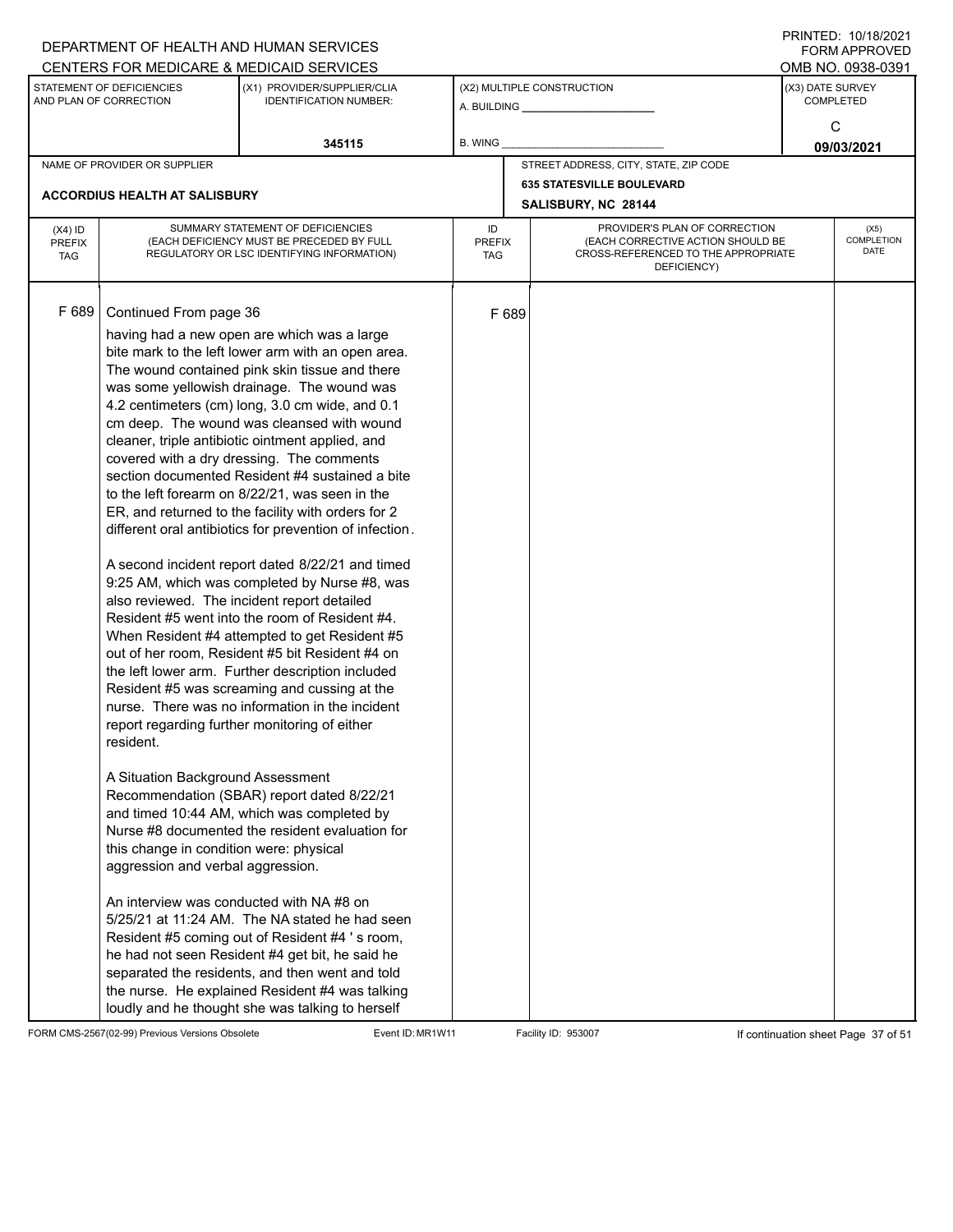DEPARTMENT OF HEALTH AND HUMAN SERVICES
CENTERS FOR MEDICARE & MEDICAID SERVICES

PRINTED: 10/18/2021
FORM APPROVED
OMB NO. 0938-0391

| STATEMENT OF DEFICIENCIES AND PLAN OF CORRECTION | (X1) PROVIDER/SUPPLIER/CLIA IDENTIFICATION NUMBER: | (X2) MULTIPLE CONSTRUCTION | (X3) DATE SURVEY COMPLETED |
|---|---|---|---|
| | 345115 | A. BUILDING ______ B. WING ______ | C 09/03/2021 |

| NAME OF PROVIDER OR SUPPLIER | STREET ADDRESS, CITY, STATE, ZIP CODE |
|---|---|
| ACCORDIUS HEALTH AT SALISBURY | 635 STATESVILLE BOULEVARD SALISBURY, NC 28144 |

| (X4) ID PREFIX TAG | SUMMARY STATEMENT OF DEFICIENCIES (EACH DEFICIENCY MUST BE PRECEDED BY FULL REGULATORY OR LSC IDENTIFYING INFORMATION) | ID PREFIX TAG | PROVIDER'S PLAN OF CORRECTION (EACH CORRECTIVE ACTION SHOULD BE CROSS-REFERENCED TO THE APPROPRIATE DEFICIENCY) | (X5) COMPLETION DATE |
|---|---|---|---|---|
| F 689 | Continued From page 36 | F 689 | | |

having had a new open are which was a large bite mark to the left lower arm with an open area. The wound contained pink skin tissue and there was some yellowish drainage. The wound was 4.2 centimeters (cm) long, 3.0 cm wide, and 0.1 cm deep. The wound was cleansed with wound cleaner, triple antibiotic ointment applied, and covered with a dry dressing. The comments section documented Resident #4 sustained a bite to the left forearm on 8/22/21, was seen in the ER, and returned to the facility with orders for 2 different oral antibiotics for prevention of infection.

A second incident report dated 8/22/21 and timed 9:25 AM, which was completed by Nurse #8, was also reviewed. The incident report detailed Resident #5 went into the room of Resident #4. When Resident #4 attempted to get Resident #5 out of her room, Resident #5 bit Resident #4 on the left lower arm. Further description included Resident #5 was screaming and cussing at the nurse. There was no information in the incident report regarding further monitoring of either resident.

A Situation Background Assessment Recommendation (SBAR) report dated 8/22/21 and timed 10:44 AM, which was completed by Nurse #8 documented the resident evaluation for this change in condition were: physical aggression and verbal aggression.

An interview was conducted with NA #8 on 5/25/21 at 11:24 AM. The NA stated he had seen Resident #5 coming out of Resident #4 ' s room, he had not seen Resident #4 get bit, he said he separated the residents, and then went and told the nurse. He explained Resident #4 was talking loudly and he thought she was talking to herself

FORM CMS-2567(02-99) Previous Versions Obsolete Event ID: MR1W11 Facility ID: 953007 If continuation sheet Page 37 of 51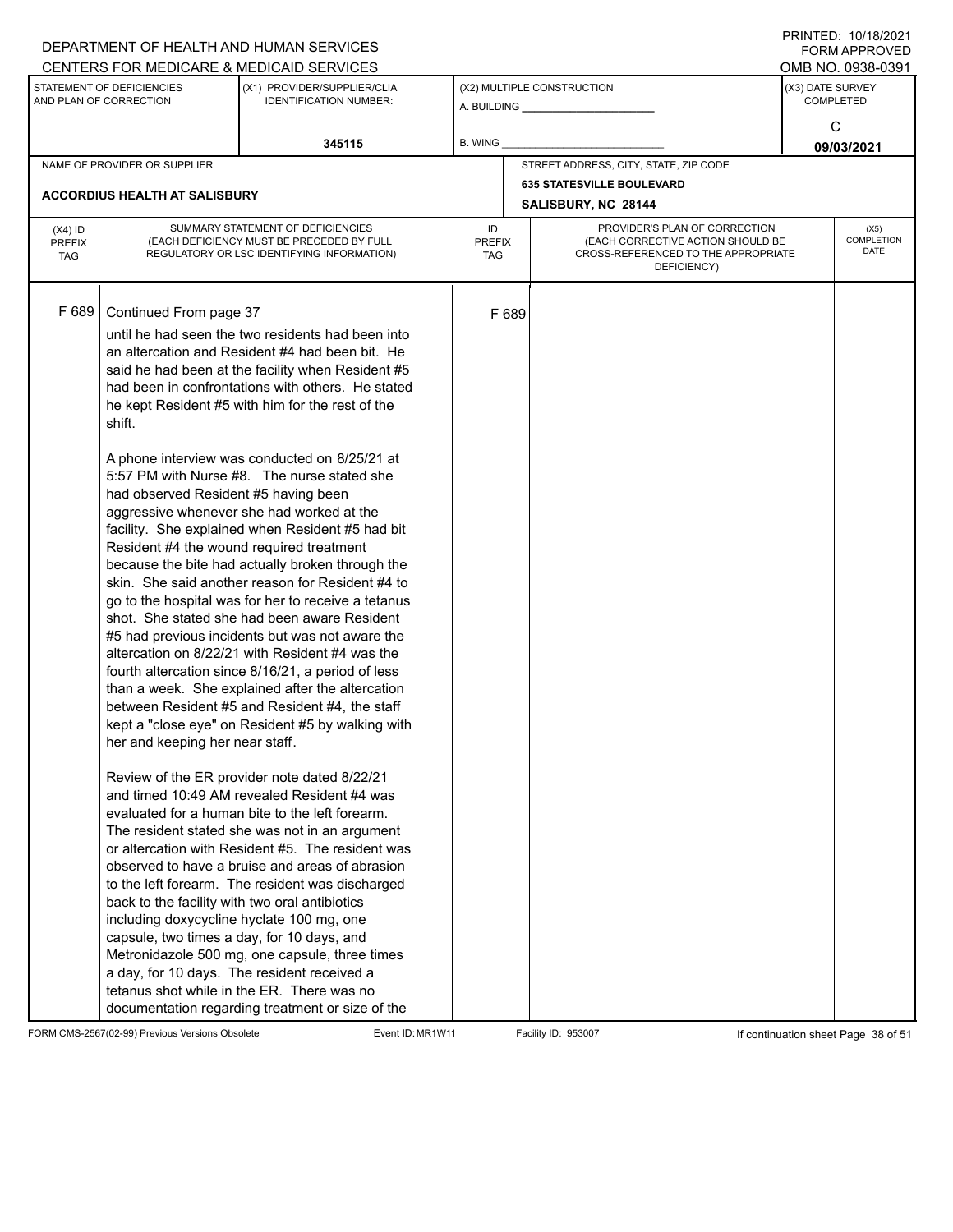DEPARTMENT OF HEALTH AND HUMAN SERVICES
CENTERS FOR MEDICARE & MEDICAID SERVICES

PRINTED: 10/18/2021
FORM APPROVED
OMB NO. 0938-0391

| STATEMENT OF DEFICIENCIES AND PLAN OF CORRECTION | (X1) PROVIDER/SUPPLIER/CLIA IDENTIFICATION NUMBER: | (X2) MULTIPLE CONSTRUCTION | (X3) DATE SURVEY COMPLETED |
|---|---|---|---|
| | 345115 | A. BUILDING ______ B. WING ______ | C 09/03/2021 |

| NAME OF PROVIDER OR SUPPLIER | STREET ADDRESS, CITY, STATE, ZIP CODE |
|---|---|
| ACCORDIUS HEALTH AT SALISBURY | 635 STATESVILLE BOULEVARD SALISBURY, NC 28144 |

| (X4) ID PREFIX TAG | SUMMARY STATEMENT OF DEFICIENCIES (EACH DEFICIENCY MUST BE PRECEDED BY FULL REGULATORY OR LSC IDENTIFYING INFORMATION) | ID PREFIX TAG | PROVIDER'S PLAN OF CORRECTION (EACH CORRECTIVE ACTION SHOULD BE CROSS-REFERENCED TO THE APPROPRIATE DEFICIENCY) | (X5) COMPLETION DATE |
|---|---|---|---|---|
| F 689 | Continued From page 37 | F 689 | | |

until he had seen the two residents had been into an altercation and Resident #4 had been bit. He said he had been at the facility when Resident #5 had been in confrontations with others. He stated he kept Resident #5 with him for the rest of the shift.

A phone interview was conducted on 8/25/21 at 5:57 PM with Nurse #8. The nurse stated she had observed Resident #5 having been aggressive whenever she had worked at the facility. She explained when Resident #5 had bit Resident #4 the wound required treatment because the bite had actually broken through the skin. She said another reason for Resident #4 to go to the hospital was for her to receive a tetanus shot. She stated she had been aware Resident #5 had previous incidents but was not aware the altercation on 8/22/21 with Resident #4 was the fourth altercation since 8/16/21, a period of less than a week. She explained after the altercation between Resident #5 and Resident #4, the staff kept a "close eye" on Resident #5 by walking with her and keeping her near staff.

Review of the ER provider note dated 8/22/21 and timed 10:49 AM revealed Resident #4 was evaluated for a human bite to the left forearm. The resident stated she was not in an argument or altercation with Resident #5. The resident was observed to have a bruise and areas of abrasion to the left forearm. The resident was discharged back to the facility with two oral antibiotics including doxycycline hyclate 100 mg, one capsule, two times a day, for 10 days, and Metronidazole 500 mg, one capsule, three times a day, for 10 days. The resident received a tetanus shot while in the ER. There was no documentation regarding treatment or size of the

FORM CMS-2567(02-99) Previous Versions Obsolete Event ID: MR1W11 Facility ID: 953007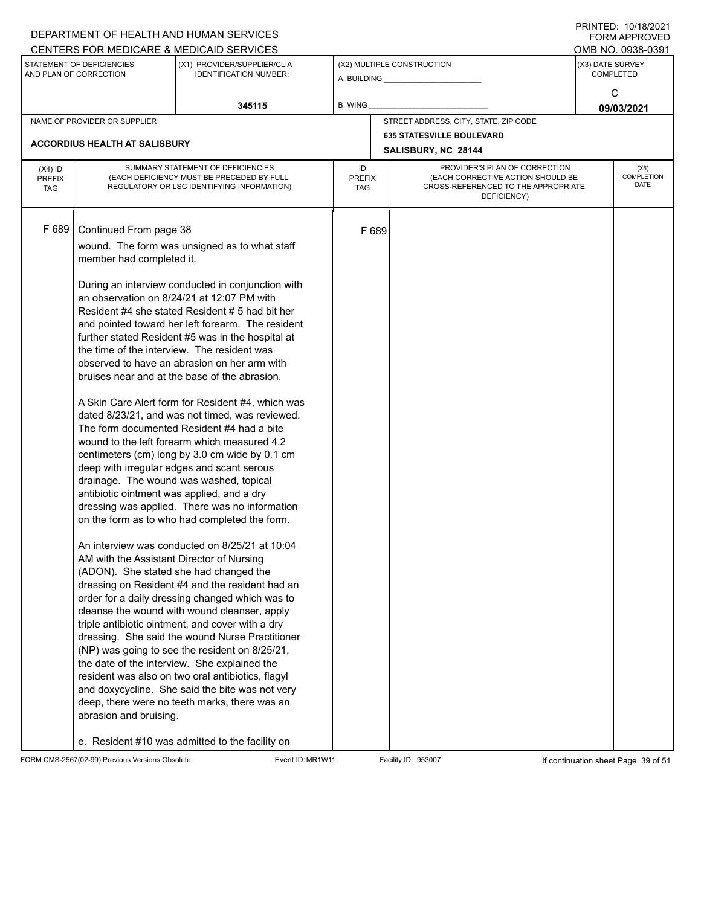| (X4) ID PREFIX TAG | SUMMARY STATEMENT OF DEFICIENCIES (EACH DEFICIENCY MUST BE PRECEDED BY FULL REGULATORY OR LSC IDENTIFYING INFORMATION) | ID PREFIX TAG | PROVIDER'S PLAN OF CORRECTION (EACH CORRECTIVE ACTION SHOULD BE CROSS-REFERENCED TO THE APPROPRIATE DEFICIENCY) | (X5) COMPLETION DATE |
|---|---|---|---|---|
| F 689 | Continued From page 38 | F 689 | | |

wound. The form was unsigned as to what staff member had completed it.

During an interview conducted in conjunction with an observation on 8/24/21 at 12:07 PM with Resident #4 she stated Resident # 5 had bit her and pointed toward her left forearm. The resident further stated Resident #5 was in the hospital at the time of the interview. The resident was observed to have an abrasion on her arm with bruises near and at the base of the abrasion.

A Skin Care Alert form for Resident #4, which was dated 8/23/21, and was not timed, was reviewed. The form documented Resident #4 had a bite wound to the left forearm which measured 4.2 centimeters (cm) long by 3.0 cm wide by 0.1 cm deep with irregular edges and scant serous drainage. The wound was washed, topical antibiotic ointment was applied, and a dry dressing was applied. There was no information on the form as to who had completed the form.

An interview was conducted on 8/25/21 at 10:04 AM with the Assistant Director of Nursing (ADON). She stated she had changed the dressing on Resident #4 and the resident had an order for a daily dressing changed which was to cleanse the wound with wound cleanser, apply triple antibiotic ointment, and cover with a dry dressing. She said the wound Nurse Practitioner (NP) was going to see the resident on 8/25/21, the date of the interview. She explained the resident was also on two oral antibiotics, flagyl and doxycycline. She said the bite was not very deep, there were no teeth marks, there was an abrasion and bruising.

e. Resident #10 was admitted to the facility on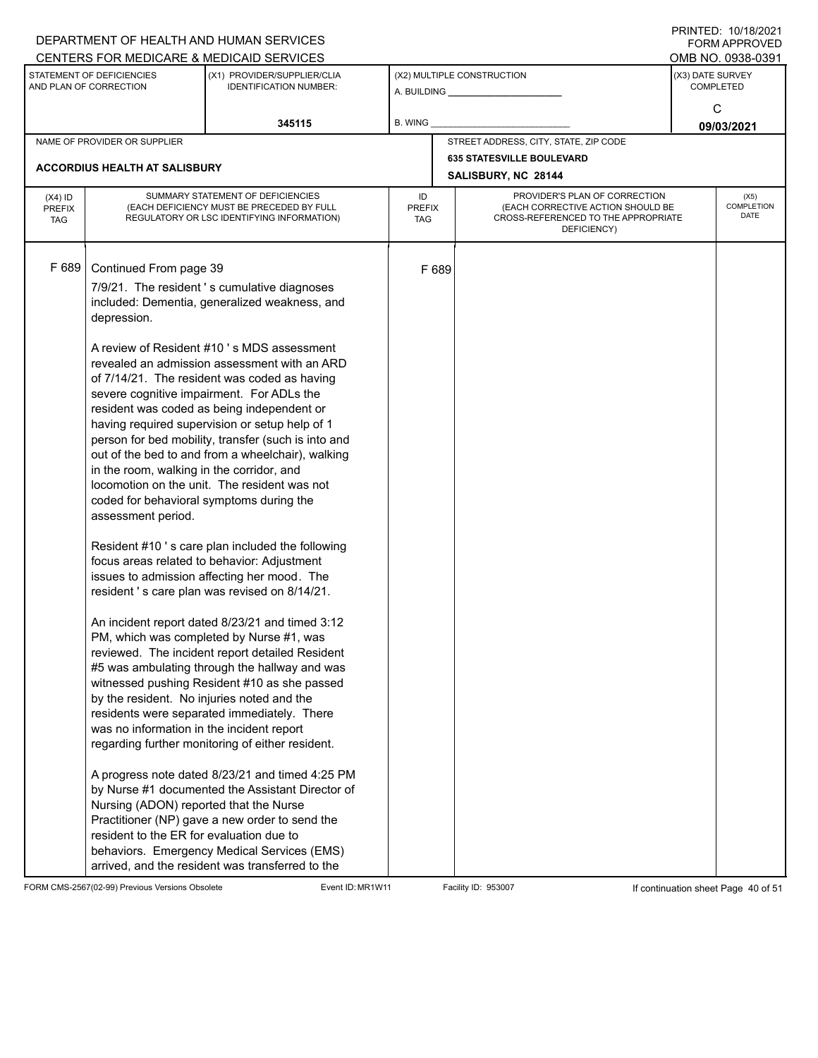DEPARTMENT OF HEALTH AND HUMAN SERVICES
CENTERS FOR MEDICARE & MEDICAID SERVICES

PRINTED: 10/18/2021
FORM APPROVED
OMB NO. 0938-0391

| STATEMENT OF DEFICIENCIES AND PLAN OF CORRECTION | (X1) PROVIDER/SUPPLIER/CLIA IDENTIFICATION NUMBER: | (X2) MULTIPLE CONSTRUCTION | (X3) DATE SURVEY COMPLETED |
|---|---|---|---|
| | 345115 | A. BUILDING ______ B. WING ______ | C 09/03/2021 |

| NAME OF PROVIDER OR SUPPLIER | STREET ADDRESS, CITY, STATE, ZIP CODE |
|---|---|
| ACCORDIUS HEALTH AT SALISBURY | 635 STATESVILLE BOULEVARD SALISBURY, NC 28144 |

| (X4) ID PREFIX TAG | SUMMARY STATEMENT OF DEFICIENCIES (EACH DEFICIENCY MUST BE PRECEDED BY FULL REGULATORY OR LSC IDENTIFYING INFORMATION) | ID PREFIX TAG | PROVIDER'S PLAN OF CORRECTION (EACH CORRECTIVE ACTION SHOULD BE CROSS-REFERENCED TO THE APPROPRIATE DEFICIENCY) | (X5) COMPLETION DATE |
|---|---|---|---|---|
| F 689 | Continued From page 39 | F 689 | | |

7/9/21. The resident ' s cumulative diagnoses included: Dementia, generalized weakness, and depression.

A review of Resident #10 ' s MDS assessment revealed an admission assessment with an ARD of 7/14/21. The resident was coded as having severe cognitive impairment. For ADLs the resident was coded as being independent or having required supervision or setup help of 1 person for bed mobility, transfer (such is into and out of the bed to and from a wheelchair), walking in the room, walking in the corridor, and locomotion on the unit. The resident was not coded for behavioral symptoms during the assessment period.

Resident #10 ' s care plan included the following focus areas related to behavior: Adjustment issues to admission affecting her mood. The resident ' s care plan was revised on 8/14/21.

An incident report dated 8/23/21 and timed 3:12 PM, which was completed by Nurse #1, was reviewed. The incident report detailed Resident #5 was ambulating through the hallway and was witnessed pushing Resident #10 as she passed by the resident. No injuries noted and the residents were separated immediately. There was no information in the incident report regarding further monitoring of either resident.

A progress note dated 8/23/21 and timed 4:25 PM by Nurse #1 documented the Assistant Director of Nursing (ADON) reported that the Nurse Practitioner (NP) gave a new order to send the resident to the ER for evaluation due to behaviors. Emergency Medical Services (EMS) arrived, and the resident was transferred to the

FORM CMS-2567(02-99) Previous Versions Obsolete Event ID: MR1W11 Facility ID: 953007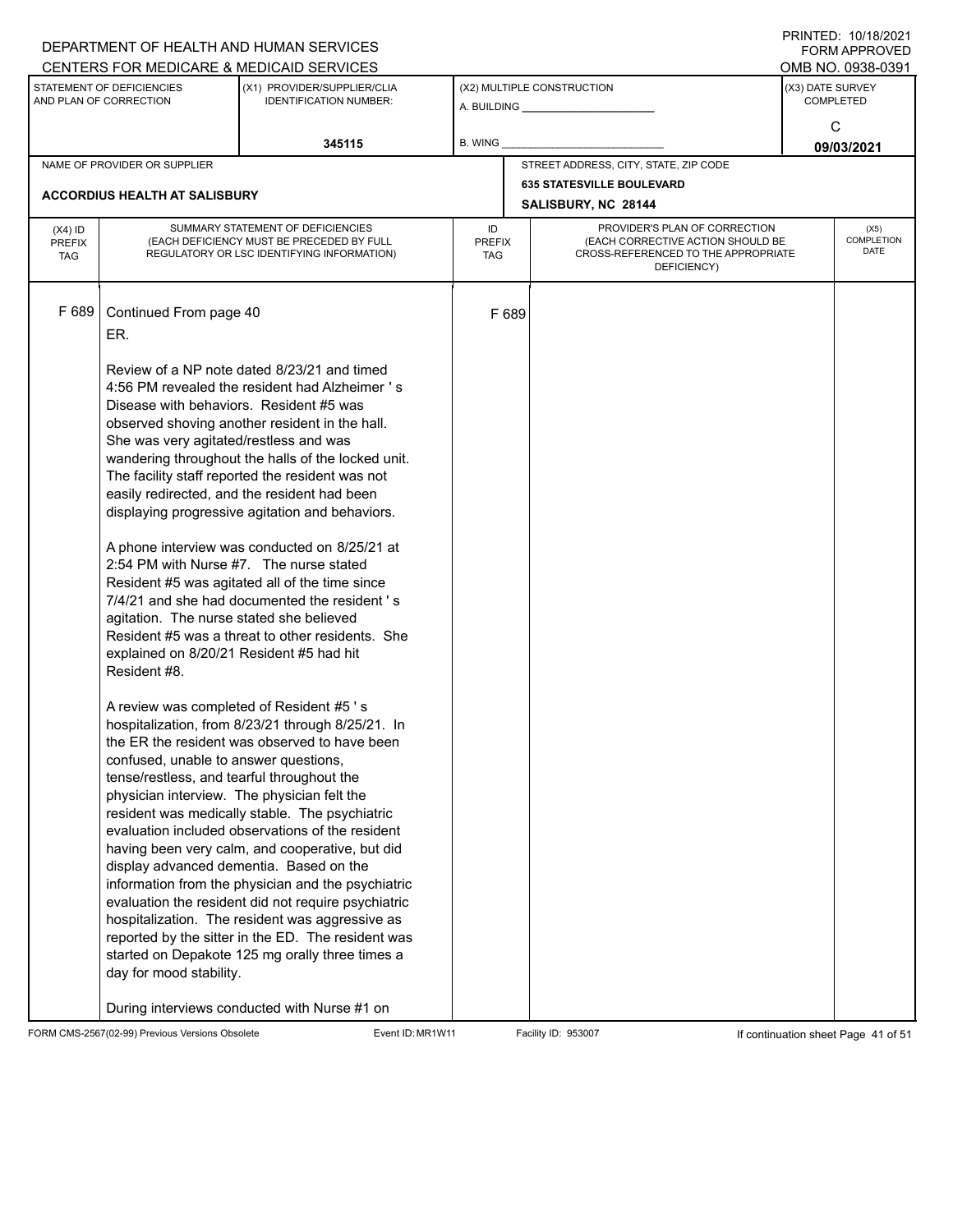DEPARTMENT OF HEALTH AND HUMAN SERVICES
CENTERS FOR MEDICARE & MEDICAID SERVICES

PRINTED: 10/18/2021
FORM APPROVED
OMB NO. 0938-0391

| STATEMENT OF DEFICIENCIES AND PLAN OF CORRECTION | (X1) PROVIDER/SUPPLIER/CLIA IDENTIFICATION NUMBER: | (X2) MULTIPLE CONSTRUCTION | (X3) DATE SURVEY COMPLETED |
|---|---|---|---|
| | 345115 | A. BUILDING ______ B. WING ______ | C 09/03/2021 |

| NAME OF PROVIDER OR SUPPLIER | STREET ADDRESS, CITY, STATE, ZIP CODE |
|---|---|
| ACCORDIUS HEALTH AT SALISBURY | 635 STATESVILLE BOULEVARD SALISBURY, NC 28144 |

| (X4) ID PREFIX TAG | SUMMARY STATEMENT OF DEFICIENCIES (EACH DEFICIENCY MUST BE PRECEDED BY FULL REGULATORY OR LSC IDENTIFYING INFORMATION) | ID PREFIX TAG | PROVIDER'S PLAN OF CORRECTION (EACH CORRECTIVE ACTION SHOULD BE CROSS-REFERENCED TO THE APPROPRIATE DEFICIENCY) | (X5) COMPLETION DATE |
|---|---|---|---|---|
| F 689 | Continued From page 40 | F 689 | | |

ER.

Review of a NP note dated 8/23/21 and timed 4:56 PM revealed the resident had Alzheimer ' s Disease with behaviors. Resident #5 was observed shoving another resident in the hall. She was very agitated/restless and was wandering throughout the halls of the locked unit. The facility staff reported the resident was not easily redirected, and the resident had been displaying progressive agitation and behaviors.

A phone interview was conducted on 8/25/21 at 2:54 PM with Nurse #7. The nurse stated Resident #5 was agitated all of the time since 7/4/21 and she had documented the resident ' s agitation. The nurse stated she believed Resident #5 was a threat to other residents. She explained on 8/20/21 Resident #5 had hit Resident #8.

A review was completed of Resident #5 ' s hospitalization, from 8/23/21 through 8/25/21. In the ER the resident was observed to have been confused, unable to answer questions, tense/restless, and tearful throughout the physician interview. The physician felt the resident was medically stable. The psychiatric evaluation included observations of the resident having been very calm, and cooperative, but did display advanced dementia. Based on the information from the physician and the psychiatric evaluation the resident did not require psychiatric hospitalization. The resident was aggressive as reported by the sitter in the ED. The resident was started on Depakote 125 mg orally three times a day for mood stability.

During interviews conducted with Nurse #1 on

FORM CMS-2567(02-99) Previous Versions Obsolete Event ID: MR1W11 Facility ID: 953007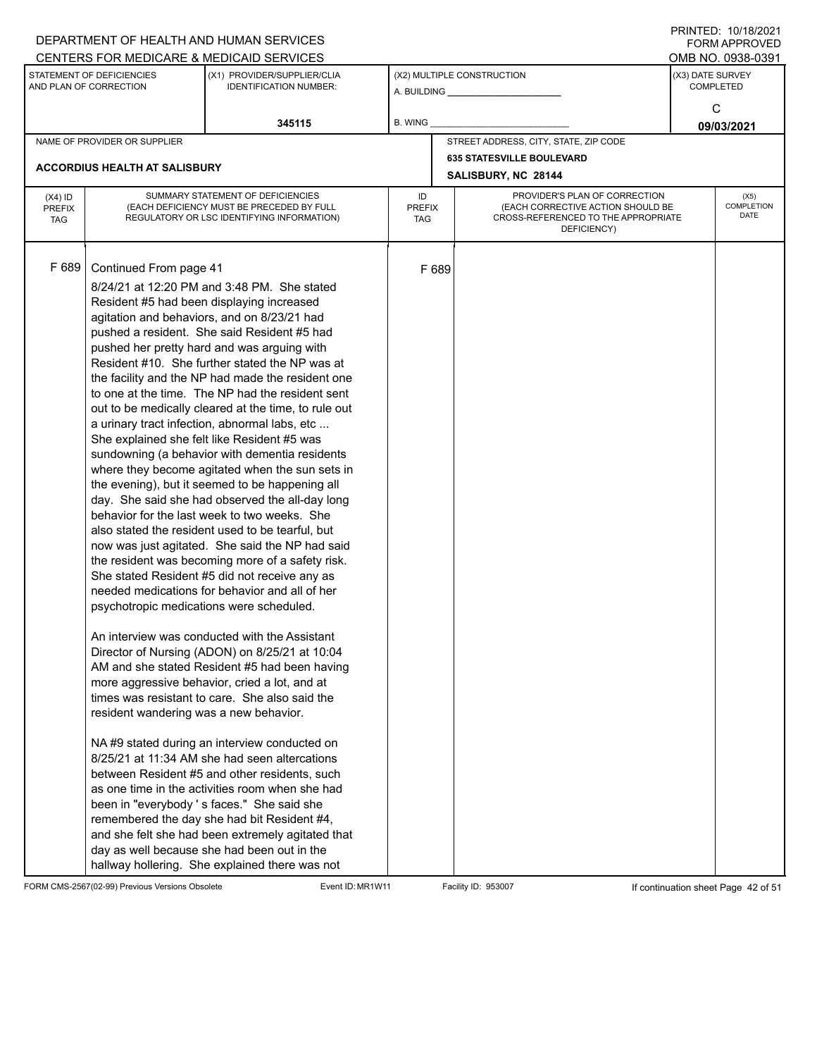DEPARTMENT OF HEALTH AND HUMAN SERVICES
CENTERS FOR MEDICARE & MEDICAID SERVICES

PRINTED: 10/18/2021
FORM APPROVED
OMB NO. 0938-0391

| STATEMENT OF DEFICIENCIES AND PLAN OF CORRECTION | (X1) PROVIDER/SUPPLIER/CLIA IDENTIFICATION NUMBER: | (X2) MULTIPLE CONSTRUCTION | (X3) DATE SURVEY COMPLETED |
|---|---|---|---|
| | 345115 | A. BUILDING ______ B. WING ______ | C 09/03/2021 |

| NAME OF PROVIDER OR SUPPLIER | STREET ADDRESS, CITY, STATE, ZIP CODE |
|---|---|
| ACCORDIUS HEALTH AT SALISBURY | 635 STATESVILLE BOULEVARD SALISBURY, NC 28144 |

| (X4) ID PREFIX TAG | SUMMARY STATEMENT OF DEFICIENCIES (EACH DEFICIENCY MUST BE PRECEDED BY FULL REGULATORY OR LSC IDENTIFYING INFORMATION) | ID PREFIX TAG | PROVIDER'S PLAN OF CORRECTION (EACH CORRECTIVE ACTION SHOULD BE CROSS-REFERENCED TO THE APPROPRIATE DEFICIENCY) | (X5) COMPLETION DATE |
|---|---|---|---|---|
| F 689 | Continued From page 41 | F 689 | | |

8/24/21 at 12:20 PM and 3:48 PM. She stated Resident #5 had been displaying increased agitation and behaviors, and on 8/23/21 had pushed a resident. She said Resident #5 had pushed her pretty hard and was arguing with Resident #10. She further stated the NP was at the facility and the NP had made the resident one to one at the time. The NP had the resident sent out to be medically cleared at the time, to rule out a urinary tract infection, abnormal labs, etc ... She explained she felt like Resident #5 was sundowning (a behavior with dementia residents where they become agitated when the sun sets in the evening), but it seemed to be happening all day. She said she had observed the all-day long behavior for the last week to two weeks. She also stated the resident used to be tearful, but now was just agitated. She said the NP had said the resident was becoming more of a safety risk. She stated Resident #5 did not receive any as needed medications for behavior and all of her psychotropic medications were scheduled.

An interview was conducted with the Assistant Director of Nursing (ADON) on 8/25/21 at 10:04 AM and she stated Resident #5 had been having more aggressive behavior, cried a lot, and at times was resistant to care. She also said the resident wandering was a new behavior.

NA #9 stated during an interview conducted on 8/25/21 at 11:34 AM she had seen altercations between Resident #5 and other residents, such as one time in the activities room when she had been in "everybody ' s faces." She said she remembered the day she had bit Resident #4, and she felt she had been extremely agitated that day as well because she had been out in the hallway hollering. She explained there was not

FORM CMS-2567(02-99) Previous Versions Obsolete Event ID: MR1W11 Facility ID: 953007 If continuation sheet Page 42 of 51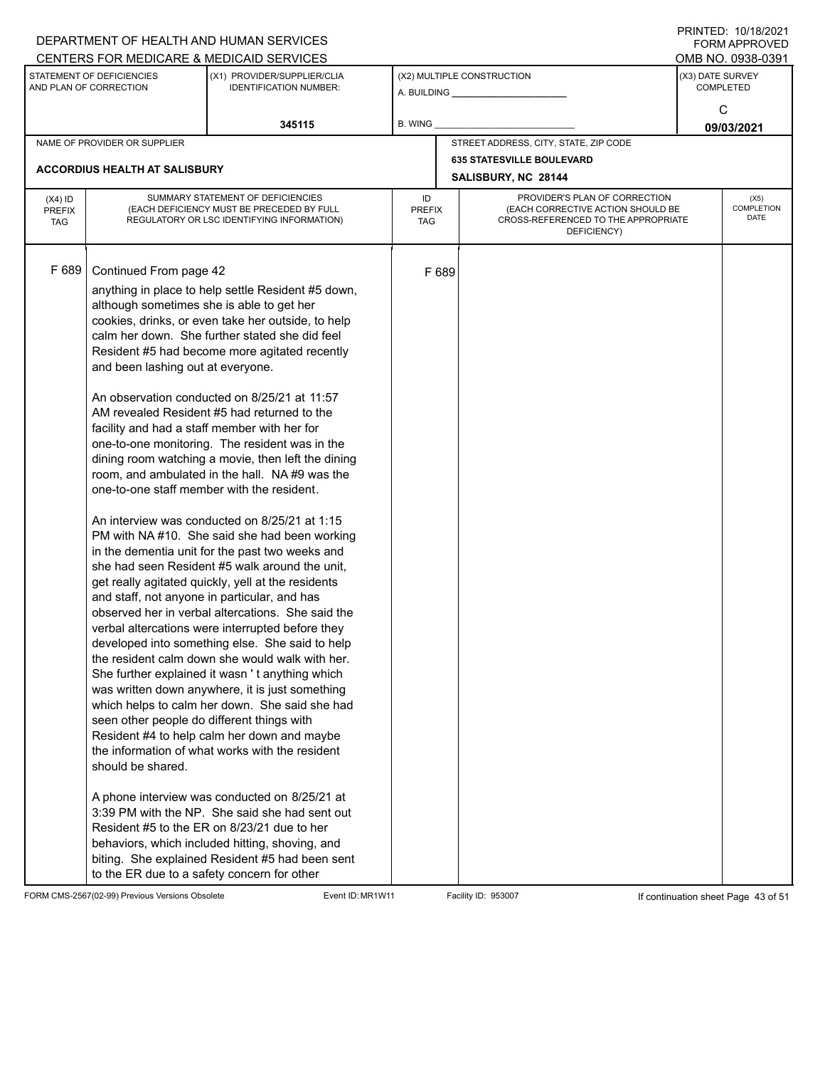DEPARTMENT OF HEALTH AND HUMAN SERVICES
CENTERS FOR MEDICARE & MEDICAID SERVICES

PRINTED: 10/18/2021
FORM APPROVED
OMB NO. 0938-0391

| STATEMENT OF DEFICIENCIES AND PLAN OF CORRECTION | (X1) PROVIDER/SUPPLIER/CLIA IDENTIFICATION NUMBER: | (X2) MULTIPLE CONSTRUCTION | (X3) DATE SURVEY COMPLETED |
|---|---|---|---|
| | 345115 | A. BUILDING ______ B. WING ______ | C 09/03/2021 |

| NAME OF PROVIDER OR SUPPLIER | STREET ADDRESS, CITY, STATE, ZIP CODE |
|---|---|
| ACCORDIUS HEALTH AT SALISBURY | 635 STATESVILLE BOULEVARD SALISBURY, NC 28144 |

| (X4) ID PREFIX TAG | SUMMARY STATEMENT OF DEFICIENCIES (EACH DEFICIENCY MUST BE PRECEDED BY FULL REGULATORY OR LSC IDENTIFYING INFORMATION) | ID PREFIX TAG | PROVIDER'S PLAN OF CORRECTION (EACH CORRECTIVE ACTION SHOULD BE CROSS-REFERENCED TO THE APPROPRIATE DEFICIENCY) | (X5) COMPLETION DATE |
|---|---|---|---|---|
| F 689 | Continued From page 42 | F 689 | | |

anything in place to help settle Resident #5 down, although sometimes she is able to get her cookies, drinks, or even take her outside, to help calm her down. She further stated she did feel Resident #5 had become more agitated recently and been lashing out at everyone.

An observation conducted on 8/25/21 at 11:57 AM revealed Resident #5 had returned to the facility and had a staff member with her for one-to-one monitoring. The resident was in the dining room watching a movie, then left the dining room, and ambulated in the hall. NA #9 was the one-to-one staff member with the resident.

An interview was conducted on 8/25/21 at 1:15 PM with NA #10. She said she had been working in the dementia unit for the past two weeks and she had seen Resident #5 walk around the unit, get really agitated quickly, yell at the residents and staff, not anyone in particular, and has observed her in verbal altercations. She said the verbal altercations were interrupted before they developed into something else. She said to help the resident calm down she would walk with her. She further explained it wasn ' t anything which was written down anywhere, it is just something which helps to calm her down. She said she had seen other people do different things with Resident #4 to help calm her down and maybe the information of what works with the resident should be shared.

A phone interview was conducted on 8/25/21 at 3:39 PM with the NP. She said she had sent out Resident #5 to the ER on 8/23/21 due to her behaviors, which included hitting, shoving, and biting. She explained Resident #5 had been sent to the ER due to a safety concern for other

FORM CMS-2567(02-99) Previous Versions Obsolete Event ID: MR1W11 Facility ID: 953007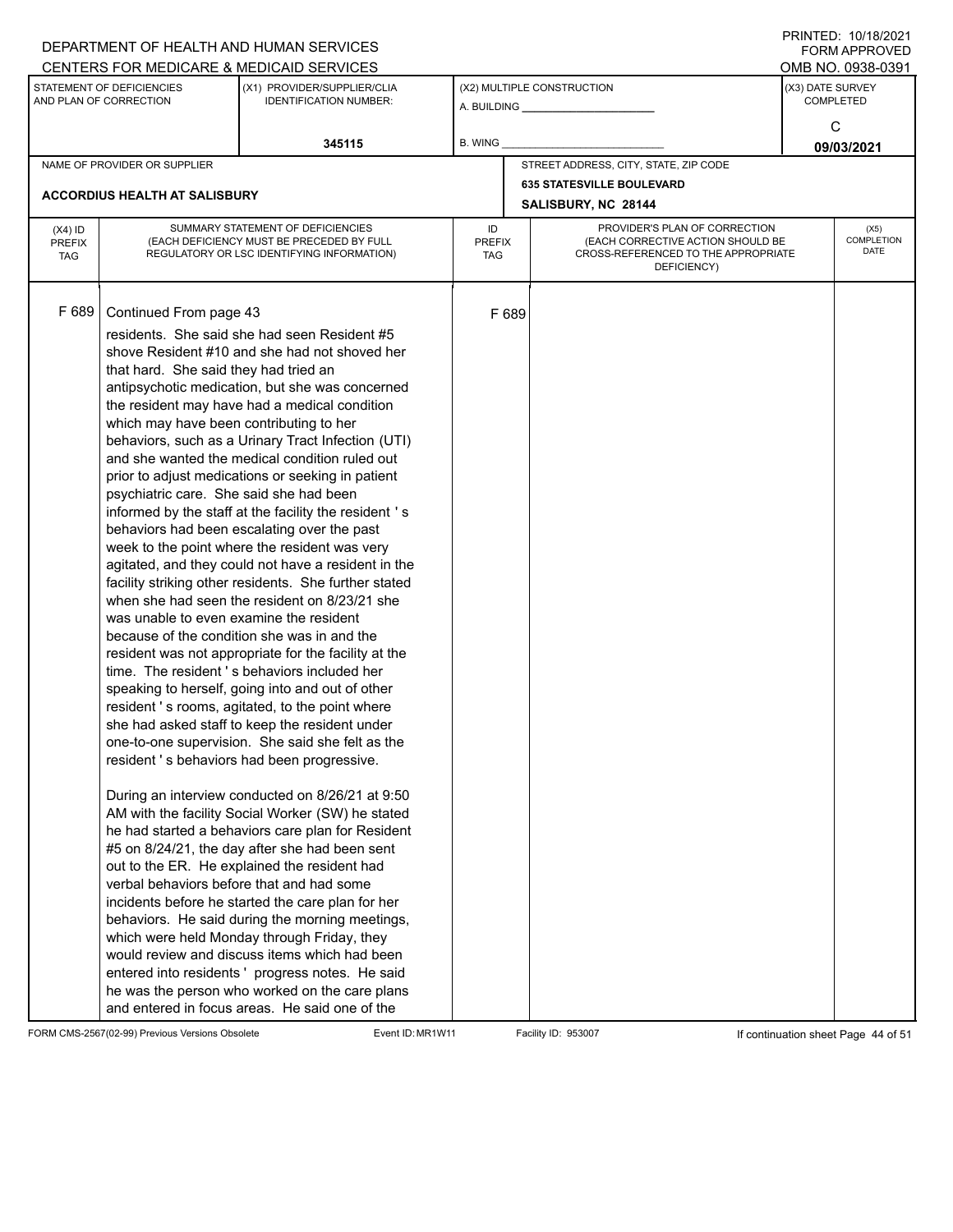DEPARTMENT OF HEALTH AND HUMAN SERVICES
CENTERS FOR MEDICARE & MEDICAID SERVICES

PRINTED: 10/18/2021
FORM APPROVED
OMB NO. 0938-0391

| STATEMENT OF DEFICIENCIES AND PLAN OF CORRECTION | (X1) PROVIDER/SUPPLIER/CLIA IDENTIFICATION NUMBER: | (X2) MULTIPLE CONSTRUCTION | (X3) DATE SURVEY COMPLETED |
|---|---|---|---|
| | 345115 | A. BUILDING ______ B. WING ______ | C 09/03/2021 |

| NAME OF PROVIDER OR SUPPLIER | STREET ADDRESS, CITY, STATE, ZIP CODE |
|---|---|
| ACCORDIUS HEALTH AT SALISBURY | 635 STATESVILLE BOULEVARD SALISBURY, NC 28144 |

| (X4) ID PREFIX TAG | SUMMARY STATEMENT OF DEFICIENCIES (EACH DEFICIENCY MUST BE PRECEDED BY FULL REGULATORY OR LSC IDENTIFYING INFORMATION) | ID PREFIX TAG | PROVIDER'S PLAN OF CORRECTION (EACH CORRECTIVE ACTION SHOULD BE CROSS-REFERENCED TO THE APPROPRIATE DEFICIENCY) | (X5) COMPLETION DATE |
|---|---|---|---|---|
| F 689 | Continued From page 43 | F 689 | | |

residents. She said she had seen Resident #5 shove Resident #10 and she had not shoved her that hard. She said they had tried an antipsychotic medication, but she was concerned the resident may have had a medical condition which may have been contributing to her behaviors, such as a Urinary Tract Infection (UTI) and she wanted the medical condition ruled out prior to adjust medications or seeking in patient psychiatric care. She said she had been informed by the staff at the facility the resident ' s behaviors had been escalating over the past week to the point where the resident was very agitated, and they could not have a resident in the facility striking other residents. She further stated when she had seen the resident on 8/23/21 she was unable to even examine the resident because of the condition she was in and the resident was not appropriate for the facility at the time. The resident ' s behaviors included her speaking to herself, going into and out of other resident ' s rooms, agitated, to the point where she had asked staff to keep the resident under one-to-one supervision. She said she felt as the resident ' s behaviors had been progressive.

During an interview conducted on 8/26/21 at 9:50 AM with the facility Social Worker (SW) he stated he had started a behaviors care plan for Resident #5 on 8/24/21, the day after she had been sent out to the ER. He explained the resident had verbal behaviors before that and had some incidents before he started the care plan for her behaviors. He said during the morning meetings, which were held Monday through Friday, they would review and discuss items which had been entered into residents ' progress notes. He said he was the person who worked on the care plans and entered in focus areas. He said one of the

FORM CMS-2567(02-99) Previous Versions Obsolete Event ID: MR1W11 Facility ID: 953007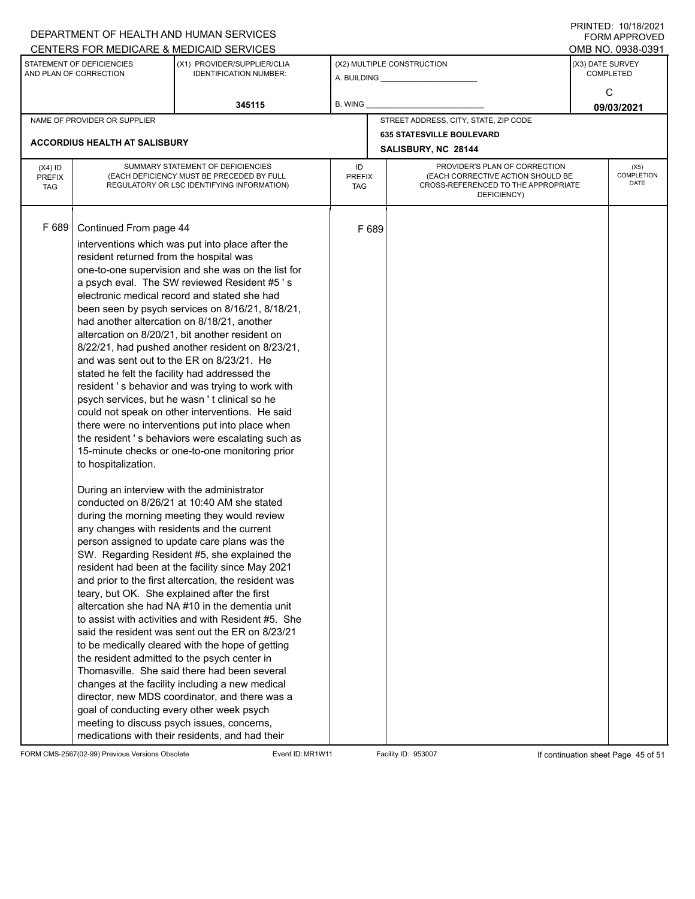DEPARTMENT OF HEALTH AND HUMAN SERVICES
CENTERS FOR MEDICARE & MEDICAID SERVICES

PRINTED: 10/18/2021
FORM APPROVED
OMB NO. 0938-0391

| STATEMENT OF DEFICIENCIES AND PLAN OF CORRECTION | (X1) PROVIDER/SUPPLIER/CLIA IDENTIFICATION NUMBER: | (X2) MULTIPLE CONSTRUCTION | (X3) DATE SURVEY COMPLETED |
|---|---|---|---|
| | 345115 | A. BUILDING ______ B. WING ______ | C 09/03/2021 |

| NAME OF PROVIDER OR SUPPLIER | STREET ADDRESS, CITY, STATE, ZIP CODE |
|---|---|
| ACCORDIUS HEALTH AT SALISBURY | 635 STATESVILLE BOULEVARD SALISBURY, NC 28144 |

| (X4) ID PREFIX TAG | SUMMARY STATEMENT OF DEFICIENCIES (EACH DEFICIENCY MUST BE PRECEDED BY FULL REGULATORY OR LSC IDENTIFYING INFORMATION) | ID PREFIX TAG | PROVIDER'S PLAN OF CORRECTION (EACH CORRECTIVE ACTION SHOULD BE CROSS-REFERENCED TO THE APPROPRIATE DEFICIENCY) | (X5) COMPLETION DATE |
|---|---|---|---|---|
| F 689 | Continued From page 44 | F 689 | | |

interventions which was put into place after the resident returned from the hospital was one-to-one supervision and she was on the list for a psych eval. The SW reviewed Resident #5 ' s electronic medical record and stated she had been seen by psych services on 8/16/21, 8/18/21, had another altercation on 8/18/21, another altercation on 8/20/21, bit another resident on 8/22/21, had pushed another resident on 8/23/21, and was sent out to the ER on 8/23/21. He stated he felt the facility had addressed the resident ' s behavior and was trying to work with psych services, but he wasn ' t clinical so he could not speak on other interventions. He said there were no interventions put into place when the resident ' s behaviors were escalating such as 15-minute checks or one-to-one monitoring prior to hospitalization.

During an interview with the administrator conducted on 8/26/21 at 10:40 AM she stated during the morning meeting they would review any changes with residents and the current person assigned to update care plans was the SW. Regarding Resident #5, she explained the resident had been at the facility since May 2021 and prior to the first altercation, the resident was teary, but OK. She explained after the first altercation she had NA #10 in the dementia unit to assist with activities and with Resident #5. She said the resident was sent out the ER on 8/23/21 to be medically cleared with the hope of getting the resident admitted to the psych center in Thomasville. She said there had been several changes at the facility including a new medical director, new MDS coordinator, and there was a goal of conducting every other week psych meeting to discuss psych issues, concerns, medications with their residents, and had their

FORM CMS-2567(02-99) Previous Versions Obsolete Event ID: MR1W11 Facility ID: 953007 If continuation sheet Page 45 of 51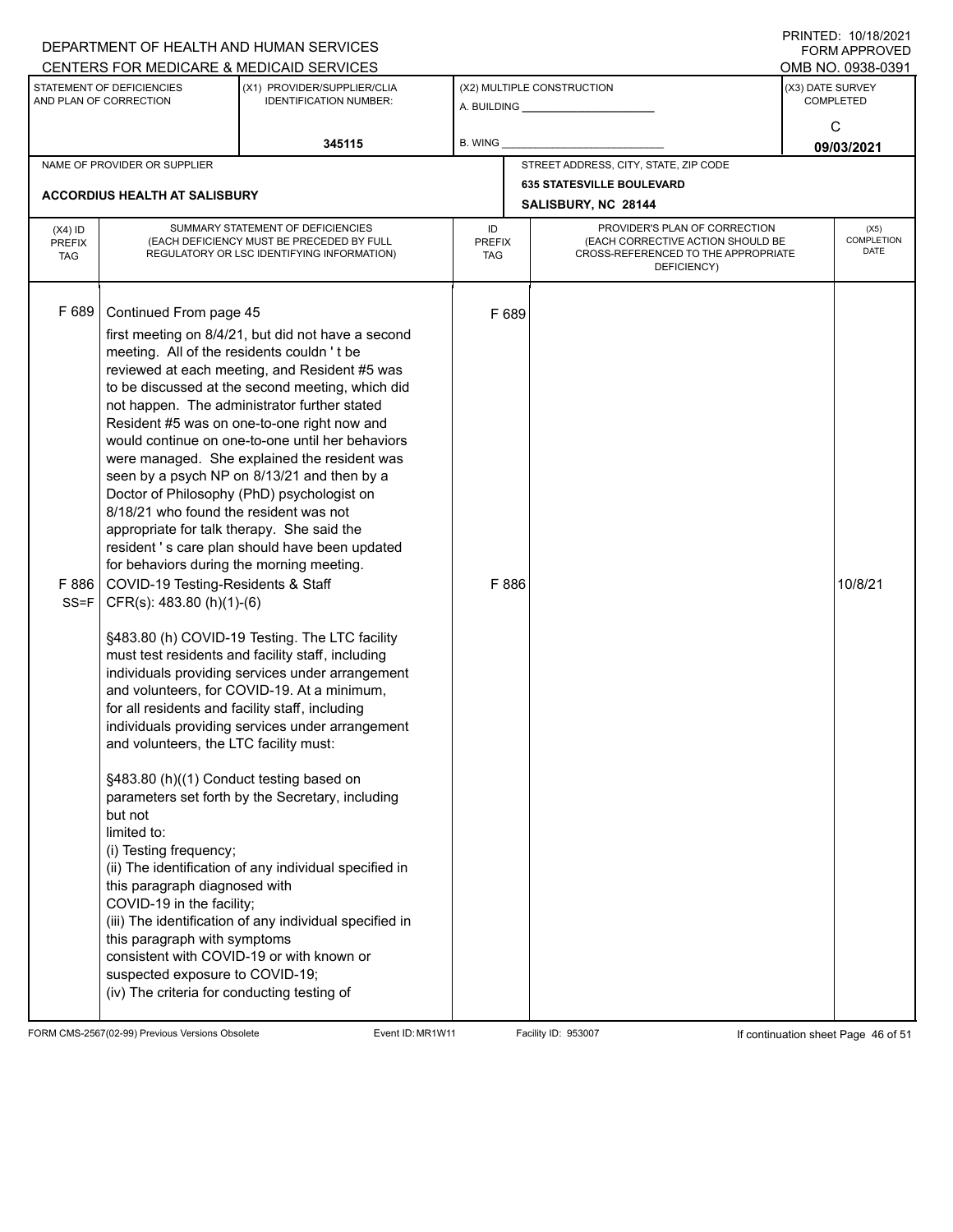DEPARTMENT OF HEALTH AND HUMAN SERVICES
CENTERS FOR MEDICARE & MEDICAID SERVICES

PRINTED: 10/18/2021
FORM APPROVED
OMB NO. 0938-0391

| STATEMENT OF DEFICIENCIES AND PLAN OF CORRECTION | (X1) PROVIDER/SUPPLIER/CLIA IDENTIFICATION NUMBER: | (X2) MULTIPLE CONSTRUCTION | (X3) DATE SURVEY COMPLETED |
|---|---|---|---|
| | 345115 | A. BUILDING _______ B. WING _______ | C 09/03/2021 |

| NAME OF PROVIDER OR SUPPLIER | STREET ADDRESS, CITY, STATE, ZIP CODE |
|---|---|
| ACCORDIUS HEALTH AT SALISBURY | 635 STATESVILLE BOULEVARD SALISBURY, NC 28144 |

| (X4) ID PREFIX TAG | SUMMARY STATEMENT OF DEFICIENCIES (EACH DEFICIENCY MUST BE PRECEDED BY FULL REGULATORY OR LSC IDENTIFYING INFORMATION) | ID PREFIX TAG | PROVIDER'S PLAN OF CORRECTION (EACH CORRECTIVE ACTION SHOULD BE CROSS-REFERENCED TO THE APPROPRIATE DEFICIENCY) | (X5) COMPLETION DATE |
|---|---|---|---|---|
| F 689 | Continued From page 45<br>first meeting on 8/4/21, but did not have a second meeting. All of the residents couldn ' t be reviewed at each meeting, and Resident #5 was to be discussed at the second meeting, which did not happen. The administrator further stated Resident #5 was on one-to-one right now and would continue on one-to-one until her behaviors were managed. She explained the resident was seen by a psych NP on 8/13/21 and then by a Doctor of Philosophy (PhD) psychologist on 8/18/21 who found the resident was not appropriate for talk therapy. She said the resident ' s care plan should have been updated for behaviors during the morning meeting. | F 689 | | |
| F 886 SS=F | COVID-19 Testing-Residents & Staff<br>CFR(s): 483.80 (h)(1)-(6)<br><br>§483.80 (h) COVID-19 Testing. The LTC facility must test residents and facility staff, including individuals providing services under arrangement and volunteers, for COVID-19. At a minimum, for all residents and facility staff, including individuals providing services under arrangement and volunteers, the LTC facility must:<br><br>§483.80 (h)((1) Conduct testing based on parameters set forth by the Secretary, including but not limited to:<br>(i) Testing frequency;<br>(ii) The identification of any individual specified in this paragraph diagnosed with COVID-19 in the facility;<br>(iii) The identification of any individual specified in this paragraph with symptoms consistent with COVID-19 or with known or suspected exposure to COVID-19;<br>(iv) The criteria for conducting testing of | F 886 | | 10/8/21 |

FORM CMS-2567(02-99) Previous Versions Obsolete | Event ID: MR1W11 | Facility ID: 953007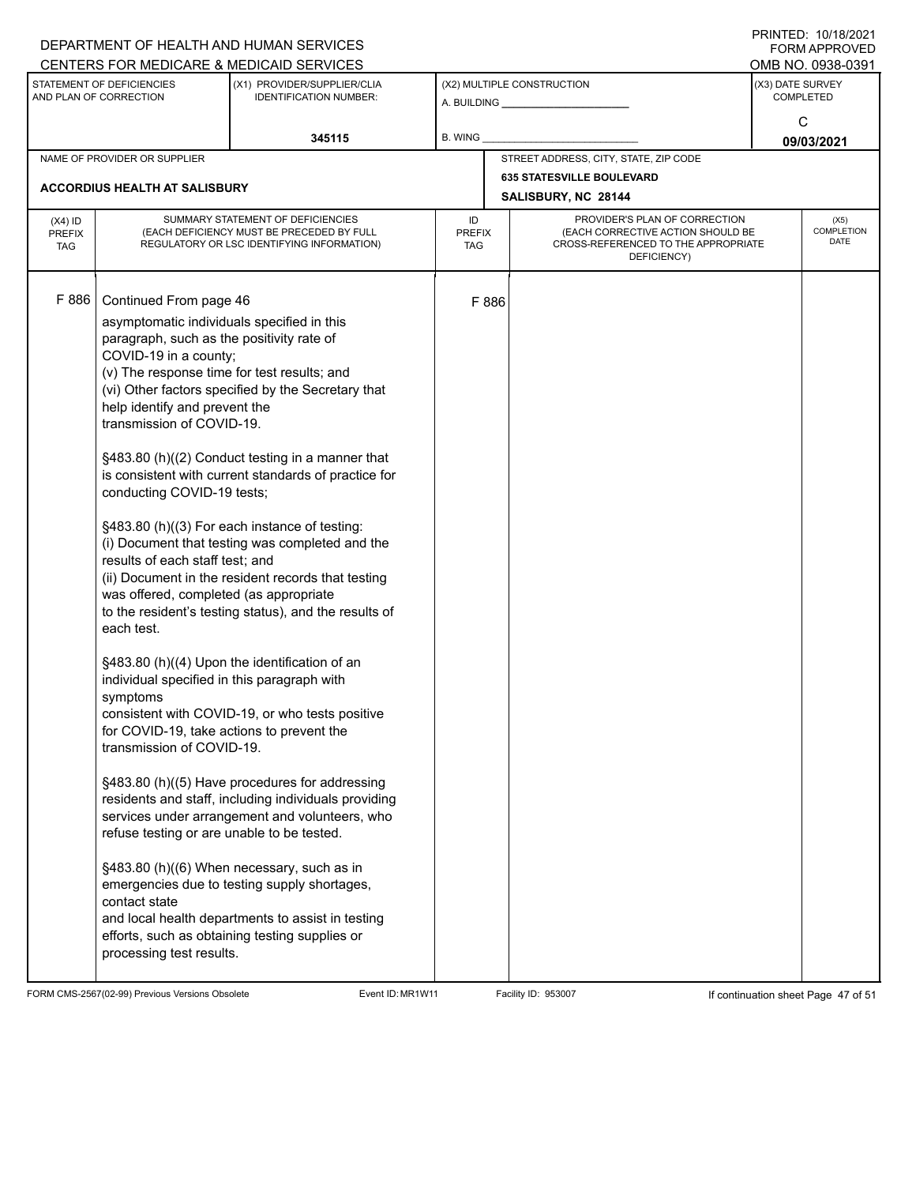DEPARTMENT OF HEALTH AND HUMAN SERVICES
CENTERS FOR MEDICARE & MEDICAID SERVICES

PRINTED: 10/18/2021
FORM APPROVED
OMB NO. 0938-0391

| STATEMENT OF DEFICIENCIES AND PLAN OF CORRECTION | (X1) PROVIDER/SUPPLIER/CLIA IDENTIFICATION NUMBER: | (X2) MULTIPLE CONSTRUCTION | (X3) DATE SURVEY COMPLETED |
|---|---|---|---|
| | 345115 | A. BUILDING ______ B. WING ______ | C 09/03/2021 |

NAME OF PROVIDER OR SUPPLIER: **ACCORDIUS HEALTH AT SALISBURY**

STREET ADDRESS, CITY, STATE, ZIP CODE: **635 STATESVILLE BOULEVARD, SALISBURY, NC 28144**

| (X4) ID PREFIX TAG | SUMMARY STATEMENT OF DEFICIENCIES (EACH DEFICIENCY MUST BE PRECEDED BY FULL REGULATORY OR LSC IDENTIFYING INFORMATION) | ID PREFIX TAG | PROVIDER'S PLAN OF CORRECTION (EACH CORRECTIVE ACTION SHOULD BE CROSS-REFERENCED TO THE APPROPRIATE DEFICIENCY) | (X5) COMPLETION DATE |
|---|---|---|---|---|
| F 886 | Continued From page 46<br>asymptomatic individuals specified in this paragraph, such as the positivity rate of COVID-19 in a county;<br>(v) The response time for test results; and<br>(vi) Other factors specified by the Secretary that help identify and prevent the transmission of COVID-19.<br><br>§483.80 (h)((2) Conduct testing in a manner that is consistent with current standards of practice for conducting COVID-19 tests;<br><br>§483.80 (h)((3) For each instance of testing:<br>(i) Document that testing was completed and the results of each staff test; and<br>(ii) Document in the resident records that testing was offered, completed (as appropriate to the resident's testing status), and the results of each test.<br><br>§483.80 (h)((4) Upon the identification of an individual specified in this paragraph with symptoms consistent with COVID-19, or who tests positive for COVID-19, take actions to prevent the transmission of COVID-19.<br><br>§483.80 (h)((5) Have procedures for addressing residents and staff, including individuals providing services under arrangement and volunteers, who refuse testing or are unable to be tested.<br><br>§483.80 (h)((6) When necessary, such as in emergencies due to testing supply shortages, contact state and local health departments to assist in testing efforts, such as obtaining testing supplies or processing test results. | F 886 | | |

FORM CMS-2567(02-99) Previous Versions Obsolete | Event ID: MR1W11 | Facility ID: 953007 | If continuation sheet Page 47 of 51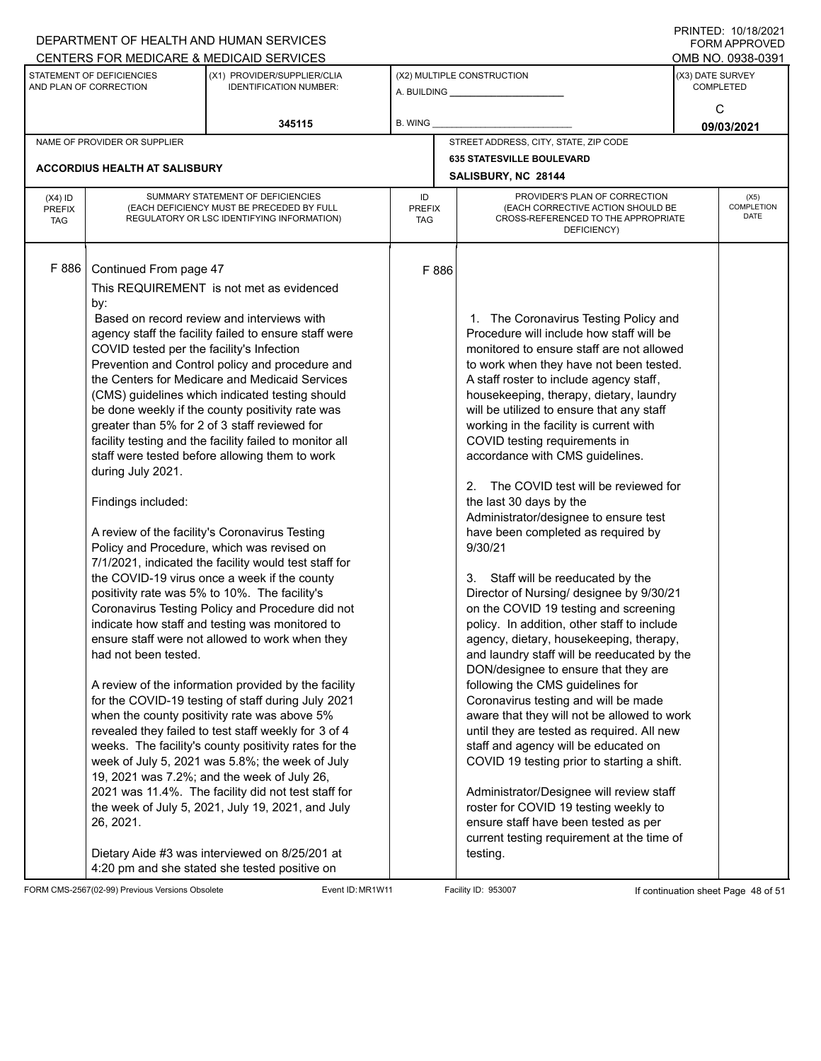DEPARTMENT OF HEALTH AND HUMAN SERVICES
CENTERS FOR MEDICARE & MEDICAID SERVICES

PRINTED: 10/18/2021
FORM APPROVED
OMB NO. 0938-0391

| STATEMENT OF DEFICIENCIES AND PLAN OF CORRECTION | (X1) PROVIDER/SUPPLIER/CLIA IDENTIFICATION NUMBER: | (X2) MULTIPLE CONSTRUCTION | (X3) DATE SURVEY COMPLETED |
|---|---|---|---|
| | 345115 | A. BUILDING ______ B. WING ______ | C 09/03/2021 |

| NAME OF PROVIDER OR SUPPLIER | STREET ADDRESS, CITY, STATE, ZIP CODE |
|---|---|
| ACCORDIUS HEALTH AT SALISBURY | 635 STATESVILLE BOULEVARD SALISBURY, NC 28144 |

| (X4) ID PREFIX TAG | SUMMARY STATEMENT OF DEFICIENCIES (EACH DEFICIENCY MUST BE PRECEDED BY FULL REGULATORY OR LSC IDENTIFYING INFORMATION) | ID PREFIX TAG | PROVIDER'S PLAN OF CORRECTION (EACH CORRECTIVE ACTION SHOULD BE CROSS-REFERENCED TO THE APPROPRIATE DEFICIENCY) | (X5) COMPLETION DATE |
|---|---|---|---|---|
| F 886 | Continued From page 47<br><br>This REQUIREMENT is not met as evidenced by:<br><br>Based on record review and interviews with agency staff the facility failed to ensure staff were COVID tested per the facility's Infection Prevention and Control policy and procedure and the Centers for Medicare and Medicaid Services (CMS) guidelines which indicated testing should be done weekly if the county positivity rate was greater than 5% for 2 of 3 staff reviewed for facility testing and the facility failed to monitor all staff were tested before allowing them to work during July 2021.<br><br>Findings included:<br><br>A review of the facility's Coronavirus Testing Policy and Procedure, which was revised on 7/1/2021, indicated the facility would test staff for the COVID-19 virus once a week if the county positivity rate was 5% to 10%. The facility's Coronavirus Testing Policy and Procedure did not indicate how staff and testing was monitored to ensure staff were not allowed to work when they had not been tested.<br><br>A review of the information provided by the facility for the COVID-19 testing of staff during July 2021 when the county positivity rate was above 5% revealed they failed to test staff weekly for 3 of 4 weeks. The facility's county positivity rates for the week of July 5, 2021 was 5.8%; the week of July 19, 2021 was 7.2%; and the week of July 26, 2021 was 11.4%. The facility did not test staff for the week of July 5, 2021, July 19, 2021, and July 26, 2021.<br><br>Dietary Aide #3 was interviewed on 8/25/201 at 4:20 pm and she stated she tested positive on | F 886 | 1. The Coronavirus Testing Policy and Procedure will include how staff will be monitored to ensure staff are not allowed to work when they have not been tested. A staff roster to include agency staff, housekeeping, therapy, dietary, laundry will be utilized to ensure that any staff working in the facility is current with COVID testing requirements in accordance with CMS guidelines.<br><br>2. The COVID test will be reviewed for the last 30 days by the Administrator/designee to ensure test have been completed as required by 9/30/21<br><br>3. Staff will be reeducated by the Director of Nursing/ designee by 9/30/21 on the COVID 19 testing and screening policy. In addition, other staff to include agency, dietary, housekeeping, therapy, and laundry staff will be reeducated by the DON/designee to ensure that they are following the CMS guidelines for Coronavirus testing and will be made aware that they will not be allowed to work until they are tested as required. All new staff and agency will be educated on COVID 19 testing prior to starting a shift.<br><br>Administrator/Designee will review staff roster for COVID 19 testing weekly to ensure staff have been tested as per current testing requirement at the time of testing. | |

FORM CMS-2567(02-99) Previous Versions Obsolete Event ID: MR1W11 Facility ID: 953007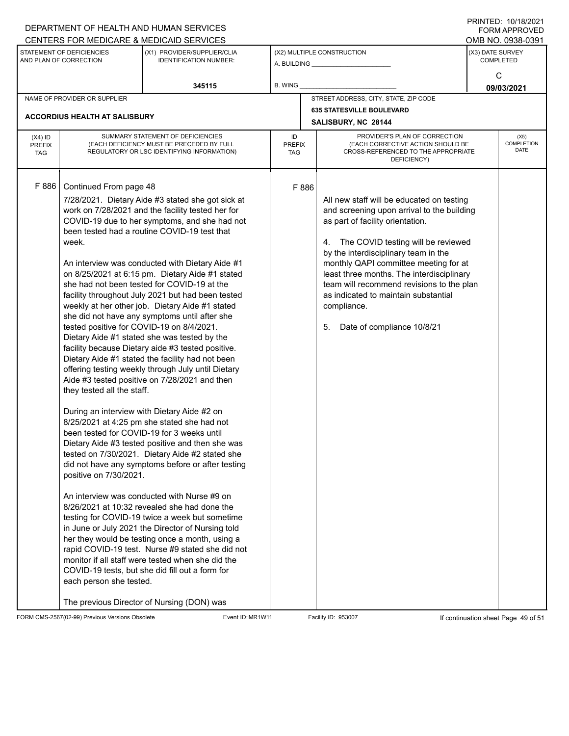DEPARTMENT OF HEALTH AND HUMAN SERVICES
CENTERS FOR MEDICARE & MEDICAID SERVICES

PRINTED: 10/18/2021
FORM APPROVED
OMB NO. 0938-0391

| STATEMENT OF DEFICIENCIES AND PLAN OF CORRECTION | (X1) PROVIDER/SUPPLIER/CLIA IDENTIFICATION NUMBER: | (X2) MULTIPLE CONSTRUCTION | (X3) DATE SURVEY COMPLETED |
|---|---|---|---|
| | 345115 | A. BUILDING ______ B. WING ______ | C 09/03/2021 |

| NAME OF PROVIDER OR SUPPLIER | STREET ADDRESS, CITY, STATE, ZIP CODE |
|---|---|
| ACCORDIUS HEALTH AT SALISBURY | 635 STATESVILLE BOULEVARD SALISBURY, NC 28144 |

| (X4) ID PREFIX TAG | SUMMARY STATEMENT OF DEFICIENCIES (EACH DEFICIENCY MUST BE PRECEDED BY FULL REGULATORY OR LSC IDENTIFYING INFORMATION) | ID PREFIX TAG | PROVIDER'S PLAN OF CORRECTION (EACH CORRECTIVE ACTION SHOULD BE CROSS-REFERENCED TO THE APPROPRIATE DEFICIENCY) | (X5) COMPLETION DATE |
|---|---|---|---|---|
| F 886 | Continued From page 48<br><br>7/28/2021. Dietary Aide #3 stated she got sick at work on 7/28/2021 and the facility tested her for COVID-19 due to her symptoms, and she had not been tested had a routine COVID-19 test that week.<br><br>An interview was conducted with Dietary Aide #1 on 8/25/2021 at 6:15 pm. Dietary Aide #1 stated she had not been tested for COVID-19 at the facility throughout July 2021 but had been tested weekly at her other job. Dietary Aide #1 stated she did not have any symptoms until after she tested positive for COVID-19 on 8/4/2021. Dietary Aide #1 stated she was tested by the facility because Dietary aide #3 tested positive. Dietary Aide #1 stated the facility had not been offering testing weekly through July until Dietary Aide #3 tested positive on 7/28/2021 and then they tested all the staff.<br><br>During an interview with Dietary Aide #2 on 8/25/2021 at 4:25 pm she stated she had not been tested for COVID-19 for 3 weeks until Dietary Aide #3 tested positive and then she was tested on 7/30/2021. Dietary Aide #2 stated she did not have any symptoms before or after testing positive on 7/30/2021.<br><br>An interview was conducted with Nurse #9 on 8/26/2021 at 10:32 revealed she had done the testing for COVID-19 twice a week but sometime in June or July 2021 the Director of Nursing told her they would be testing once a month, using a rapid COVID-19 test. Nurse #9 stated she did not monitor if all staff were tested when she did the COVID-19 tests, but she did fill out a form for each person she tested.<br><br>The previous Director of Nursing (DON) was | F 886 | All new staff will be educated on testing and screening upon arrival to the building as part of facility orientation.<br><br>4. The COVID testing will be reviewed by the interdisciplinary team in the monthly QAPI committee meeting for at least three months. The interdisciplinary team will recommend revisions to the plan as indicated to maintain substantial compliance.<br><br>5. Date of compliance 10/8/21 | |

FORM CMS-2567(02-99) Previous Versions Obsolete | Event ID: MR1W11 | Facility ID: 953007 | If continuation sheet Page 49 of 51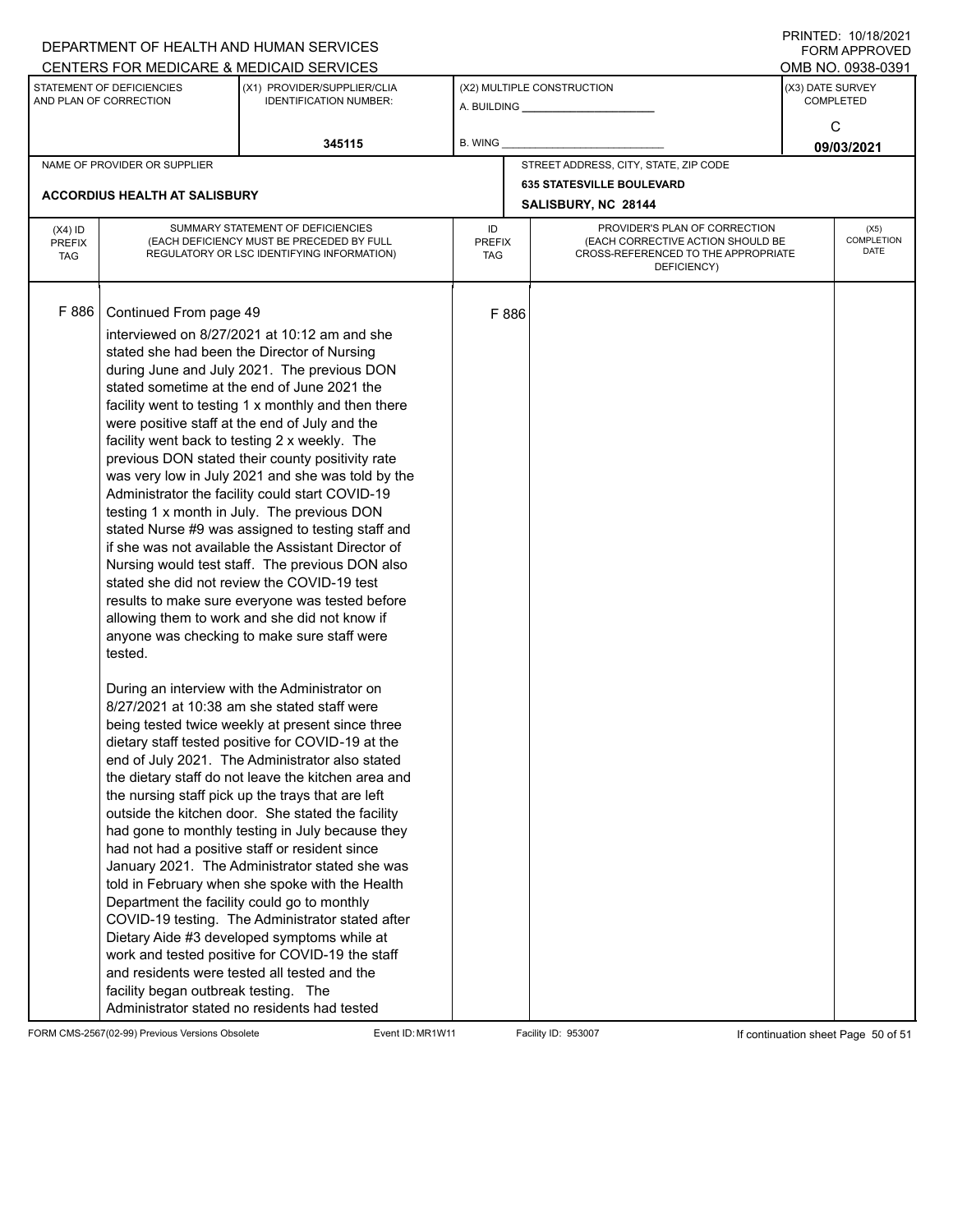DEPARTMENT OF HEALTH AND HUMAN SERVICES
CENTERS FOR MEDICARE & MEDICAID SERVICES

PRINTED: 10/18/2021
FORM APPROVED
OMB NO. 0938-0391

| STATEMENT OF DEFICIENCIES AND PLAN OF CORRECTION | (X1) PROVIDER/SUPPLIER/CLIA IDENTIFICATION NUMBER: | (X2) MULTIPLE CONSTRUCTION | (X3) DATE SURVEY COMPLETED |
|---|---|---|---|
| | 345115 | A. BUILDING ______ B. WING ______ | C 09/03/2021 |

| NAME OF PROVIDER OR SUPPLIER | STREET ADDRESS, CITY, STATE, ZIP CODE |
|---|---|
| ACCORDIUS HEALTH AT SALISBURY | 635 STATESVILLE BOULEVARD SALISBURY, NC 28144 |

| (X4) ID PREFIX TAG | SUMMARY STATEMENT OF DEFICIENCIES (EACH DEFICIENCY MUST BE PRECEDED BY FULL REGULATORY OR LSC IDENTIFYING INFORMATION) | ID PREFIX TAG | PROVIDER'S PLAN OF CORRECTION (EACH CORRECTIVE ACTION SHOULD BE CROSS-REFERENCED TO THE APPROPRIATE DEFICIENCY) | (X5) COMPLETION DATE |
|---|---|---|---|---|
| F 886 | Continued From page 49 | F 886 | | |

interviewed on 8/27/2021 at 10:12 am and she stated she had been the Director of Nursing during June and July 2021. The previous DON stated sometime at the end of June 2021 the facility went to testing 1 x monthly and then there were positive staff at the end of July and the facility went back to testing 2 x weekly. The previous DON stated their county positivity rate was very low in July 2021 and she was told by the Administrator the facility could start COVID-19 testing 1 x month in July. The previous DON stated Nurse #9 was assigned to testing staff and if she was not available the Assistant Director of Nursing would test staff. The previous DON also stated she did not review the COVID-19 test results to make sure everyone was tested before allowing them to work and she did not know if anyone was checking to make sure staff were tested.

During an interview with the Administrator on 8/27/2021 at 10:38 am she stated staff were being tested twice weekly at present since three dietary staff tested positive for COVID-19 at the end of July 2021. The Administrator also stated the dietary staff do not leave the kitchen area and the nursing staff pick up the trays that are left outside the kitchen door. She stated the facility had gone to monthly testing in July because they had not had a positive staff or resident since January 2021. The Administrator stated she was told in February when she spoke with the Health Department the facility could go to monthly COVID-19 testing. The Administrator stated after Dietary Aide #3 developed symptoms while at work and tested positive for COVID-19 the staff and residents were tested all tested and the facility began outbreak testing. The Administrator stated no residents had tested

FORM CMS-2567(02-99) Previous Versions Obsolete | Event ID: MR1W11 | Facility ID: 953007 | If continuation sheet Page 50 of 51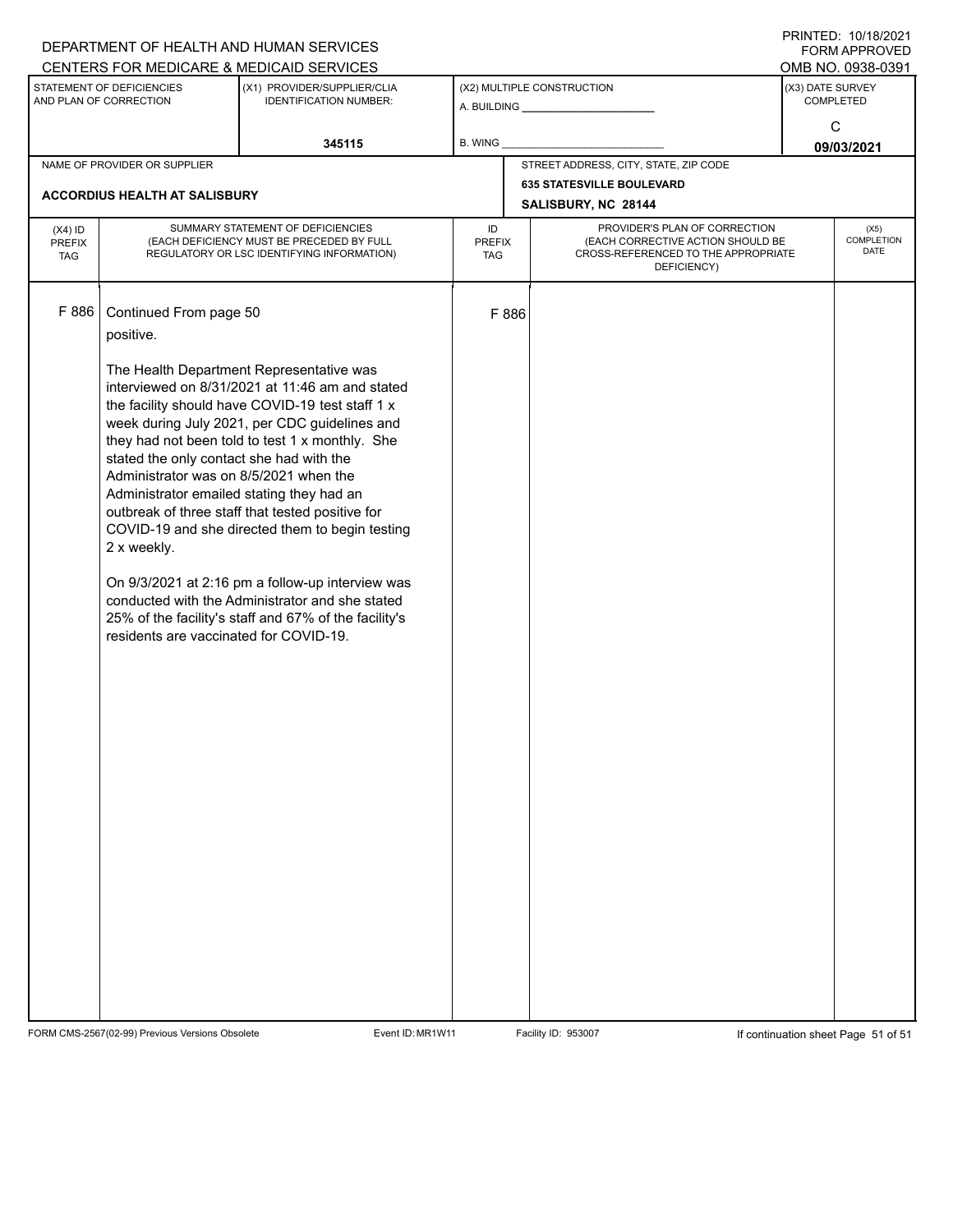DEPARTMENT OF HEALTH AND HUMAN SERVICES
CENTERS FOR MEDICARE & MEDICAID SERVICES

PRINTED: 10/18/2021
FORM APPROVED
OMB NO. 0938-0391

| STATEMENT OF DEFICIENCIES AND PLAN OF CORRECTION | (X1) PROVIDER/SUPPLIER/CLIA IDENTIFICATION NUMBER: | (X2) MULTIPLE CONSTRUCTION | (X3) DATE SURVEY COMPLETED |
|---|---|---|---|
| | 345115 | A. BUILDING ______ B. WING ______ | C 09/03/2021 |

| NAME OF PROVIDER OR SUPPLIER | STREET ADDRESS, CITY, STATE, ZIP CODE |
|---|---|
| ACCORDIUS HEALTH AT SALISBURY | 635 STATESVILLE BOULEVARD SALISBURY, NC 28144 |

| (X4) ID PREFIX TAG | SUMMARY STATEMENT OF DEFICIENCIES (EACH DEFICIENCY MUST BE PRECEDED BY FULL REGULATORY OR LSC IDENTIFYING INFORMATION) | ID PREFIX TAG | PROVIDER'S PLAN OF CORRECTION (EACH CORRECTIVE ACTION SHOULD BE CROSS-REFERENCED TO THE APPROPRIATE DEFICIENCY) | (X5) COMPLETION DATE |
|---|---|---|---|---|
| F 886 | Continued From page 50<br>positive.<br><br>The Health Department Representative was interviewed on 8/31/2021 at 11:46 am and stated the facility should have COVID-19 test staff 1 x week during July 2021, per CDC guidelines and they had not been told to test 1 x monthly. She stated the only contact she had with the Administrator was on 8/5/2021 when the Administrator emailed stating they had an outbreak of three staff that tested positive for COVID-19 and she directed them to begin testing 2 x weekly.<br><br>On 9/3/2021 at 2:16 pm a follow-up interview was conducted with the Administrator and she stated 25% of the facility's staff and 67% of the facility's residents are vaccinated for COVID-19. | F 886 | | |

FORM CMS-2567(02-99) Previous Versions Obsolete    Event ID: MR1W11    Facility ID: 953007    If continuation sheet Page 51 of 51